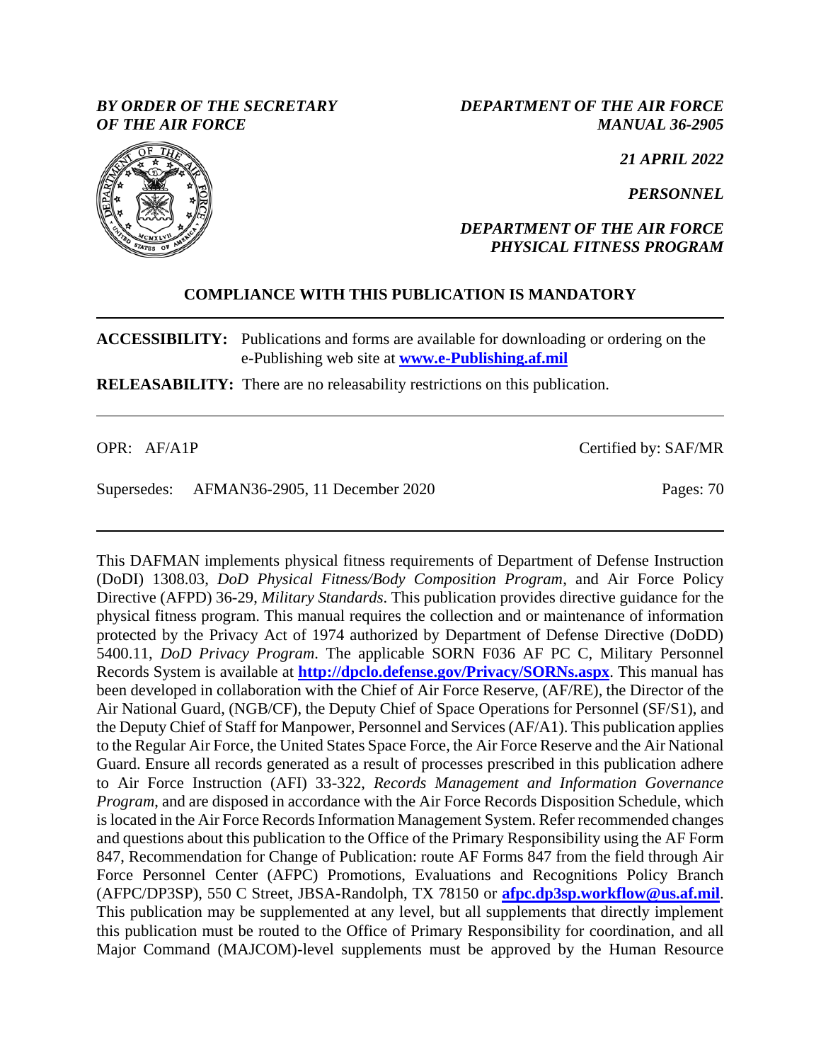*BY ORDER OF THE SECRETARY OF THE AIR FORCE*

*DEPARTMENT OF THE AIR FORCE MANUAL 36-2905*

*21 APRIL 2022*

*PERSONNEL*

*DEPARTMENT OF THE AIR FORCE PHYSICAL FITNESS PROGRAM*

**COMPLIANCE WITH THIS PUBLICATION IS MANDATORY**

---

**ACCESSIBILITY:** Publications and forms are available for downloading or ordering on the e-Publishing web site at **www.e-Publishing.af.mil**

**RELEASABILITY:** There are no releasability restrictions on this publication.

---

OPR: AF/A1P

Certified by: SAF/MR

Supersedes: AFMAN36-2905, 11 December 2020

Pages: 70

---

This DAFMAN implements physical fitness requirements of Department of Defense Instruction (DoDI) 1308.03, *DoD Physical Fitness/Body Composition Program*, and Air Force Policy Directive (AFPD) 36-29, *Military Standards*. This publication provides directive guidance for the physical fitness program. This manual requires the collection and or maintenance of information protected by the Privacy Act of 1974 authorized by Department of Defense Directive (DoDD) 5400.11, *DoD Privacy Program*. The applicable SORN F036 AF PC C, Military Personnel Records System is available at **http://dpclo.defense.gov/Privacy/SORNs.aspx**. This manual has been developed in collaboration with the Chief of Air Force Reserve, (AF/RE), the Director of the Air National Guard, (NGB/CF), the Deputy Chief of Space Operations for Personnel (SF/S1), and the Deputy Chief of Staff for Manpower, Personnel and Services (AF/A1). This publication applies to the Regular Air Force, the United States Space Force, the Air Force Reserve and the Air National Guard. Ensure all records generated as a result of processes prescribed in this publication adhere to Air Force Instruction (AFI) 33-322, *Records Management and Information Governance Program*, and are disposed in accordance with the Air Force Records Disposition Schedule, which is located in the Air Force Records Information Management System. Refer recommended changes and questions about this publication to the Office of the Primary Responsibility using the AF Form 847, Recommendation for Change of Publication: route AF Forms 847 from the field through Air Force Personnel Center (AFPC) Promotions, Evaluations and Recognitions Policy Branch (AFPC/DP3SP), 550 C Street, JBSA-Randolph, TX 78150 or **afpc.dp3sp.workflow@us.af.mil**. This publication may be supplemented at any level, but all supplements that directly implement this publication must be routed to the Office of Primary Responsibility for coordination, and all Major Command (MAJCOM)-level supplements must be approved by the Human Resource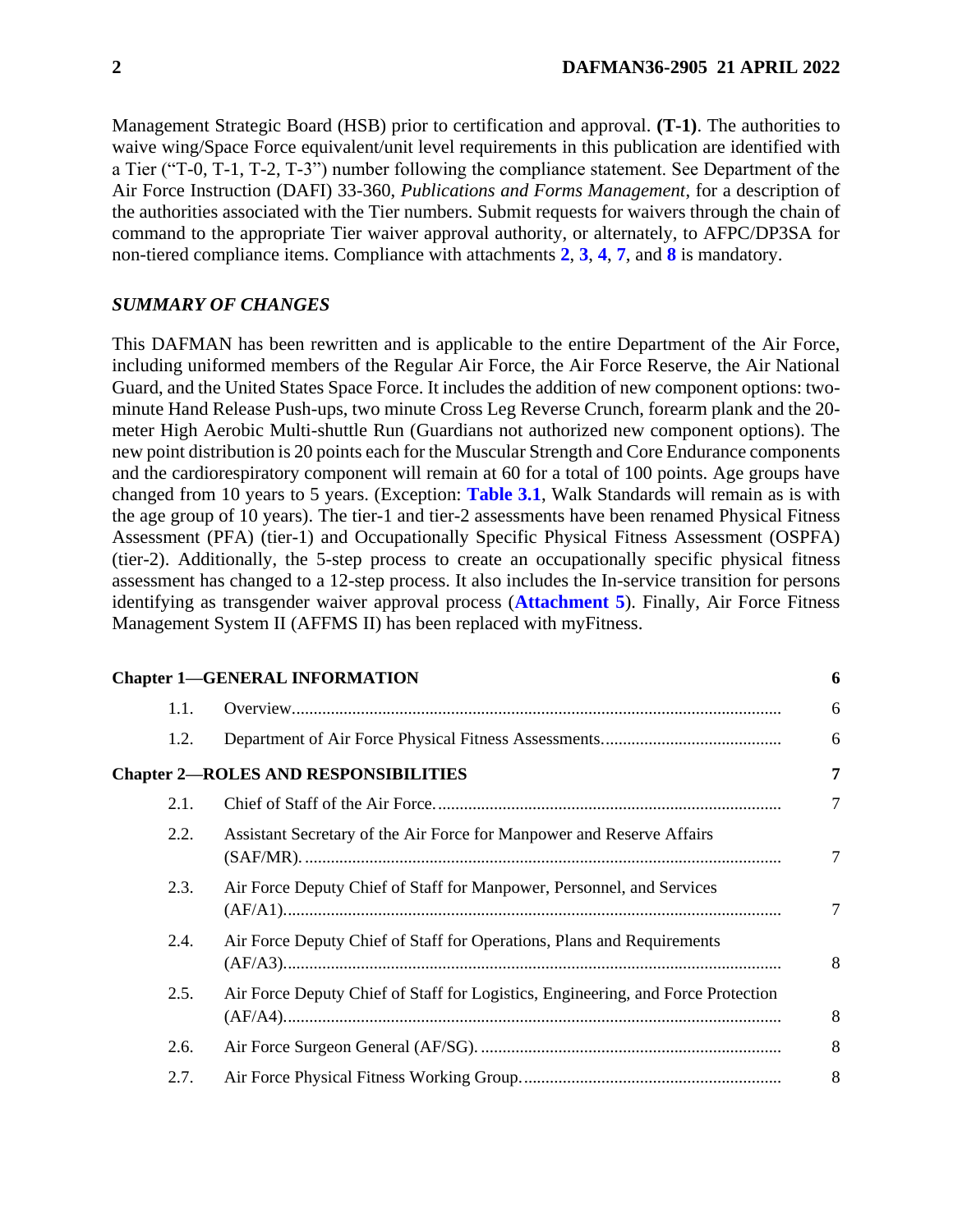Management Strategic Board (HSB) prior to certification and approval. **(T-1)**. The authorities to waive wing/Space Force equivalent/unit level requirements in this publication are identified with a Tier ("T-0, T-1, T-2, T-3") number following the compliance statement. See Department of the Air Force Instruction (DAFI) 33-360, *Publications and Forms Management*, for a description of the authorities associated with the Tier numbers. Submit requests for waivers through the chain of command to the appropriate Tier waiver approval authority, or alternately, to AFPC/DP3SA for non-tiered compliance items. Compliance with attachments **2**, **3**, **4**, **7**, and **8** is mandatory.

## *SUMMARY OF CHANGES*

This DAFMAN has been rewritten and is applicable to the entire Department of the Air Force, including uniformed members of the Regular Air Force, the Air Force Reserve, the Air National Guard, and the United States Space Force. It includes the addition of new component options: two-minute Hand Release Push-ups, two minute Cross Leg Reverse Crunch, forearm plank and the 20-meter High Aerobic Multi-shuttle Run (Guardians not authorized new component options). The new point distribution is 20 points each for the Muscular Strength and Core Endurance components and the cardiorespiratory component will remain at 60 for a total of 100 points. Age groups have changed from 10 years to 5 years. (Exception: **Table 3.1**, Walk Standards will remain as is with the age group of 10 years). The tier-1 and tier-2 assessments have been renamed Physical Fitness Assessment (PFA) (tier-1) and Occupationally Specific Physical Fitness Assessment (OSPFA) (tier-2). Additionally, the 5-step process to create an occupationally specific physical fitness assessment has changed to a 12-step process. It also includes the In-service transition for persons identifying as transgender waiver approval process (**Attachment 5**). Finally, Air Force Fitness Management System II (AFFMS II) has been replaced with myFitness.

| | | |
|---|---|---|
| **Chapter 1—GENERAL INFORMATION** | | **6** |
| 1.1. | Overview. | 6 |
| 1.2. | Department of Air Force Physical Fitness Assessments. | 6 |
| **Chapter 2—ROLES AND RESPONSIBILITIES** | | **7** |
| 2.1. | Chief of Staff of the Air Force. | 7 |
| 2.2. | Assistant Secretary of the Air Force for Manpower and Reserve Affairs (SAF/MR). | 7 |
| 2.3. | Air Force Deputy Chief of Staff for Manpower, Personnel, and Services (AF/A1). | 7 |
| 2.4. | Air Force Deputy Chief of Staff for Operations, Plans and Requirements (AF/A3). | 8 |
| 2.5. | Air Force Deputy Chief of Staff for Logistics, Engineering, and Force Protection (AF/A4). | 8 |
| 2.6. | Air Force Surgeon General (AF/SG). | 8 |
| 2.7. | Air Force Physical Fitness Working Group. | 8 |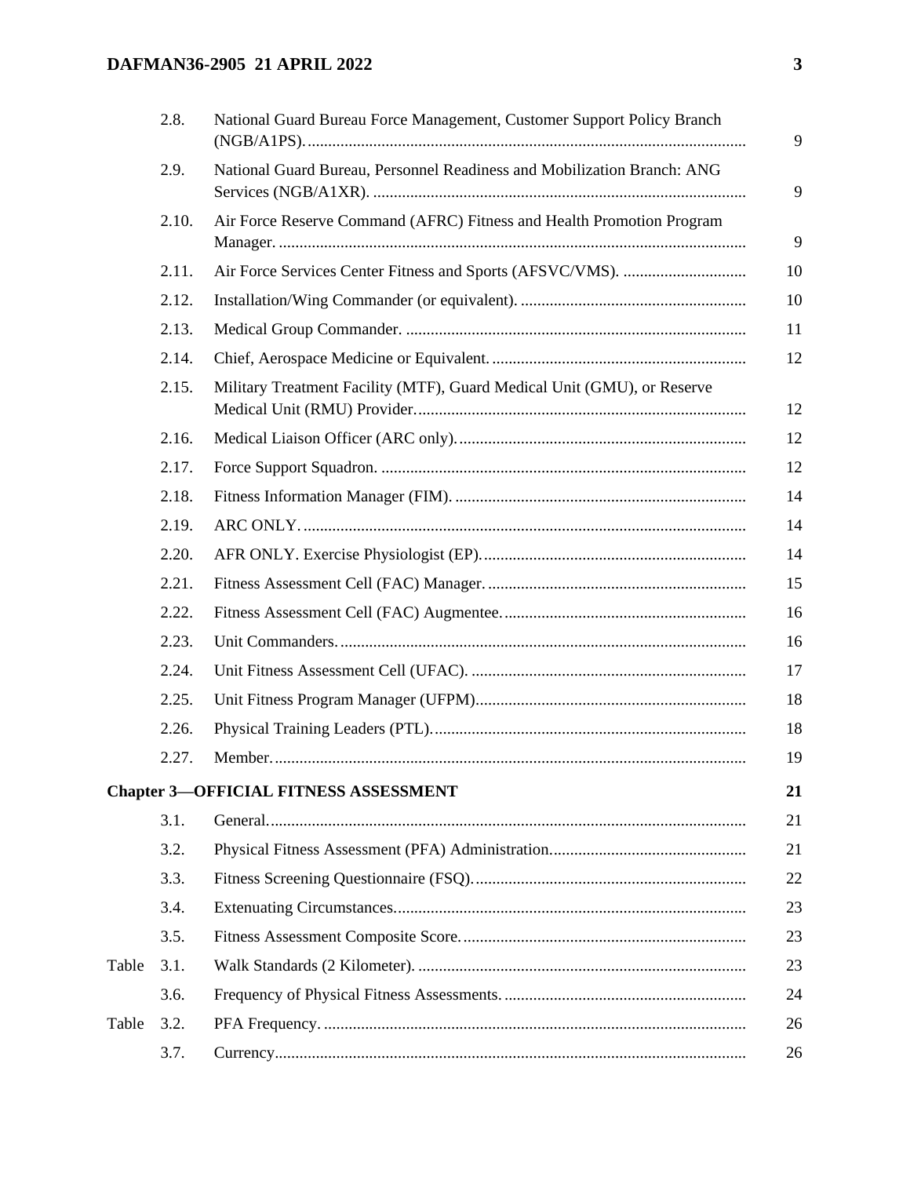| | | | |
|---|---|---|---|
| | 2.8. | National Guard Bureau Force Management, Customer Support Policy Branch (NGB/A1PS). | 9 |
| | 2.9. | National Guard Bureau, Personnel Readiness and Mobilization Branch: ANG Services (NGB/A1XR). | 9 |
| | 2.10. | Air Force Reserve Command (AFRC) Fitness and Health Promotion Program Manager. | 9 |
| | 2.11. | Air Force Services Center Fitness and Sports (AFSVC/VMS). | 10 |
| | 2.12. | Installation/Wing Commander (or equivalent). | 10 |
| | 2.13. | Medical Group Commander. | 11 |
| | 2.14. | Chief, Aerospace Medicine or Equivalent. | 12 |
| | 2.15. | Military Treatment Facility (MTF), Guard Medical Unit (GMU), or Reserve Medical Unit (RMU) Provider. | 12 |
| | 2.16. | Medical Liaison Officer (ARC only). | 12 |
| | 2.17. | Force Support Squadron. | 12 |
| | 2.18. | Fitness Information Manager (FIM). | 14 |
| | 2.19. | ARC ONLY. | 14 |
| | 2.20. | AFR ONLY. Exercise Physiologist (EP). | 14 |
| | 2.21. | Fitness Assessment Cell (FAC) Manager. | 15 |
| | 2.22. | Fitness Assessment Cell (FAC) Augmentee. | 16 |
| | 2.23. | Unit Commanders. | 16 |
| | 2.24. | Unit Fitness Assessment Cell (UFAC). | 17 |
| | 2.25. | Unit Fitness Program Manager (UFPM). | 18 |
| | 2.26. | Physical Training Leaders (PTL). | 18 |
| | 2.27. | Member. | 19 |
| **Chapter 3—OFFICIAL FITNESS ASSESSMENT** | | | **21** |
| | 3.1. | General. | 21 |
| | 3.2. | Physical Fitness Assessment (PFA) Administration. | 21 |
| | 3.3. | Fitness Screening Questionnaire (FSQ). | 22 |
| | 3.4. | Extenuating Circumstances. | 23 |
| | 3.5. | Fitness Assessment Composite Score. | 23 |
| Table | 3.1. | Walk Standards (2 Kilometer). | 23 |
| | 3.6. | Frequency of Physical Fitness Assessments. | 24 |
| Table | 3.2. | PFA Frequency. | 26 |
| | 3.7. | Currency. | 26 |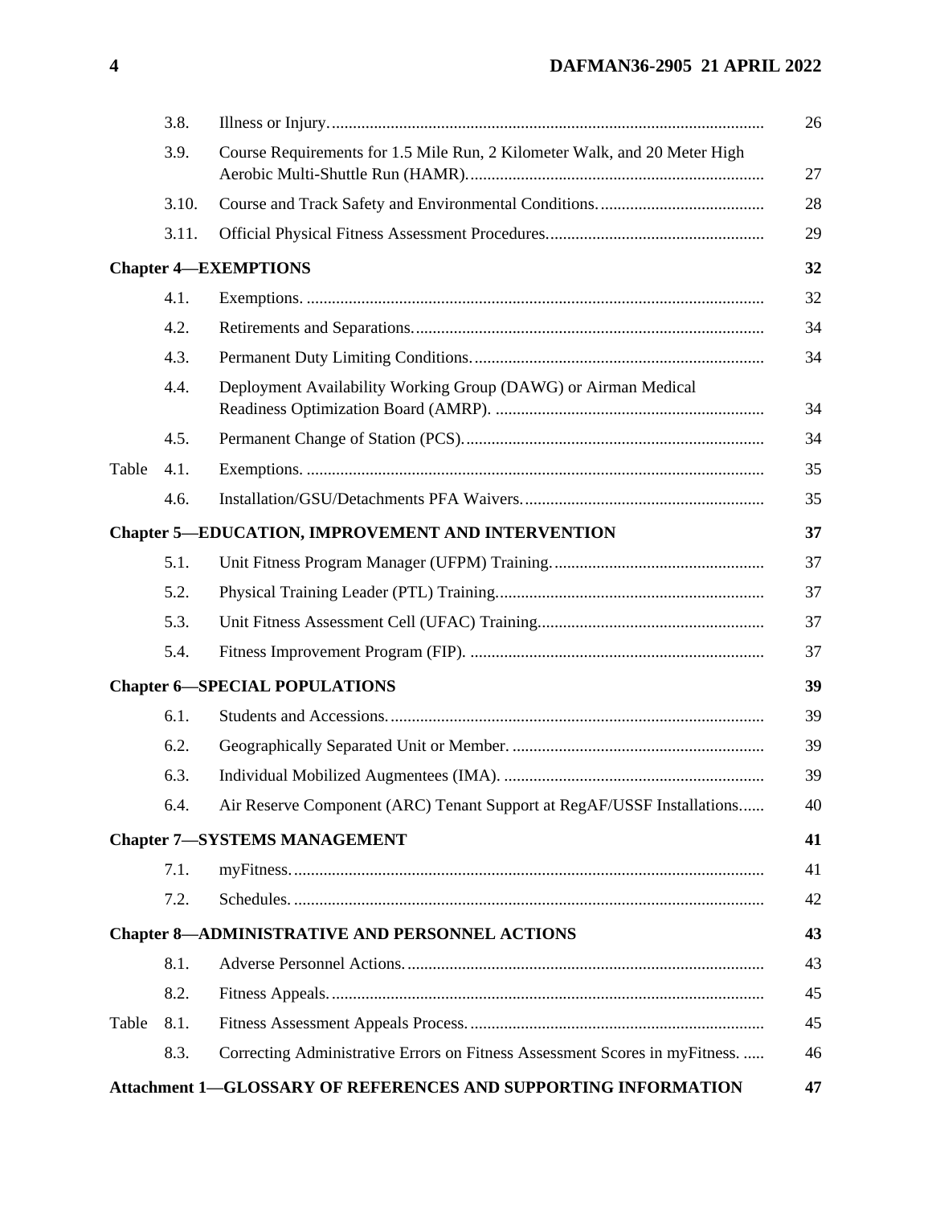| | | | |
|---|---|---|---|
| | 3.8. | Illness or Injury. | 26 |
| | 3.9. | Course Requirements for 1.5 Mile Run, 2 Kilometer Walk, and 20 Meter High Aerobic Multi-Shuttle Run (HAMR). | 27 |
| | 3.10. | Course and Track Safety and Environmental Conditions. | 28 |
| | 3.11. | Official Physical Fitness Assessment Procedures. | 29 |
| **Chapter 4—EXEMPTIONS** | | | **32** |
| | 4.1. | Exemptions. | 32 |
| | 4.2. | Retirements and Separations. | 34 |
| | 4.3. | Permanent Duty Limiting Conditions. | 34 |
| | 4.4. | Deployment Availability Working Group (DAWG) or Airman Medical Readiness Optimization Board (AMRP). | 34 |
| | 4.5. | Permanent Change of Station (PCS). | 34 |
| Table | 4.1. | Exemptions. | 35 |
| | 4.6. | Installation/GSU/Detachments PFA Waivers. | 35 |
| **Chapter 5—EDUCATION, IMPROVEMENT AND INTERVENTION** | | | **37** |
| | 5.1. | Unit Fitness Program Manager (UFPM) Training. | 37 |
| | 5.2. | Physical Training Leader (PTL) Training. | 37 |
| | 5.3. | Unit Fitness Assessment Cell (UFAC) Training. | 37 |
| | 5.4. | Fitness Improvement Program (FIP). | 37 |
| **Chapter 6—SPECIAL POPULATIONS** | | | **39** |
| | 6.1. | Students and Accessions. | 39 |
| | 6.2. | Geographically Separated Unit or Member. | 39 |
| | 6.3. | Individual Mobilized Augmentees (IMA). | 39 |
| | 6.4. | Air Reserve Component (ARC) Tenant Support at RegAF/USSF Installations. | 40 |
| **Chapter 7—SYSTEMS MANAGEMENT** | | | **41** |
| | 7.1. | myFitness. | 41 |
| | 7.2. | Schedules. | 42 |
| **Chapter 8—ADMINISTRATIVE AND PERSONNEL ACTIONS** | | | **43** |
| | 8.1. | Adverse Personnel Actions. | 43 |
| | 8.2. | Fitness Appeals. | 45 |
| Table | 8.1. | Fitness Assessment Appeals Process. | 45 |
| | 8.3. | Correcting Administrative Errors on Fitness Assessment Scores in myFitness. | 46 |
| **Attachment 1—GLOSSARY OF REFERENCES AND SUPPORTING INFORMATION** | | | **47** |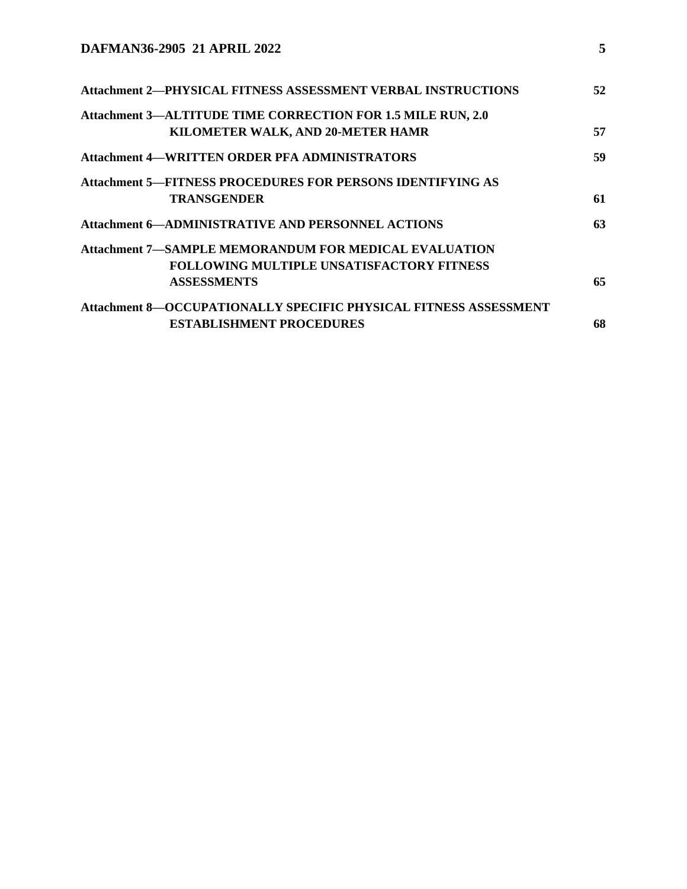**Attachment 2—PHYSICAL FITNESS ASSESSMENT VERBAL INSTRUCTIONS** 52

**Attachment 3—ALTITUDE TIME CORRECTION FOR 1.5 MILE RUN, 2.0 KILOMETER WALK, AND 20-METER HAMR** 57

**Attachment 4—WRITTEN ORDER PFA ADMINISTRATORS** 59

**Attachment 5—FITNESS PROCEDURES FOR PERSONS IDENTIFYING AS TRANSGENDER** 61

**Attachment 6—ADMINISTRATIVE AND PERSONNEL ACTIONS** 63

**Attachment 7—SAMPLE MEMORANDUM FOR MEDICAL EVALUATION FOLLOWING MULTIPLE UNSATISFACTORY FITNESS ASSESSMENTS** 65

**Attachment 8—OCCUPATIONALLY SPECIFIC PHYSICAL FITNESS ASSESSMENT ESTABLISHMENT PROCEDURES** 68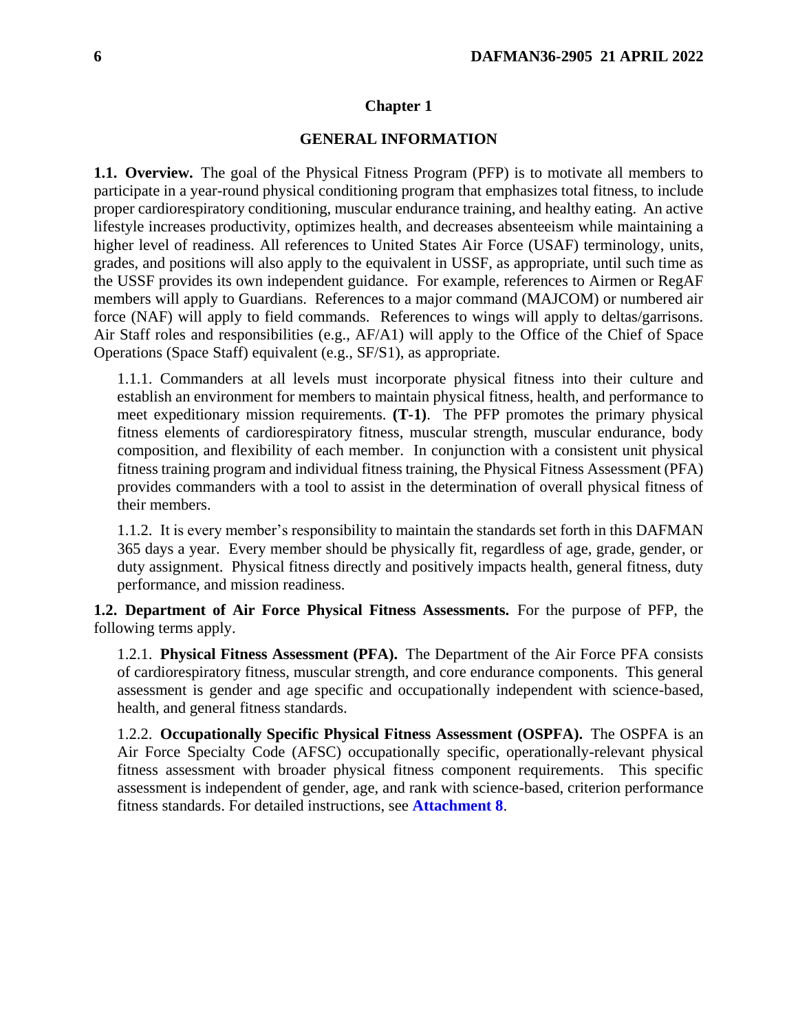# Chapter 1

## GENERAL INFORMATION

**1.1. Overview.** The goal of the Physical Fitness Program (PFP) is to motivate all members to participate in a year-round physical conditioning program that emphasizes total fitness, to include proper cardiorespiratory conditioning, muscular endurance training, and healthy eating. An active lifestyle increases productivity, optimizes health, and decreases absenteeism while maintaining a higher level of readiness. All references to United States Air Force (USAF) terminology, units, grades, and positions will also apply to the equivalent in USSF, as appropriate, until such time as the USSF provides its own independent guidance. For example, references to Airmen or RegAF members will apply to Guardians. References to a major command (MAJCOM) or numbered air force (NAF) will apply to field commands. References to wings will apply to deltas/garrisons. Air Staff roles and responsibilities (e.g., AF/A1) will apply to the Office of the Chief of Space Operations (Space Staff) equivalent (e.g., SF/S1), as appropriate.

1.1.1. Commanders at all levels must incorporate physical fitness into their culture and establish an environment for members to maintain physical fitness, health, and performance to meet expeditionary mission requirements. **(T-1)**. The PFP promotes the primary physical fitness elements of cardiorespiratory fitness, muscular strength, muscular endurance, body composition, and flexibility of each member. In conjunction with a consistent unit physical fitness training program and individual fitness training, the Physical Fitness Assessment (PFA) provides commanders with a tool to assist in the determination of overall physical fitness of their members.

1.1.2. It is every member's responsibility to maintain the standards set forth in this DAFMAN 365 days a year. Every member should be physically fit, regardless of age, grade, gender, or duty assignment. Physical fitness directly and positively impacts health, general fitness, duty performance, and mission readiness.

**1.2. Department of Air Force Physical Fitness Assessments.** For the purpose of PFP, the following terms apply.

1.2.1. **Physical Fitness Assessment (PFA).** The Department of the Air Force PFA consists of cardiorespiratory fitness, muscular strength, and core endurance components. This general assessment is gender and age specific and occupationally independent with science-based, health, and general fitness standards.

1.2.2. **Occupationally Specific Physical Fitness Assessment (OSPFA).** The OSPFA is an Air Force Specialty Code (AFSC) occupationally specific, operationally-relevant physical fitness assessment with broader physical fitness component requirements. This specific assessment is independent of gender, age, and rank with science-based, criterion performance fitness standards. For detailed instructions, see **Attachment 8**.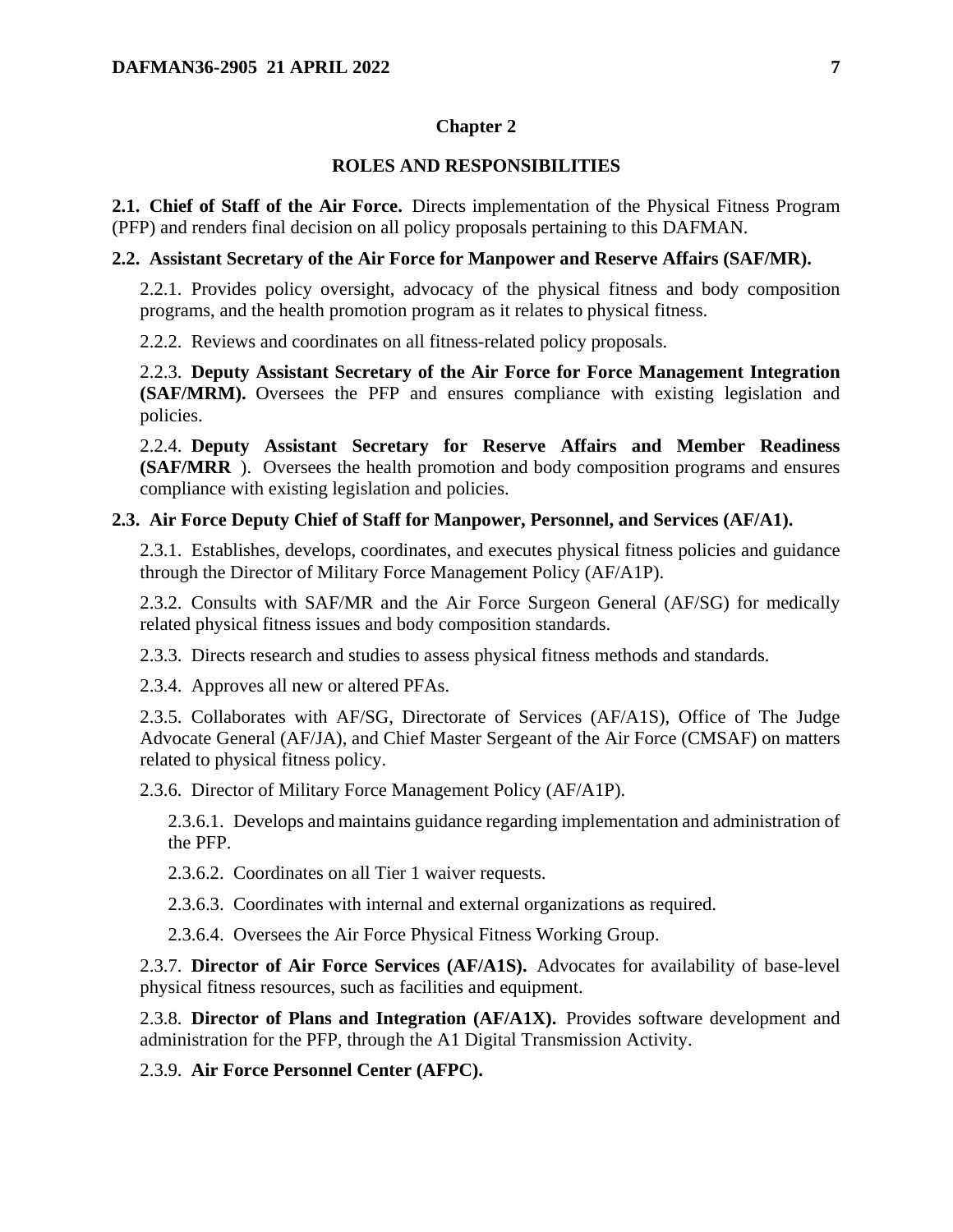# Chapter 2

## ROLES AND RESPONSIBILITIES

**2.1. Chief of Staff of the Air Force.** Directs implementation of the Physical Fitness Program (PFP) and renders final decision on all policy proposals pertaining to this DAFMAN.

**2.2. Assistant Secretary of the Air Force for Manpower and Reserve Affairs (SAF/MR).**

2.2.1. Provides policy oversight, advocacy of the physical fitness and body composition programs, and the health promotion program as it relates to physical fitness.

2.2.2. Reviews and coordinates on all fitness-related policy proposals.

2.2.3. **Deputy Assistant Secretary of the Air Force for Force Management Integration (SAF/MRM).** Oversees the PFP and ensures compliance with existing legislation and policies.

2.2.4. **Deputy Assistant Secretary for Reserve Affairs and Member Readiness (SAF/MRR** ). Oversees the health promotion and body composition programs and ensures compliance with existing legislation and policies.

**2.3. Air Force Deputy Chief of Staff for Manpower, Personnel, and Services (AF/A1).**

2.3.1. Establishes, develops, coordinates, and executes physical fitness policies and guidance through the Director of Military Force Management Policy (AF/A1P).

2.3.2. Consults with SAF/MR and the Air Force Surgeon General (AF/SG) for medically related physical fitness issues and body composition standards.

2.3.3. Directs research and studies to assess physical fitness methods and standards.

2.3.4. Approves all new or altered PFAs.

2.3.5. Collaborates with AF/SG, Directorate of Services (AF/A1S), Office of The Judge Advocate General (AF/JA), and Chief Master Sergeant of the Air Force (CMSAF) on matters related to physical fitness policy.

2.3.6. Director of Military Force Management Policy (AF/A1P).

2.3.6.1. Develops and maintains guidance regarding implementation and administration of the PFP.

2.3.6.2. Coordinates on all Tier 1 waiver requests.

2.3.6.3. Coordinates with internal and external organizations as required.

2.3.6.4. Oversees the Air Force Physical Fitness Working Group.

2.3.7. **Director of Air Force Services (AF/A1S).** Advocates for availability of base-level physical fitness resources, such as facilities and equipment.

2.3.8. **Director of Plans and Integration (AF/A1X).** Provides software development and administration for the PFP, through the A1 Digital Transmission Activity.

2.3.9. **Air Force Personnel Center (AFPC).**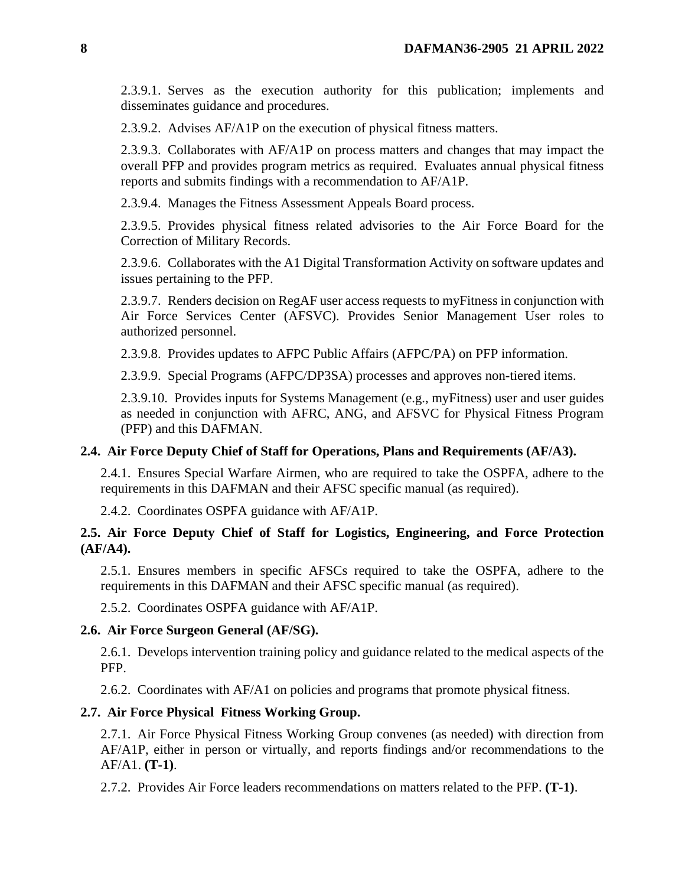2.3.9.1. Serves as the execution authority for this publication; implements and disseminates guidance and procedures.

2.3.9.2. Advises AF/A1P on the execution of physical fitness matters.

2.3.9.3. Collaborates with AF/A1P on process matters and changes that may impact the overall PFP and provides program metrics as required. Evaluates annual physical fitness reports and submits findings with a recommendation to AF/A1P.

2.3.9.4. Manages the Fitness Assessment Appeals Board process.

2.3.9.5. Provides physical fitness related advisories to the Air Force Board for the Correction of Military Records.

2.3.9.6. Collaborates with the A1 Digital Transformation Activity on software updates and issues pertaining to the PFP.

2.3.9.7. Renders decision on RegAF user access requests to myFitness in conjunction with Air Force Services Center (AFSVC). Provides Senior Management User roles to authorized personnel.

2.3.9.8. Provides updates to AFPC Public Affairs (AFPC/PA) on PFP information.

2.3.9.9. Special Programs (AFPC/DP3SA) processes and approves non-tiered items.

2.3.9.10. Provides inputs for Systems Management (e.g., myFitness) user and user guides as needed in conjunction with AFRC, ANG, and AFSVC for Physical Fitness Program (PFP) and this DAFMAN.

**2.4. Air Force Deputy Chief of Staff for Operations, Plans and Requirements (AF/A3).**

2.4.1. Ensures Special Warfare Airmen, who are required to take the OSPFA, adhere to the requirements in this DAFMAN and their AFSC specific manual (as required).

2.4.2. Coordinates OSPFA guidance with AF/A1P.

**2.5. Air Force Deputy Chief of Staff for Logistics, Engineering, and Force Protection (AF/A4).**

2.5.1. Ensures members in specific AFSCs required to take the OSPFA, adhere to the requirements in this DAFMAN and their AFSC specific manual (as required).

2.5.2. Coordinates OSPFA guidance with AF/A1P.

**2.6. Air Force Surgeon General (AF/SG).**

2.6.1. Develops intervention training policy and guidance related to the medical aspects of the PFP.

2.6.2. Coordinates with AF/A1 on policies and programs that promote physical fitness.

**2.7. Air Force Physical Fitness Working Group.**

2.7.1. Air Force Physical Fitness Working Group convenes (as needed) with direction from AF/A1P, either in person or virtually, and reports findings and/or recommendations to the AF/A1. **(T-1)**.

2.7.2. Provides Air Force leaders recommendations on matters related to the PFP. **(T-1)**.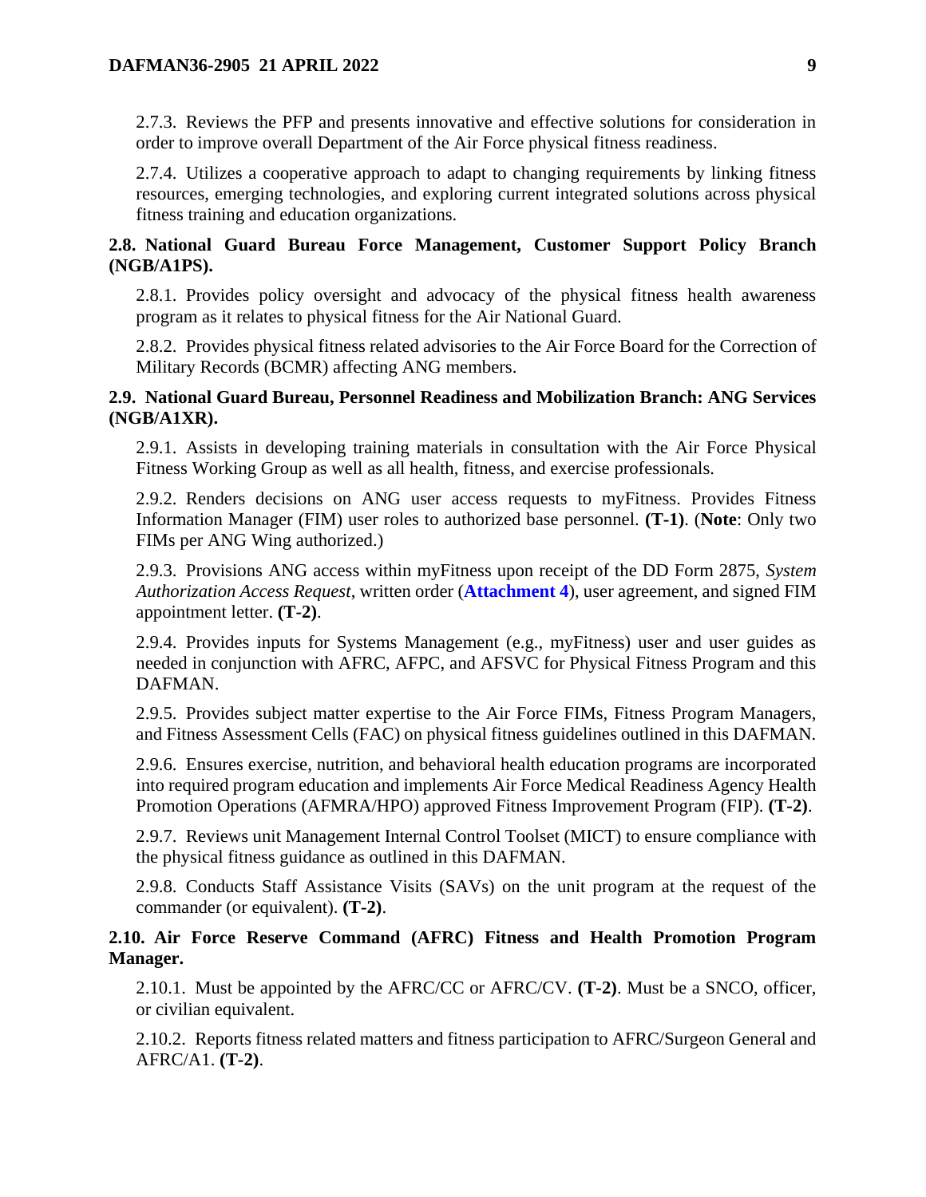2.7.3. Reviews the PFP and presents innovative and effective solutions for consideration in order to improve overall Department of the Air Force physical fitness readiness.

2.7.4. Utilizes a cooperative approach to adapt to changing requirements by linking fitness resources, emerging technologies, and exploring current integrated solutions across physical fitness training and education organizations.

**2.8. National Guard Bureau Force Management, Customer Support Policy Branch (NGB/A1PS).**

2.8.1. Provides policy oversight and advocacy of the physical fitness health awareness program as it relates to physical fitness for the Air National Guard.

2.8.2. Provides physical fitness related advisories to the Air Force Board for the Correction of Military Records (BCMR) affecting ANG members.

**2.9. National Guard Bureau, Personnel Readiness and Mobilization Branch: ANG Services (NGB/A1XR).**

2.9.1. Assists in developing training materials in consultation with the Air Force Physical Fitness Working Group as well as all health, fitness, and exercise professionals.

2.9.2. Renders decisions on ANG user access requests to myFitness. Provides Fitness Information Manager (FIM) user roles to authorized base personnel. **(T-1)**. (**Note**: Only two FIMs per ANG Wing authorized.)

2.9.3. Provisions ANG access within myFitness upon receipt of the DD Form 2875, *System Authorization Access Request*, written order (**Attachment 4**), user agreement, and signed FIM appointment letter. **(T-2)**.

2.9.4. Provides inputs for Systems Management (e.g., myFitness) user and user guides as needed in conjunction with AFRC, AFPC, and AFSVC for Physical Fitness Program and this DAFMAN.

2.9.5. Provides subject matter expertise to the Air Force FIMs, Fitness Program Managers, and Fitness Assessment Cells (FAC) on physical fitness guidelines outlined in this DAFMAN.

2.9.6. Ensures exercise, nutrition, and behavioral health education programs are incorporated into required program education and implements Air Force Medical Readiness Agency Health Promotion Operations (AFMRA/HPO) approved Fitness Improvement Program (FIP). **(T-2)**.

2.9.7. Reviews unit Management Internal Control Toolset (MICT) to ensure compliance with the physical fitness guidance as outlined in this DAFMAN.

2.9.8. Conducts Staff Assistance Visits (SAVs) on the unit program at the request of the commander (or equivalent). **(T-2)**.

**2.10. Air Force Reserve Command (AFRC) Fitness and Health Promotion Program Manager.**

2.10.1. Must be appointed by the AFRC/CC or AFRC/CV. **(T-2)**. Must be a SNCO, officer, or civilian equivalent.

2.10.2. Reports fitness related matters and fitness participation to AFRC/Surgeon General and AFRC/A1. **(T-2)**.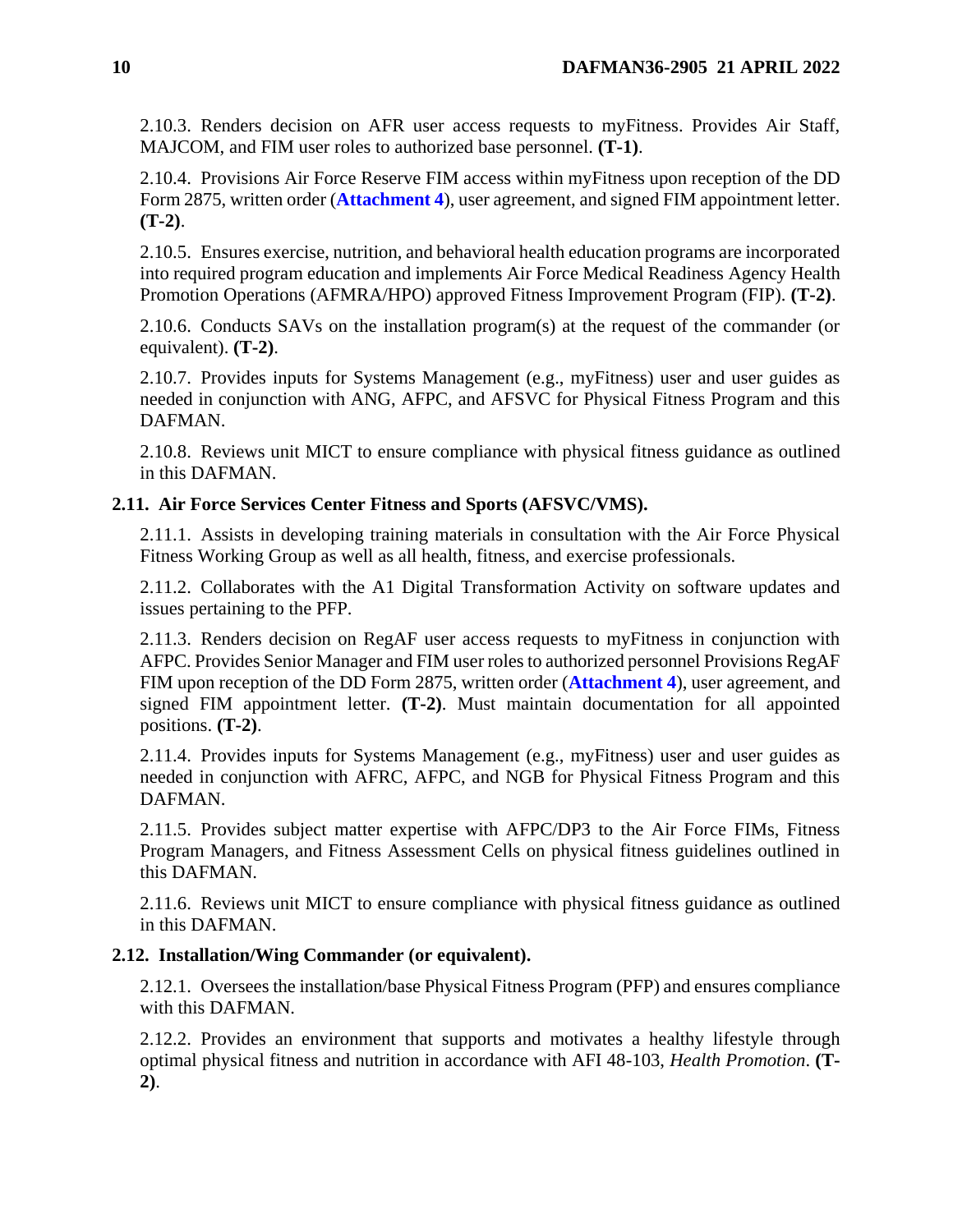2.10.3. Renders decision on AFR user access requests to myFitness. Provides Air Staff, MAJCOM, and FIM user roles to authorized base personnel. **(T-1)**.

2.10.4. Provisions Air Force Reserve FIM access within myFitness upon reception of the DD Form 2875, written order (**Attachment 4**), user agreement, and signed FIM appointment letter. **(T-2)**.

2.10.5. Ensures exercise, nutrition, and behavioral health education programs are incorporated into required program education and implements Air Force Medical Readiness Agency Health Promotion Operations (AFMRA/HPO) approved Fitness Improvement Program (FIP). **(T-2)**.

2.10.6. Conducts SAVs on the installation program(s) at the request of the commander (or equivalent). **(T-2)**.

2.10.7. Provides inputs for Systems Management (e.g., myFitness) user and user guides as needed in conjunction with ANG, AFPC, and AFSVC for Physical Fitness Program and this DAFMAN.

2.10.8. Reviews unit MICT to ensure compliance with physical fitness guidance as outlined in this DAFMAN.

**2.11. Air Force Services Center Fitness and Sports (AFSVC/VMS).**

2.11.1. Assists in developing training materials in consultation with the Air Force Physical Fitness Working Group as well as all health, fitness, and exercise professionals.

2.11.2. Collaborates with the A1 Digital Transformation Activity on software updates and issues pertaining to the PFP.

2.11.3. Renders decision on RegAF user access requests to myFitness in conjunction with AFPC. Provides Senior Manager and FIM user roles to authorized personnel Provisions RegAF FIM upon reception of the DD Form 2875, written order (**Attachment 4**), user agreement, and signed FIM appointment letter. **(T-2)**. Must maintain documentation for all appointed positions. **(T-2)**.

2.11.4. Provides inputs for Systems Management (e.g., myFitness) user and user guides as needed in conjunction with AFRC, AFPC, and NGB for Physical Fitness Program and this DAFMAN.

2.11.5. Provides subject matter expertise with AFPC/DP3 to the Air Force FIMs, Fitness Program Managers, and Fitness Assessment Cells on physical fitness guidelines outlined in this DAFMAN.

2.11.6. Reviews unit MICT to ensure compliance with physical fitness guidance as outlined in this DAFMAN.

**2.12. Installation/Wing Commander (or equivalent).**

2.12.1. Oversees the installation/base Physical Fitness Program (PFP) and ensures compliance with this DAFMAN.

2.12.2. Provides an environment that supports and motivates a healthy lifestyle through optimal physical fitness and nutrition in accordance with AFI 48-103, *Health Promotion*. **(T-2)**.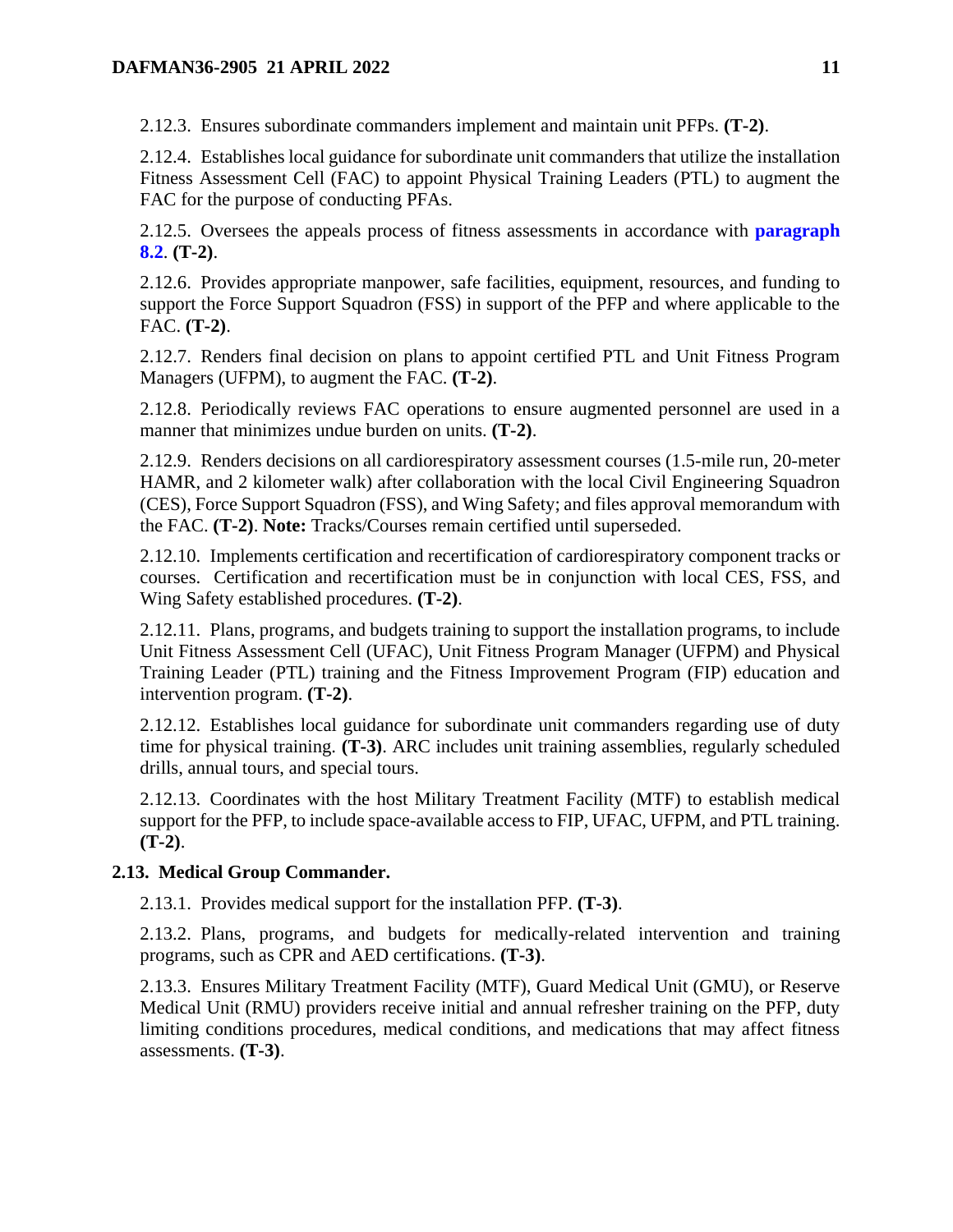2.12.3. Ensures subordinate commanders implement and maintain unit PFPs. **(T-2)**.

2.12.4. Establishes local guidance for subordinate unit commanders that utilize the installation Fitness Assessment Cell (FAC) to appoint Physical Training Leaders (PTL) to augment the FAC for the purpose of conducting PFAs.

2.12.5. Oversees the appeals process of fitness assessments in accordance with **paragraph 8.2**. **(T-2)**.

2.12.6. Provides appropriate manpower, safe facilities, equipment, resources, and funding to support the Force Support Squadron (FSS) in support of the PFP and where applicable to the FAC. **(T-2)**.

2.12.7. Renders final decision on plans to appoint certified PTL and Unit Fitness Program Managers (UFPM), to augment the FAC. **(T-2)**.

2.12.8. Periodically reviews FAC operations to ensure augmented personnel are used in a manner that minimizes undue burden on units. **(T-2)**.

2.12.9. Renders decisions on all cardiorespiratory assessment courses (1.5-mile run, 20-meter HAMR, and 2 kilometer walk) after collaboration with the local Civil Engineering Squadron (CES), Force Support Squadron (FSS), and Wing Safety; and files approval memorandum with the FAC. **(T-2)**. **Note:** Tracks/Courses remain certified until superseded.

2.12.10. Implements certification and recertification of cardiorespiratory component tracks or courses. Certification and recertification must be in conjunction with local CES, FSS, and Wing Safety established procedures. **(T-2)**.

2.12.11. Plans, programs, and budgets training to support the installation programs, to include Unit Fitness Assessment Cell (UFAC), Unit Fitness Program Manager (UFPM) and Physical Training Leader (PTL) training and the Fitness Improvement Program (FIP) education and intervention program. **(T-2)**.

2.12.12. Establishes local guidance for subordinate unit commanders regarding use of duty time for physical training. **(T-3)**. ARC includes unit training assemblies, regularly scheduled drills, annual tours, and special tours.

2.12.13. Coordinates with the host Military Treatment Facility (MTF) to establish medical support for the PFP, to include space-available access to FIP, UFAC, UFPM, and PTL training. **(T-2)**.

**2.13. Medical Group Commander.**

2.13.1. Provides medical support for the installation PFP. **(T-3)**.

2.13.2. Plans, programs, and budgets for medically-related intervention and training programs, such as CPR and AED certifications. **(T-3)**.

2.13.3. Ensures Military Treatment Facility (MTF), Guard Medical Unit (GMU), or Reserve Medical Unit (RMU) providers receive initial and annual refresher training on the PFP, duty limiting conditions procedures, medical conditions, and medications that may affect fitness assessments. **(T-3)**.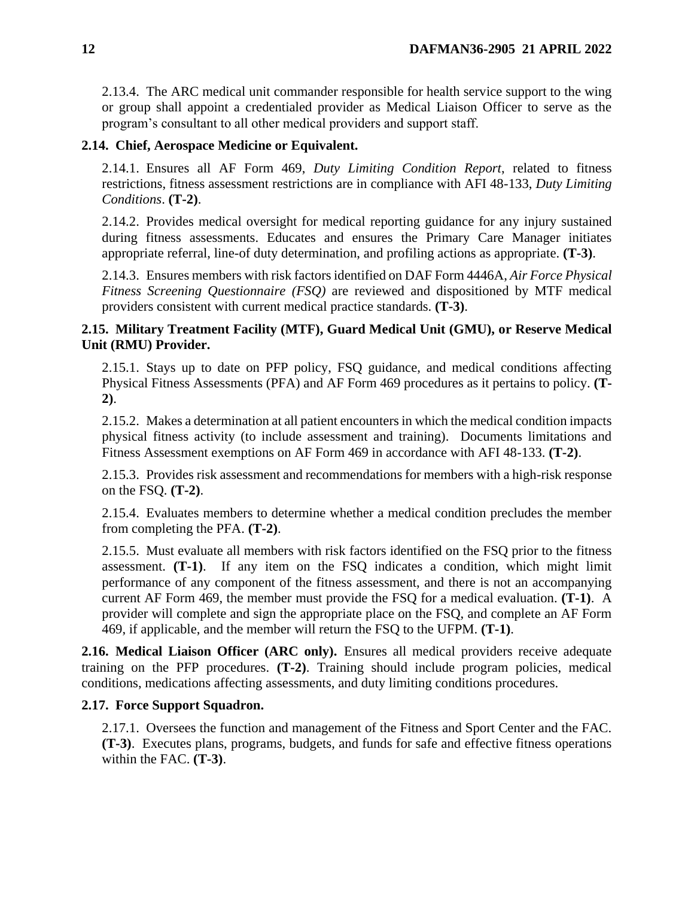2.13.4. The ARC medical unit commander responsible for health service support to the wing or group shall appoint a credentialed provider as Medical Liaison Officer to serve as the program's consultant to all other medical providers and support staff.

**2.14. Chief, Aerospace Medicine or Equivalent.**

2.14.1. Ensures all AF Form 469, *Duty Limiting Condition Report*, related to fitness restrictions, fitness assessment restrictions are in compliance with AFI 48-133, *Duty Limiting Conditions*. **(T-2)**.

2.14.2. Provides medical oversight for medical reporting guidance for any injury sustained during fitness assessments. Educates and ensures the Primary Care Manager initiates appropriate referral, line-of duty determination, and profiling actions as appropriate. **(T-3)**.

2.14.3. Ensures members with risk factors identified on DAF Form 4446A, *Air Force Physical Fitness Screening Questionnaire (FSQ)* are reviewed and dispositioned by MTF medical providers consistent with current medical practice standards. **(T-3)**.

**2.15. Military Treatment Facility (MTF), Guard Medical Unit (GMU), or Reserve Medical Unit (RMU) Provider.**

2.15.1. Stays up to date on PFP policy, FSQ guidance, and medical conditions affecting Physical Fitness Assessments (PFA) and AF Form 469 procedures as it pertains to policy. **(T-2)**.

2.15.2. Makes a determination at all patient encounters in which the medical condition impacts physical fitness activity (to include assessment and training). Documents limitations and Fitness Assessment exemptions on AF Form 469 in accordance with AFI 48-133. **(T-2)**.

2.15.3. Provides risk assessment and recommendations for members with a high-risk response on the FSQ. **(T-2)**.

2.15.4. Evaluates members to determine whether a medical condition precludes the member from completing the PFA. **(T-2)**.

2.15.5. Must evaluate all members with risk factors identified on the FSQ prior to the fitness assessment. **(T-1)**. If any item on the FSQ indicates a condition, which might limit performance of any component of the fitness assessment, and there is not an accompanying current AF Form 469, the member must provide the FSQ for a medical evaluation. **(T-1)**. A provider will complete and sign the appropriate place on the FSQ, and complete an AF Form 469, if applicable, and the member will return the FSQ to the UFPM. **(T-1)**.

**2.16. Medical Liaison Officer (ARC only).** Ensures all medical providers receive adequate training on the PFP procedures. **(T-2)**. Training should include program policies, medical conditions, medications affecting assessments, and duty limiting conditions procedures.

**2.17. Force Support Squadron.**

2.17.1. Oversees the function and management of the Fitness and Sport Center and the FAC. **(T-3)**. Executes plans, programs, budgets, and funds for safe and effective fitness operations within the FAC. **(T-3)**.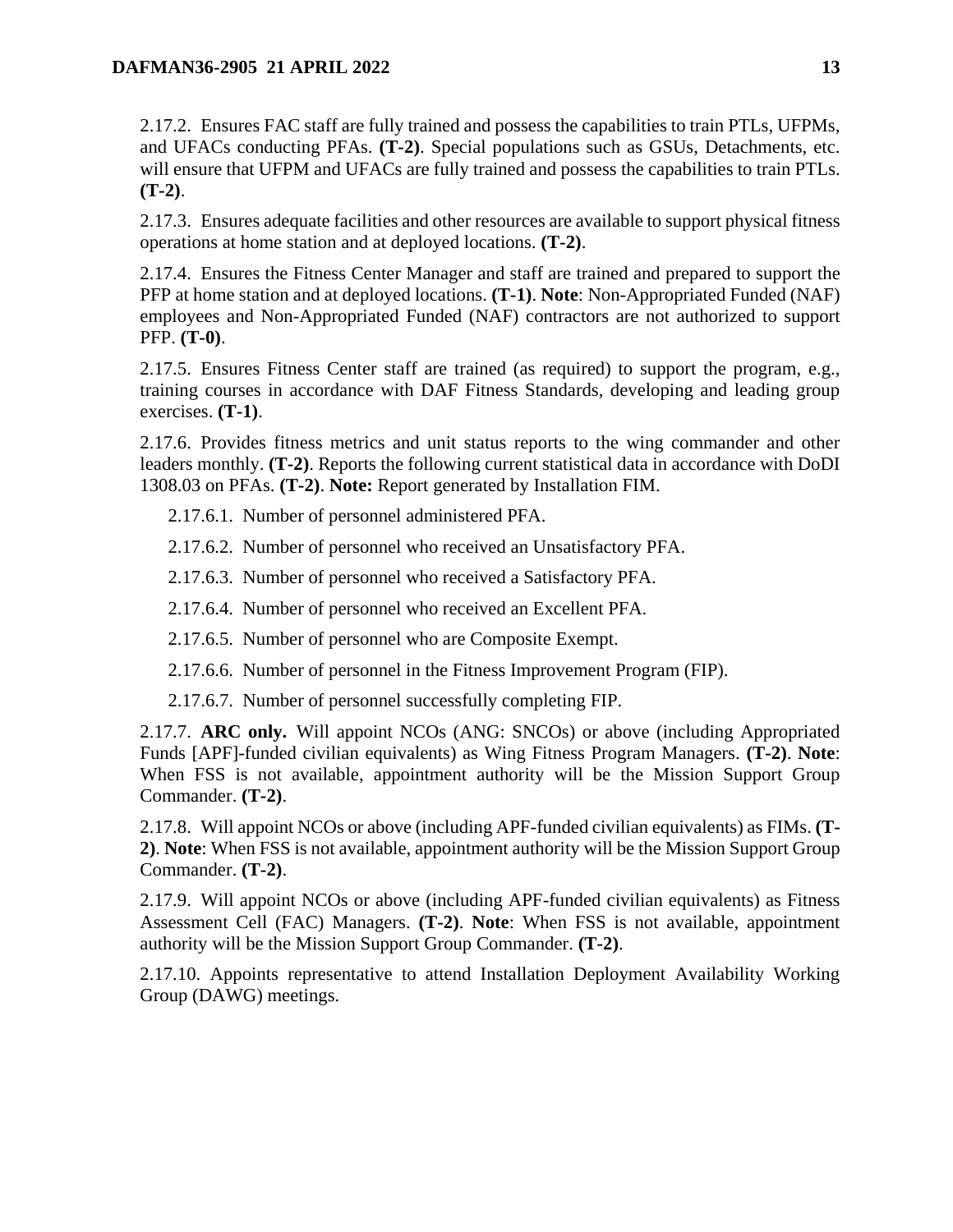2.17.2. Ensures FAC staff are fully trained and possess the capabilities to train PTLs, UFPMs, and UFACs conducting PFAs. **(T-2)**. Special populations such as GSUs, Detachments, etc. will ensure that UFPM and UFACs are fully trained and possess the capabilities to train PTLs. **(T-2)**.

2.17.3. Ensures adequate facilities and other resources are available to support physical fitness operations at home station and at deployed locations. **(T-2)**.

2.17.4. Ensures the Fitness Center Manager and staff are trained and prepared to support the PFP at home station and at deployed locations. **(T-1)**. **Note**: Non-Appropriated Funded (NAF) employees and Non-Appropriated Funded (NAF) contractors are not authorized to support PFP. **(T-0)**.

2.17.5. Ensures Fitness Center staff are trained (as required) to support the program, e.g., training courses in accordance with DAF Fitness Standards, developing and leading group exercises. **(T-1)**.

2.17.6. Provides fitness metrics and unit status reports to the wing commander and other leaders monthly. **(T-2)**. Reports the following current statistical data in accordance with DoDI 1308.03 on PFAs. **(T-2)**. **Note:** Report generated by Installation FIM.

2.17.6.1. Number of personnel administered PFA.

2.17.6.2. Number of personnel who received an Unsatisfactory PFA.

2.17.6.3. Number of personnel who received a Satisfactory PFA.

2.17.6.4. Number of personnel who received an Excellent PFA.

2.17.6.5. Number of personnel who are Composite Exempt.

2.17.6.6. Number of personnel in the Fitness Improvement Program (FIP).

2.17.6.7. Number of personnel successfully completing FIP.

2.17.7. **ARC only.** Will appoint NCOs (ANG: SNCOs) or above (including Appropriated Funds [APF]-funded civilian equivalents) as Wing Fitness Program Managers. **(T-2)**. **Note**: When FSS is not available, appointment authority will be the Mission Support Group Commander. **(T-2)**.

2.17.8. Will appoint NCOs or above (including APF-funded civilian equivalents) as FIMs. **(T-2)**. **Note**: When FSS is not available, appointment authority will be the Mission Support Group Commander. **(T-2)**.

2.17.9. Will appoint NCOs or above (including APF-funded civilian equivalents) as Fitness Assessment Cell (FAC) Managers. **(T-2)**. **Note**: When FSS is not available, appointment authority will be the Mission Support Group Commander. **(T-2)**.

2.17.10. Appoints representative to attend Installation Deployment Availability Working Group (DAWG) meetings.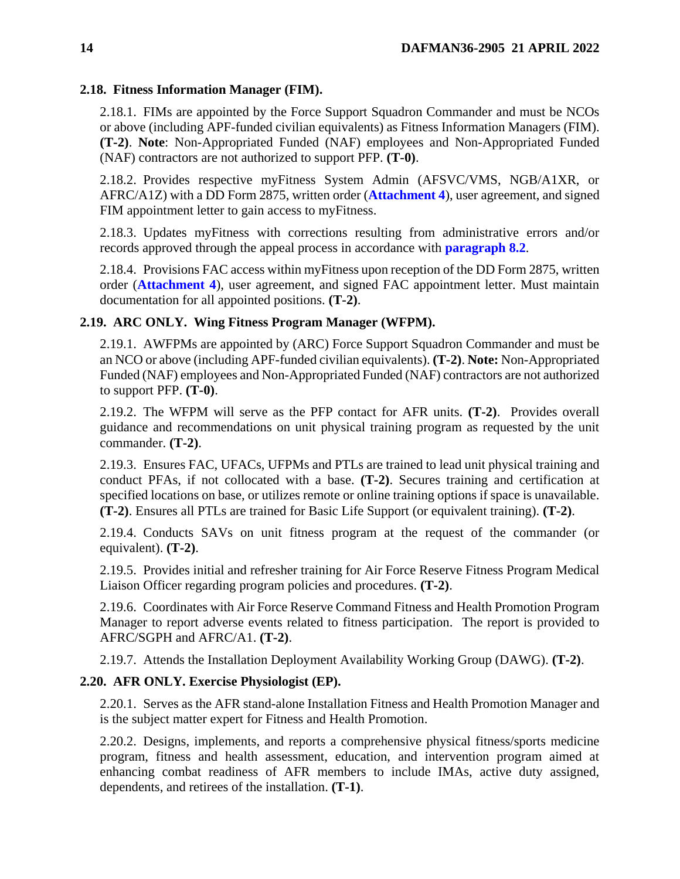**2.18. Fitness Information Manager (FIM).**

2.18.1. FIMs are appointed by the Force Support Squadron Commander and must be NCOs or above (including APF-funded civilian equivalents) as Fitness Information Managers (FIM). **(T-2)**. **Note**: Non-Appropriated Funded (NAF) employees and Non-Appropriated Funded (NAF) contractors are not authorized to support PFP. **(T-0)**.

2.18.2. Provides respective myFitness System Admin (AFSVC/VMS, NGB/A1XR, or AFRC/A1Z) with a DD Form 2875, written order (**Attachment 4**), user agreement, and signed FIM appointment letter to gain access to myFitness.

2.18.3. Updates myFitness with corrections resulting from administrative errors and/or records approved through the appeal process in accordance with **paragraph 8.2**.

2.18.4. Provisions FAC access within myFitness upon reception of the DD Form 2875, written order (**Attachment 4**), user agreement, and signed FAC appointment letter. Must maintain documentation for all appointed positions. **(T-2)**.

**2.19. ARC ONLY. Wing Fitness Program Manager (WFPM).**

2.19.1. AWFPMs are appointed by (ARC) Force Support Squadron Commander and must be an NCO or above (including APF-funded civilian equivalents). **(T-2)**. **Note:** Non-Appropriated Funded (NAF) employees and Non-Appropriated Funded (NAF) contractors are not authorized to support PFP. **(T-0)**.

2.19.2. The WFPM will serve as the PFP contact for AFR units. **(T-2)**. Provides overall guidance and recommendations on unit physical training program as requested by the unit commander. **(T-2)**.

2.19.3. Ensures FAC, UFACs, UFPMs and PTLs are trained to lead unit physical training and conduct PFAs, if not collocated with a base. **(T-2)**. Secures training and certification at specified locations on base, or utilizes remote or online training options if space is unavailable. **(T-2)**. Ensures all PTLs are trained for Basic Life Support (or equivalent training). **(T-2)**.

2.19.4. Conducts SAVs on unit fitness program at the request of the commander (or equivalent). **(T-2)**.

2.19.5. Provides initial and refresher training for Air Force Reserve Fitness Program Medical Liaison Officer regarding program policies and procedures. **(T-2)**.

2.19.6. Coordinates with Air Force Reserve Command Fitness and Health Promotion Program Manager to report adverse events related to fitness participation. The report is provided to AFRC/SGPH and AFRC/A1. **(T-2)**.

2.19.7. Attends the Installation Deployment Availability Working Group (DAWG). **(T-2)**.

**2.20. AFR ONLY. Exercise Physiologist (EP).**

2.20.1. Serves as the AFR stand-alone Installation Fitness and Health Promotion Manager and is the subject matter expert for Fitness and Health Promotion.

2.20.2. Designs, implements, and reports a comprehensive physical fitness/sports medicine program, fitness and health assessment, education, and intervention program aimed at enhancing combat readiness of AFR members to include IMAs, active duty assigned, dependents, and retirees of the installation. **(T-1)**.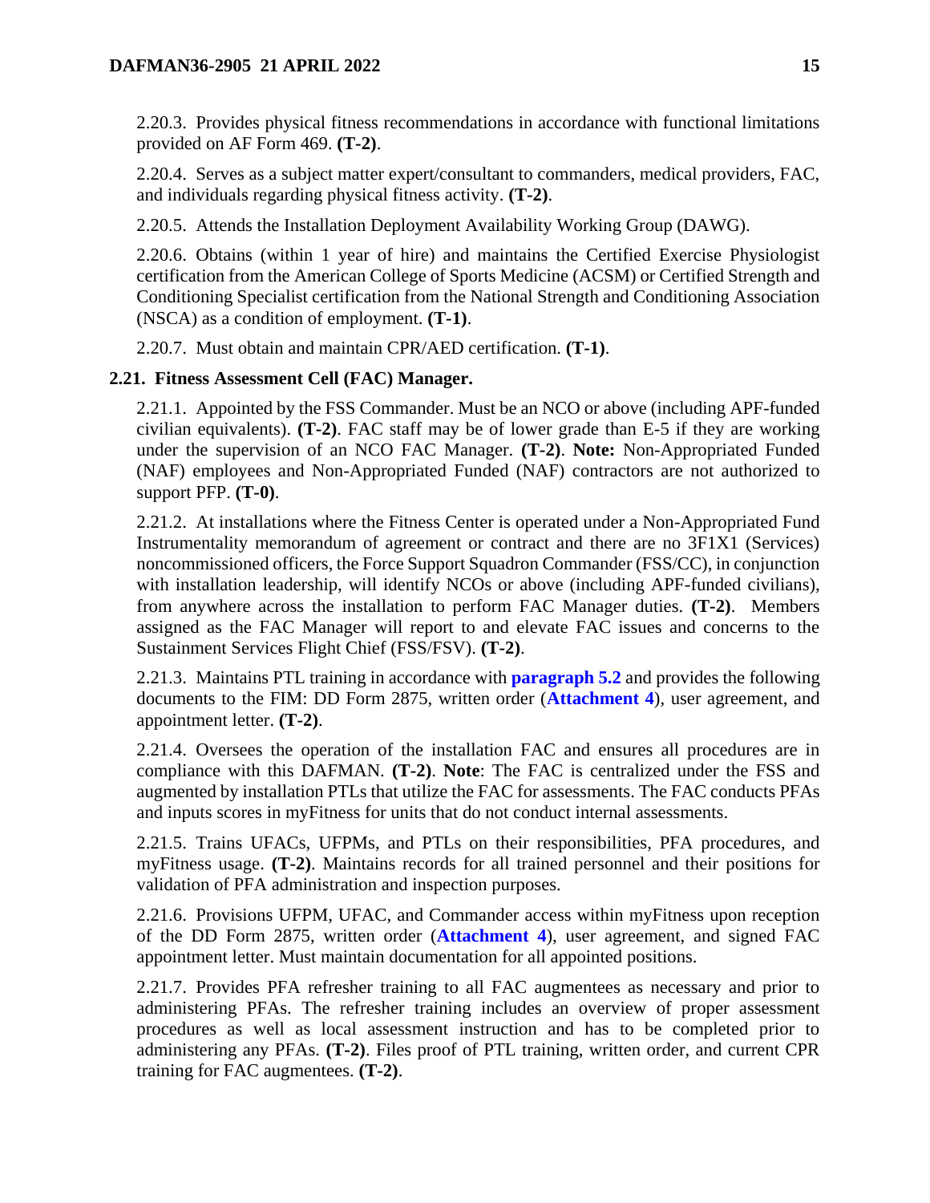2.20.3. Provides physical fitness recommendations in accordance with functional limitations provided on AF Form 469. **(T-2)**.

2.20.4. Serves as a subject matter expert/consultant to commanders, medical providers, FAC, and individuals regarding physical fitness activity. **(T-2)**.

2.20.5. Attends the Installation Deployment Availability Working Group (DAWG).

2.20.6. Obtains (within 1 year of hire) and maintains the Certified Exercise Physiologist certification from the American College of Sports Medicine (ACSM) or Certified Strength and Conditioning Specialist certification from the National Strength and Conditioning Association (NSCA) as a condition of employment. **(T-1)**.

2.20.7. Must obtain and maintain CPR/AED certification. **(T-1)**.

**2.21. Fitness Assessment Cell (FAC) Manager.**

2.21.1. Appointed by the FSS Commander. Must be an NCO or above (including APF-funded civilian equivalents). **(T-2)**. FAC staff may be of lower grade than E-5 if they are working under the supervision of an NCO FAC Manager. **(T-2)**. **Note:** Non-Appropriated Funded (NAF) employees and Non-Appropriated Funded (NAF) contractors are not authorized to support PFP. **(T-0)**.

2.21.2. At installations where the Fitness Center is operated under a Non-Appropriated Fund Instrumentality memorandum of agreement or contract and there are no 3F1X1 (Services) noncommissioned officers, the Force Support Squadron Commander (FSS/CC), in conjunction with installation leadership, will identify NCOs or above (including APF-funded civilians), from anywhere across the installation to perform FAC Manager duties. **(T-2)**. Members assigned as the FAC Manager will report to and elevate FAC issues and concerns to the Sustainment Services Flight Chief (FSS/FSV). **(T-2)**.

2.21.3. Maintains PTL training in accordance with **paragraph 5.2** and provides the following documents to the FIM: DD Form 2875, written order (**Attachment 4**), user agreement, and appointment letter. **(T-2)**.

2.21.4. Oversees the operation of the installation FAC and ensures all procedures are in compliance with this DAFMAN. **(T-2)**. **Note**: The FAC is centralized under the FSS and augmented by installation PTLs that utilize the FAC for assessments. The FAC conducts PFAs and inputs scores in myFitness for units that do not conduct internal assessments.

2.21.5. Trains UFACs, UFPMs, and PTLs on their responsibilities, PFA procedures, and myFitness usage. **(T-2)**. Maintains records for all trained personnel and their positions for validation of PFA administration and inspection purposes.

2.21.6. Provisions UFPM, UFAC, and Commander access within myFitness upon reception of the DD Form 2875, written order (**Attachment 4**), user agreement, and signed FAC appointment letter. Must maintain documentation for all appointed positions.

2.21.7. Provides PFA refresher training to all FAC augmentees as necessary and prior to administering PFAs. The refresher training includes an overview of proper assessment procedures as well as local assessment instruction and has to be completed prior to administering any PFAs. **(T-2)**. Files proof of PTL training, written order, and current CPR training for FAC augmentees. **(T-2)**.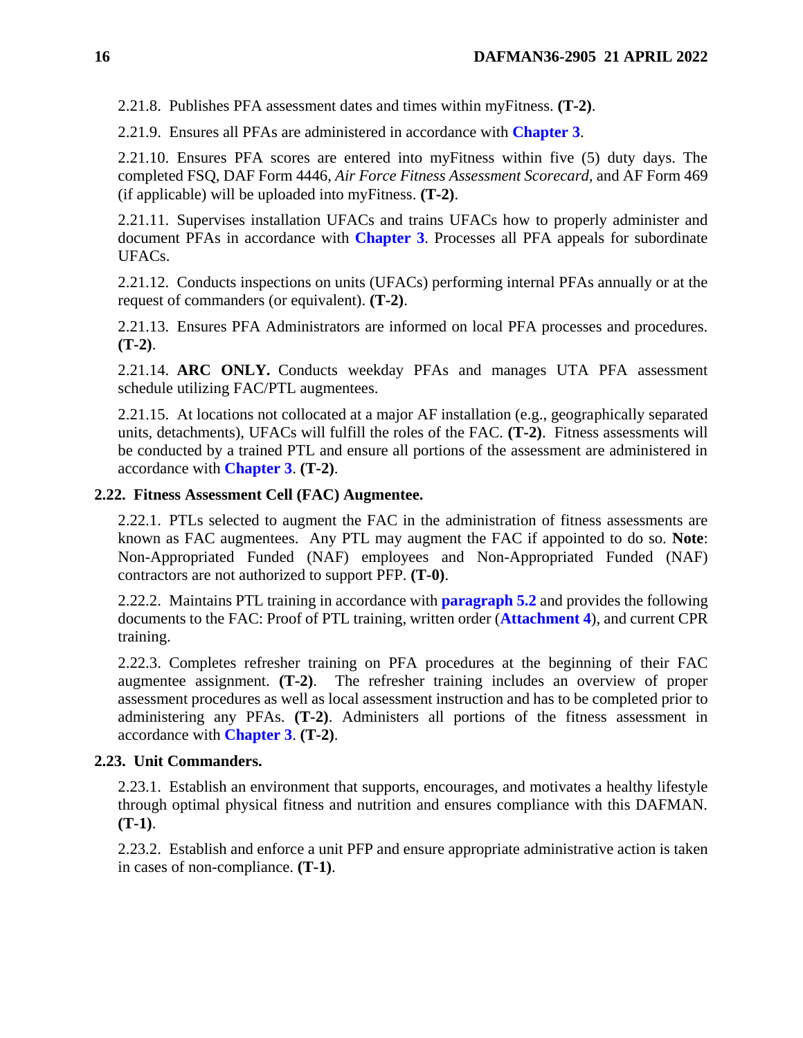2.21.8. Publishes PFA assessment dates and times within myFitness. **(T-2)**.

2.21.9. Ensures all PFAs are administered in accordance with **Chapter 3**.

2.21.10. Ensures PFA scores are entered into myFitness within five (5) duty days. The completed FSQ, DAF Form 4446, *Air Force Fitness Assessment Scorecard*, and AF Form 469 (if applicable) will be uploaded into myFitness. **(T-2)**.

2.21.11. Supervises installation UFACs and trains UFACs how to properly administer and document PFAs in accordance with **Chapter 3**. Processes all PFA appeals for subordinate UFACs.

2.21.12. Conducts inspections on units (UFACs) performing internal PFAs annually or at the request of commanders (or equivalent). **(T-2)**.

2.21.13. Ensures PFA Administrators are informed on local PFA processes and procedures. **(T-2)**.

2.21.14. **ARC ONLY.** Conducts weekday PFAs and manages UTA PFA assessment schedule utilizing FAC/PTL augmentees.

2.21.15. At locations not collocated at a major AF installation (e.g., geographically separated units, detachments), UFACs will fulfill the roles of the FAC. **(T-2)**. Fitness assessments will be conducted by a trained PTL and ensure all portions of the assessment are administered in accordance with **Chapter 3**. **(T-2)**.

## 2.22. Fitness Assessment Cell (FAC) Augmentee.

2.22.1. PTLs selected to augment the FAC in the administration of fitness assessments are known as FAC augmentees. Any PTL may augment the FAC if appointed to do so. **Note**: Non-Appropriated Funded (NAF) employees and Non-Appropriated Funded (NAF) contractors are not authorized to support PFP. **(T-0)**.

2.22.2. Maintains PTL training in accordance with **paragraph 5.2** and provides the following documents to the FAC: Proof of PTL training, written order (**Attachment 4**), and current CPR training.

2.22.3. Completes refresher training on PFA procedures at the beginning of their FAC augmentee assignment. **(T-2)**. The refresher training includes an overview of proper assessment procedures as well as local assessment instruction and has to be completed prior to administering any PFAs. **(T-2)**. Administers all portions of the fitness assessment in accordance with **Chapter 3**. **(T-2)**.

## 2.23. Unit Commanders.

2.23.1. Establish an environment that supports, encourages, and motivates a healthy lifestyle through optimal physical fitness and nutrition and ensures compliance with this DAFMAN. **(T-1)**.

2.23.2. Establish and enforce a unit PFP and ensure appropriate administrative action is taken in cases of non-compliance. **(T-1)**.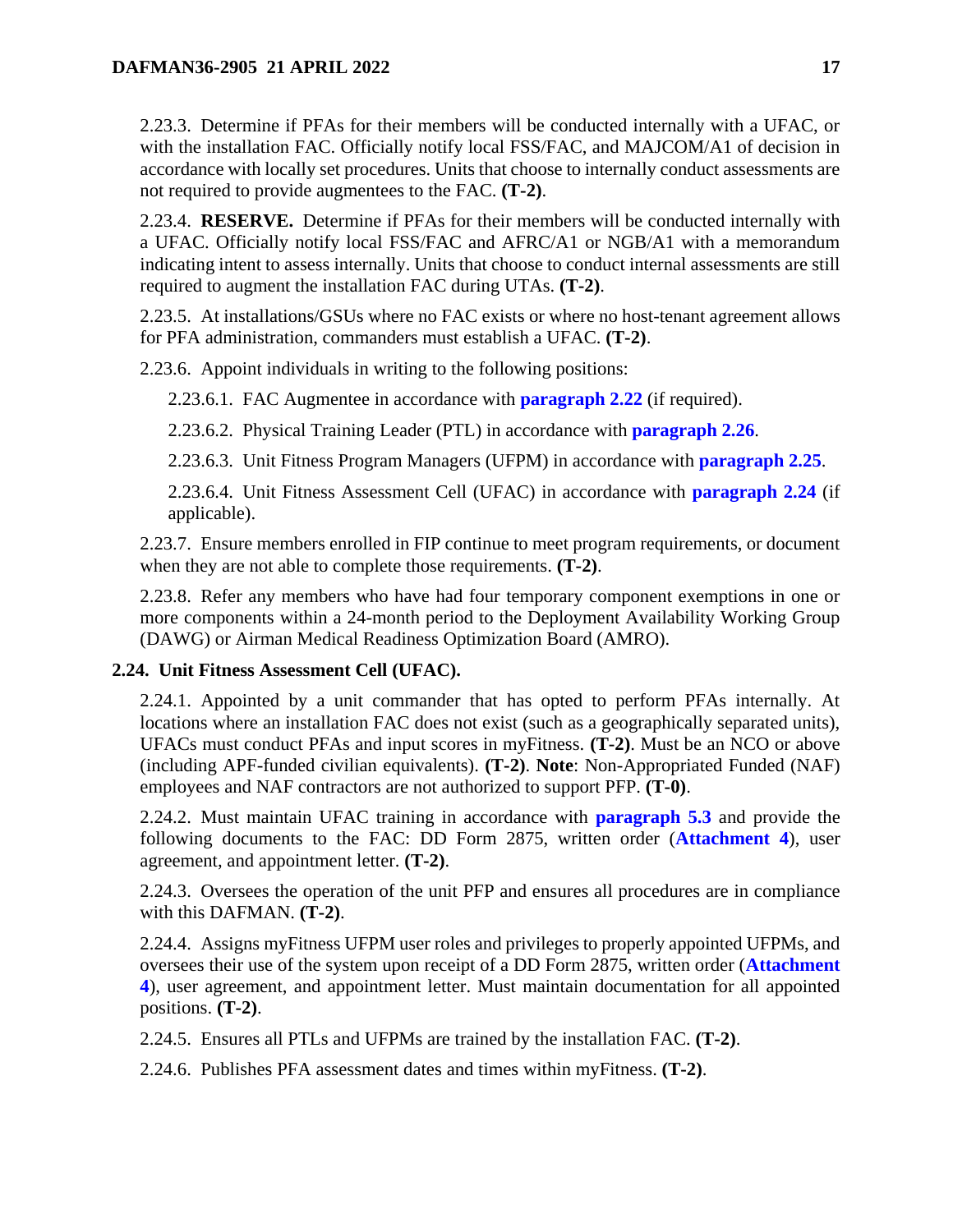2.23.3. Determine if PFAs for their members will be conducted internally with a UFAC, or with the installation FAC. Officially notify local FSS/FAC, and MAJCOM/A1 of decision in accordance with locally set procedures. Units that choose to internally conduct assessments are not required to provide augmentees to the FAC. **(T-2)**.

2.23.4. **RESERVE.** Determine if PFAs for their members will be conducted internally with a UFAC. Officially notify local FSS/FAC and AFRC/A1 or NGB/A1 with a memorandum indicating intent to assess internally. Units that choose to conduct internal assessments are still required to augment the installation FAC during UTAs. **(T-2)**.

2.23.5. At installations/GSUs where no FAC exists or where no host-tenant agreement allows for PFA administration, commanders must establish a UFAC. **(T-2)**.

2.23.6. Appoint individuals in writing to the following positions:

2.23.6.1. FAC Augmentee in accordance with **paragraph 2.22** (if required).

2.23.6.2. Physical Training Leader (PTL) in accordance with **paragraph 2.26**.

2.23.6.3. Unit Fitness Program Managers (UFPM) in accordance with **paragraph 2.25**.

2.23.6.4. Unit Fitness Assessment Cell (UFAC) in accordance with **paragraph 2.24** (if applicable).

2.23.7. Ensure members enrolled in FIP continue to meet program requirements, or document when they are not able to complete those requirements. **(T-2)**.

2.23.8. Refer any members who have had four temporary component exemptions in one or more components within a 24-month period to the Deployment Availability Working Group (DAWG) or Airman Medical Readiness Optimization Board (AMRO).

**2.24. Unit Fitness Assessment Cell (UFAC).**

2.24.1. Appointed by a unit commander that has opted to perform PFAs internally. At locations where an installation FAC does not exist (such as a geographically separated units), UFACs must conduct PFAs and input scores in myFitness. **(T-2)**. Must be an NCO or above (including APF-funded civilian equivalents). **(T-2)**. **Note**: Non-Appropriated Funded (NAF) employees and NAF contractors are not authorized to support PFP. **(T-0)**.

2.24.2. Must maintain UFAC training in accordance with **paragraph 5.3** and provide the following documents to the FAC: DD Form 2875, written order (**Attachment 4**), user agreement, and appointment letter. **(T-2)**.

2.24.3. Oversees the operation of the unit PFP and ensures all procedures are in compliance with this DAFMAN. **(T-2)**.

2.24.4. Assigns myFitness UFPM user roles and privileges to properly appointed UFPMs, and oversees their use of the system upon receipt of a DD Form 2875, written order (**Attachment 4**), user agreement, and appointment letter. Must maintain documentation for all appointed positions. **(T-2)**.

2.24.5. Ensures all PTLs and UFPMs are trained by the installation FAC. **(T-2)**.

2.24.6. Publishes PFA assessment dates and times within myFitness. **(T-2)**.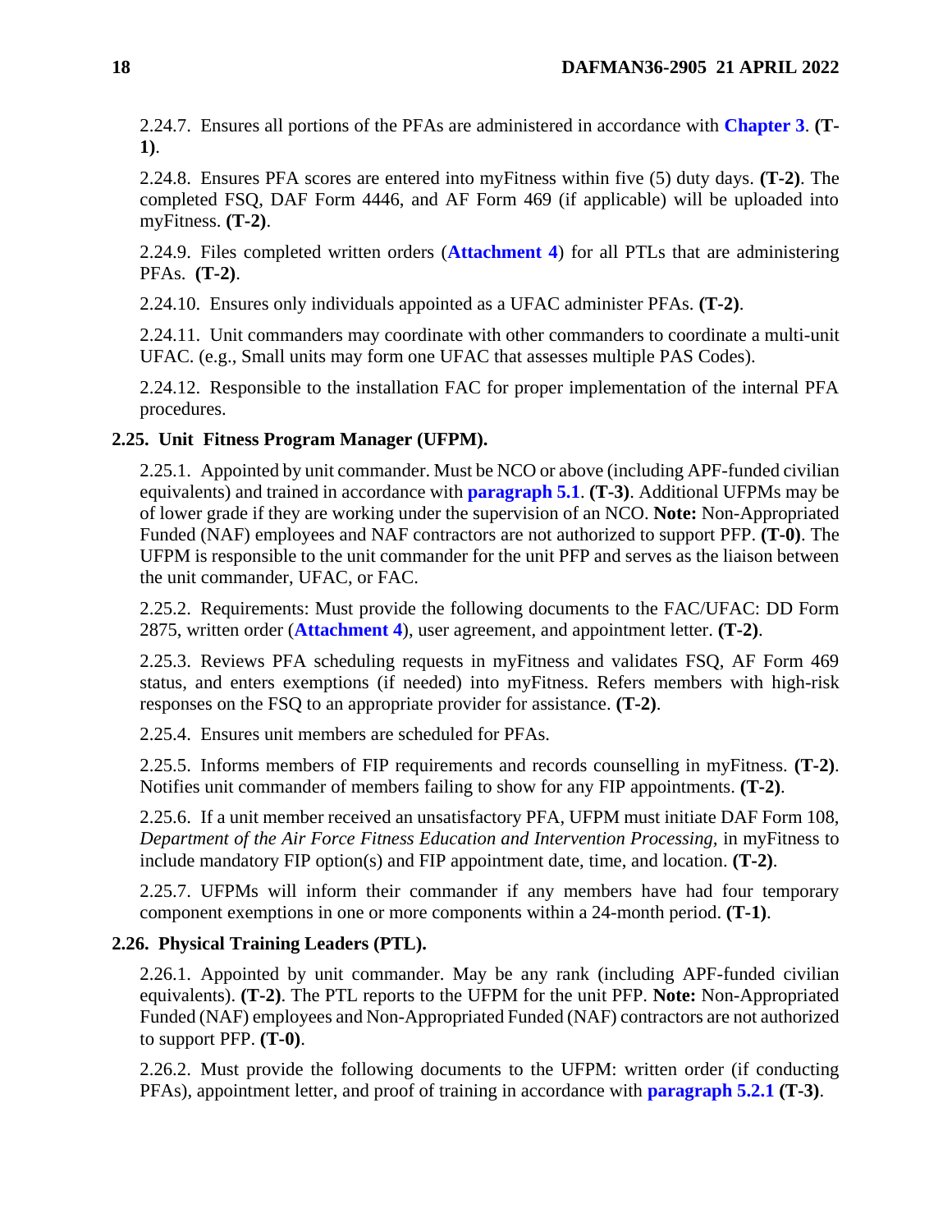2.24.7. Ensures all portions of the PFAs are administered in accordance with **Chapter 3**. **(T-1)**.

2.24.8. Ensures PFA scores are entered into myFitness within five (5) duty days. **(T-2)**. The completed FSQ, DAF Form 4446, and AF Form 469 (if applicable) will be uploaded into myFitness. **(T-2)**.

2.24.9. Files completed written orders (**Attachment 4**) for all PTLs that are administering PFAs. **(T-2)**.

2.24.10. Ensures only individuals appointed as a UFAC administer PFAs. **(T-2)**.

2.24.11. Unit commanders may coordinate with other commanders to coordinate a multi-unit UFAC. (e.g., Small units may form one UFAC that assesses multiple PAS Codes).

2.24.12. Responsible to the installation FAC for proper implementation of the internal PFA procedures.

## 2.25. Unit Fitness Program Manager (UFPM).

2.25.1. Appointed by unit commander. Must be NCO or above (including APF-funded civilian equivalents) and trained in accordance with **paragraph 5.1**. **(T-3)**. Additional UFPMs may be of lower grade if they are working under the supervision of an NCO. **Note:** Non-Appropriated Funded (NAF) employees and NAF contractors are not authorized to support PFP. **(T-0)**. The UFPM is responsible to the unit commander for the unit PFP and serves as the liaison between the unit commander, UFAC, or FAC.

2.25.2. Requirements: Must provide the following documents to the FAC/UFAC: DD Form 2875, written order (**Attachment 4**), user agreement, and appointment letter. **(T-2)**.

2.25.3. Reviews PFA scheduling requests in myFitness and validates FSQ, AF Form 469 status, and enters exemptions (if needed) into myFitness. Refers members with high-risk responses on the FSQ to an appropriate provider for assistance. **(T-2)**.

2.25.4. Ensures unit members are scheduled for PFAs.

2.25.5. Informs members of FIP requirements and records counselling in myFitness. **(T-2)**. Notifies unit commander of members failing to show for any FIP appointments. **(T-2)**.

2.25.6. If a unit member received an unsatisfactory PFA, UFPM must initiate DAF Form 108, *Department of the Air Force Fitness Education and Intervention Processing,* in myFitness to include mandatory FIP option(s) and FIP appointment date, time, and location. **(T-2)**.

2.25.7. UFPMs will inform their commander if any members have had four temporary component exemptions in one or more components within a 24-month period. **(T-1)**.

## 2.26. Physical Training Leaders (PTL).

2.26.1. Appointed by unit commander. May be any rank (including APF-funded civilian equivalents). **(T-2)**. The PTL reports to the UFPM for the unit PFP. **Note:** Non-Appropriated Funded (NAF) employees and Non-Appropriated Funded (NAF) contractors are not authorized to support PFP. **(T-0)**.

2.26.2. Must provide the following documents to the UFPM: written order (if conducting PFAs), appointment letter, and proof of training in accordance with **paragraph 5.2.1** **(T-3)**.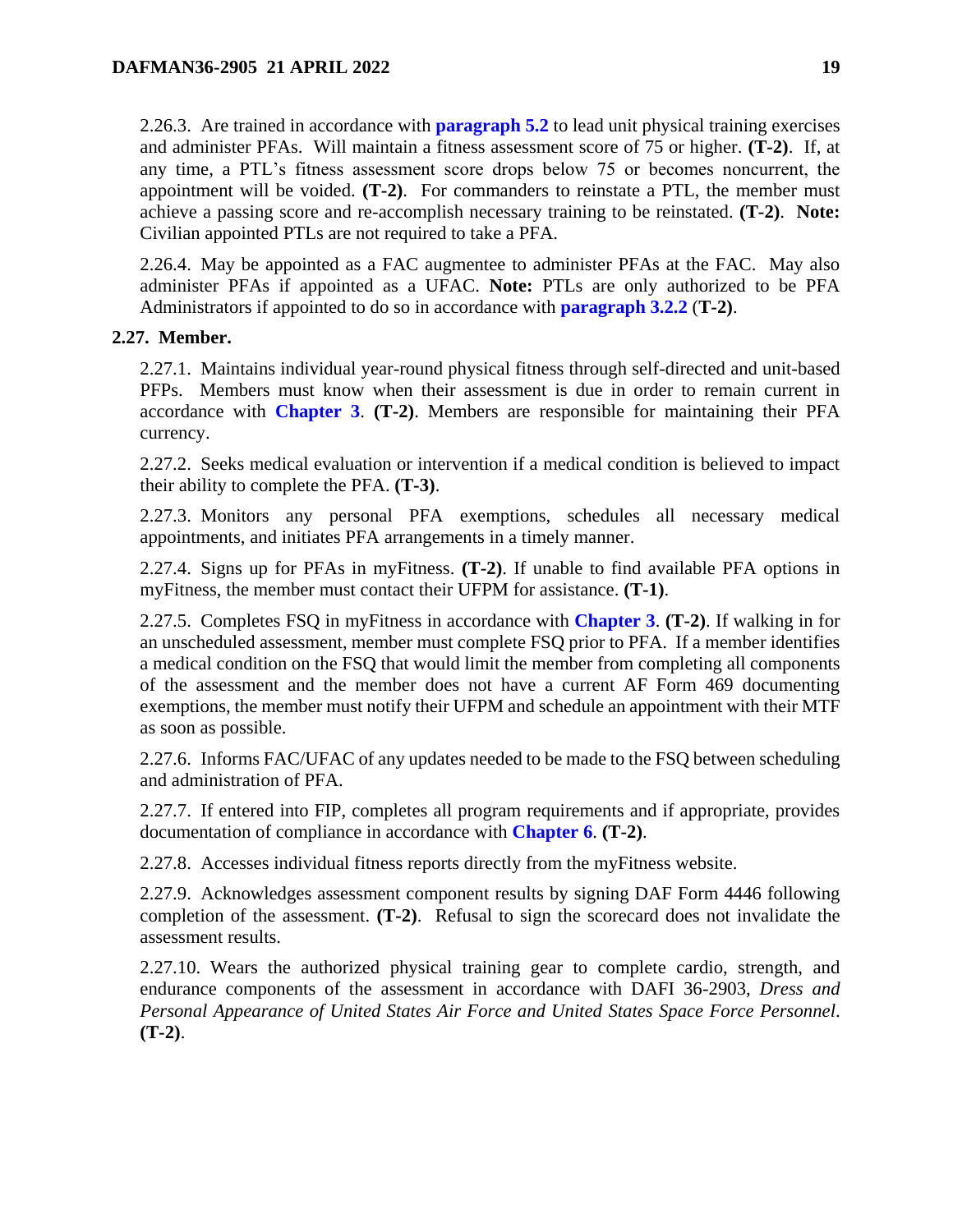2.26.3. Are trained in accordance with **paragraph 5.2** to lead unit physical training exercises and administer PFAs. Will maintain a fitness assessment score of 75 or higher. **(T-2)**. If, at any time, a PTL's fitness assessment score drops below 75 or becomes noncurrent, the appointment will be voided. **(T-2)**. For commanders to reinstate a PTL, the member must achieve a passing score and re-accomplish necessary training to be reinstated. **(T-2)**. **Note:** Civilian appointed PTLs are not required to take a PFA.

2.26.4. May be appointed as a FAC augmentee to administer PFAs at the FAC. May also administer PFAs if appointed as a UFAC. **Note:** PTLs are only authorized to be PFA Administrators if appointed to do so in accordance with **paragraph 3.2.2** (**T-2)**.

**2.27. Member.**

2.27.1. Maintains individual year-round physical fitness through self-directed and unit-based PFPs. Members must know when their assessment is due in order to remain current in accordance with **Chapter 3**. **(T-2)**. Members are responsible for maintaining their PFA currency.

2.27.2. Seeks medical evaluation or intervention if a medical condition is believed to impact their ability to complete the PFA. **(T-3)**.

2.27.3. Monitors any personal PFA exemptions, schedules all necessary medical appointments, and initiates PFA arrangements in a timely manner.

2.27.4. Signs up for PFAs in myFitness. **(T-2)**. If unable to find available PFA options in myFitness, the member must contact their UFPM for assistance. **(T-1)**.

2.27.5. Completes FSQ in myFitness in accordance with **Chapter 3**. **(T-2)**. If walking in for an unscheduled assessment, member must complete FSQ prior to PFA. If a member identifies a medical condition on the FSQ that would limit the member from completing all components of the assessment and the member does not have a current AF Form 469 documenting exemptions, the member must notify their UFPM and schedule an appointment with their MTF as soon as possible.

2.27.6. Informs FAC/UFAC of any updates needed to be made to the FSQ between scheduling and administration of PFA.

2.27.7. If entered into FIP, completes all program requirements and if appropriate, provides documentation of compliance in accordance with **Chapter 6**. **(T-2)**.

2.27.8. Accesses individual fitness reports directly from the myFitness website.

2.27.9. Acknowledges assessment component results by signing DAF Form 4446 following completion of the assessment. **(T-2)**. Refusal to sign the scorecard does not invalidate the assessment results.

2.27.10. Wears the authorized physical training gear to complete cardio, strength, and endurance components of the assessment in accordance with DAFI 36-2903, *Dress and Personal Appearance of United States Air Force and United States Space Force Personnel*. **(T-2)**.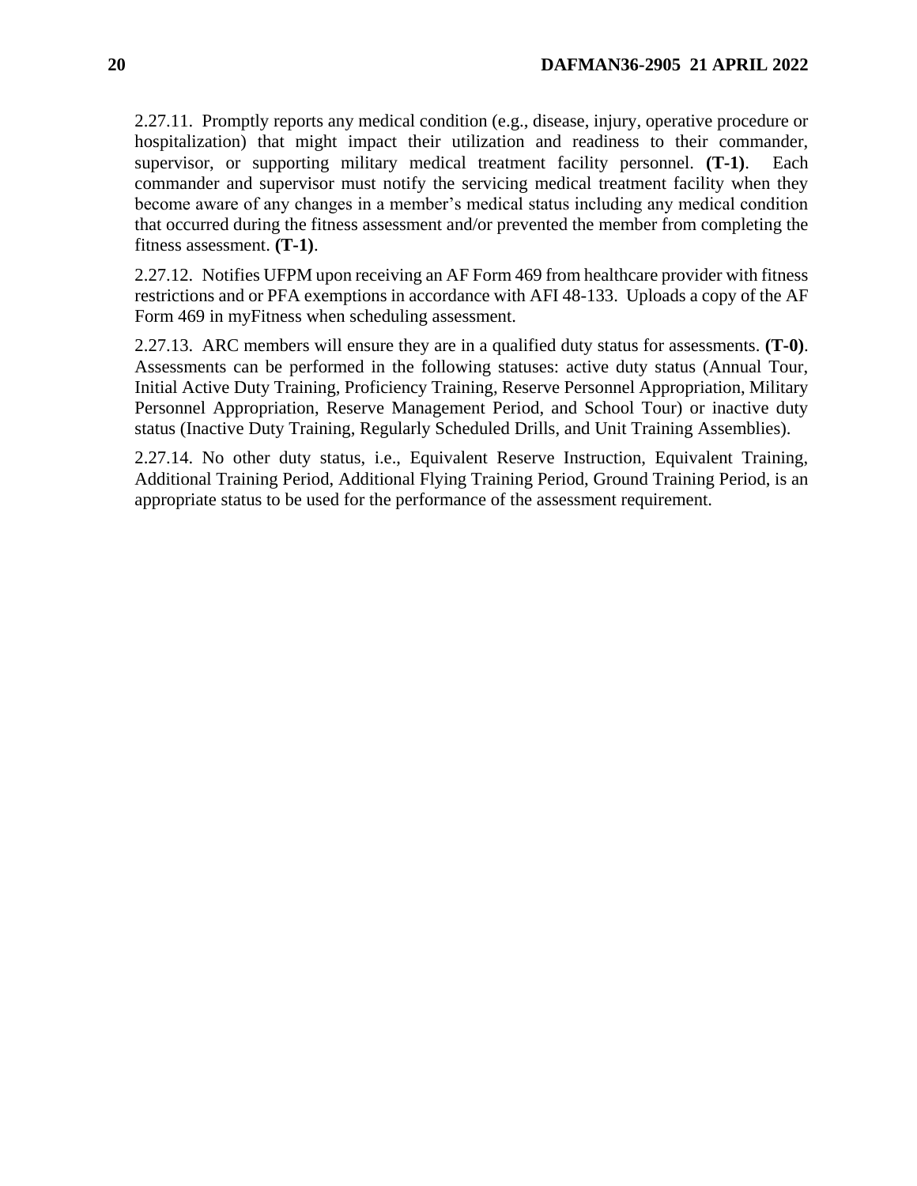2.27.11. Promptly reports any medical condition (e.g., disease, injury, operative procedure or hospitalization) that might impact their utilization and readiness to their commander, supervisor, or supporting military medical treatment facility personnel. **(T-1)**. Each commander and supervisor must notify the servicing medical treatment facility when they become aware of any changes in a member's medical status including any medical condition that occurred during the fitness assessment and/or prevented the member from completing the fitness assessment. **(T-1)**.

2.27.12. Notifies UFPM upon receiving an AF Form 469 from healthcare provider with fitness restrictions and or PFA exemptions in accordance with AFI 48-133. Uploads a copy of the AF Form 469 in myFitness when scheduling assessment.

2.27.13. ARC members will ensure they are in a qualified duty status for assessments. **(T-0)**. Assessments can be performed in the following statuses: active duty status (Annual Tour, Initial Active Duty Training, Proficiency Training, Reserve Personnel Appropriation, Military Personnel Appropriation, Reserve Management Period, and School Tour) or inactive duty status (Inactive Duty Training, Regularly Scheduled Drills, and Unit Training Assemblies).

2.27.14. No other duty status, i.e., Equivalent Reserve Instruction, Equivalent Training, Additional Training Period, Additional Flying Training Period, Ground Training Period, is an appropriate status to be used for the performance of the assessment requirement.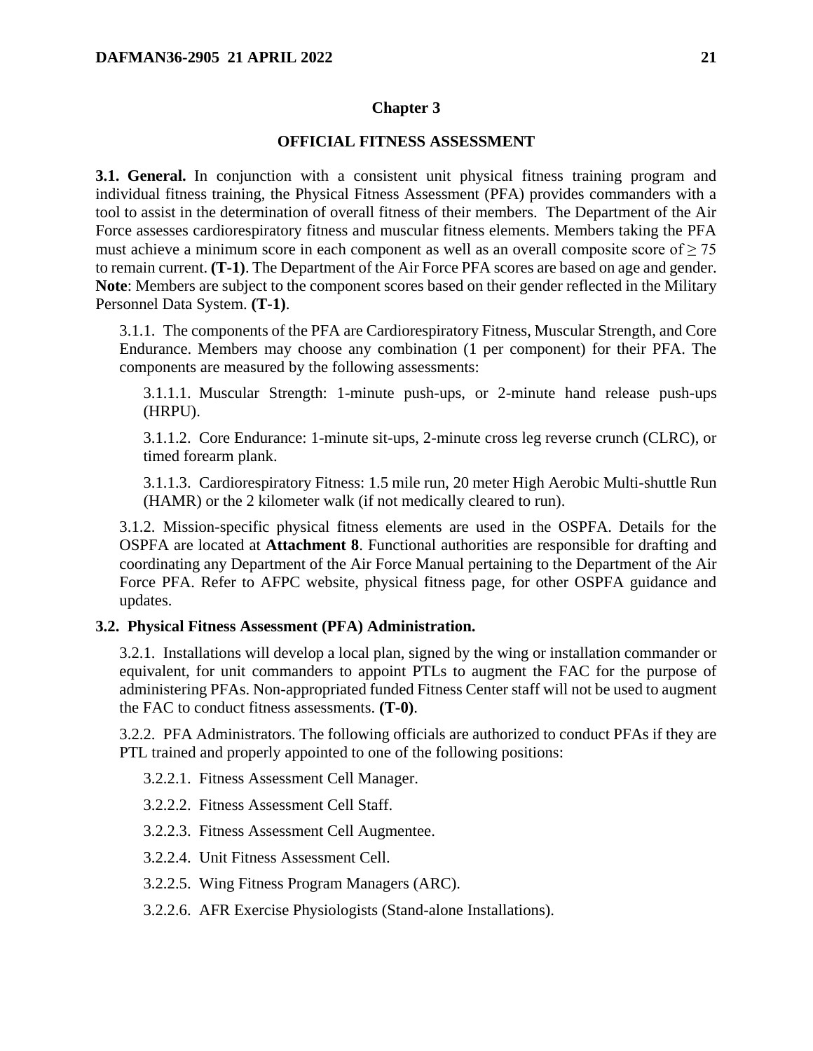## Chapter 3

## OFFICIAL FITNESS ASSESSMENT

**3.1. General.** In conjunction with a consistent unit physical fitness training program and individual fitness training, the Physical Fitness Assessment (PFA) provides commanders with a tool to assist in the determination of overall fitness of their members. The Department of the Air Force assesses cardiorespiratory fitness and muscular fitness elements. Members taking the PFA must achieve a minimum score in each component as well as an overall composite score of $\geq 75$ to remain current. **(T-1)**. The Department of the Air Force PFA scores are based on age and gender. **Note**: Members are subject to the component scores based on their gender reflected in the Military Personnel Data System. **(T-1)**.

3.1.1. The components of the PFA are Cardiorespiratory Fitness, Muscular Strength, and Core Endurance. Members may choose any combination (1 per component) for their PFA. The components are measured by the following assessments:

3.1.1.1. Muscular Strength: 1-minute push-ups, or 2-minute hand release push-ups (HRPU).

3.1.1.2. Core Endurance: 1-minute sit-ups, 2-minute cross leg reverse crunch (CLRC), or timed forearm plank.

3.1.1.3. Cardiorespiratory Fitness: 1.5 mile run, 20 meter High Aerobic Multi-shuttle Run (HAMR) or the 2 kilometer walk (if not medically cleared to run).

3.1.2. Mission-specific physical fitness elements are used in the OSPFA. Details for the OSPFA are located at **Attachment 8**. Functional authorities are responsible for drafting and coordinating any Department of the Air Force Manual pertaining to the Department of the Air Force PFA. Refer to AFPC website, physical fitness page, for other OSPFA guidance and updates.

**3.2. Physical Fitness Assessment (PFA) Administration.**

3.2.1. Installations will develop a local plan, signed by the wing or installation commander or equivalent, for unit commanders to appoint PTLs to augment the FAC for the purpose of administering PFAs. Non-appropriated funded Fitness Center staff will not be used to augment the FAC to conduct fitness assessments. **(T-0)**.

3.2.2. PFA Administrators. The following officials are authorized to conduct PFAs if they are PTL trained and properly appointed to one of the following positions:

3.2.2.1. Fitness Assessment Cell Manager.

3.2.2.2. Fitness Assessment Cell Staff.

3.2.2.3. Fitness Assessment Cell Augmentee.

3.2.2.4. Unit Fitness Assessment Cell.

3.2.2.5. Wing Fitness Program Managers (ARC).

3.2.2.6. AFR Exercise Physiologists (Stand-alone Installations).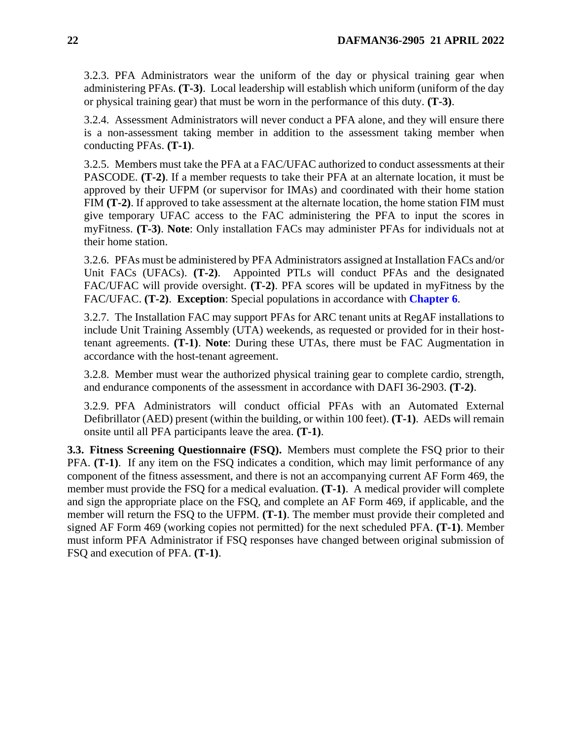3.2.3. PFA Administrators wear the uniform of the day or physical training gear when administering PFAs. **(T-3)**. Local leadership will establish which uniform (uniform of the day or physical training gear) that must be worn in the performance of this duty. **(T-3)**.

3.2.4. Assessment Administrators will never conduct a PFA alone, and they will ensure there is a non-assessment taking member in addition to the assessment taking member when conducting PFAs. **(T-1)**.

3.2.5. Members must take the PFA at a FAC/UFAC authorized to conduct assessments at their PASCODE. **(T-2)**. If a member requests to take their PFA at an alternate location, it must be approved by their UFPM (or supervisor for IMAs) and coordinated with their home station FIM **(T-2)**. If approved to take assessment at the alternate location, the home station FIM must give temporary UFAC access to the FAC administering the PFA to input the scores in myFitness. **(T-3)**. **Note**: Only installation FACs may administer PFAs for individuals not at their home station.

3.2.6. PFAs must be administered by PFA Administrators assigned at Installation FACs and/or Unit FACs (UFACs). **(T-2)**. Appointed PTLs will conduct PFAs and the designated FAC/UFAC will provide oversight. **(T-2)**. PFA scores will be updated in myFitness by the FAC/UFAC. **(T-2)**. **Exception**: Special populations in accordance with **Chapter 6**.

3.2.7. The Installation FAC may support PFAs for ARC tenant units at RegAF installations to include Unit Training Assembly (UTA) weekends, as requested or provided for in their host-tenant agreements. **(T-1)**. **Note**: During these UTAs, there must be FAC Augmentation in accordance with the host-tenant agreement.

3.2.8. Member must wear the authorized physical training gear to complete cardio, strength, and endurance components of the assessment in accordance with DAFI 36-2903. **(T-2)**.

3.2.9. PFA Administrators will conduct official PFAs with an Automated External Defibrillator (AED) present (within the building, or within 100 feet). **(T-1)**. AEDs will remain onsite until all PFA participants leave the area. **(T-1)**.

**3.3. Fitness Screening Questionnaire (FSQ).** Members must complete the FSQ prior to their PFA. **(T-1)**. If any item on the FSQ indicates a condition, which may limit performance of any component of the fitness assessment, and there is not an accompanying current AF Form 469, the member must provide the FSQ for a medical evaluation. **(T-1)**. A medical provider will complete and sign the appropriate place on the FSQ, and complete an AF Form 469, if applicable, and the member will return the FSQ to the UFPM. **(T-1)**. The member must provide their completed and signed AF Form 469 (working copies not permitted) for the next scheduled PFA. **(T-1)**. Member must inform PFA Administrator if FSQ responses have changed between original submission of FSQ and execution of PFA. **(T-1)**.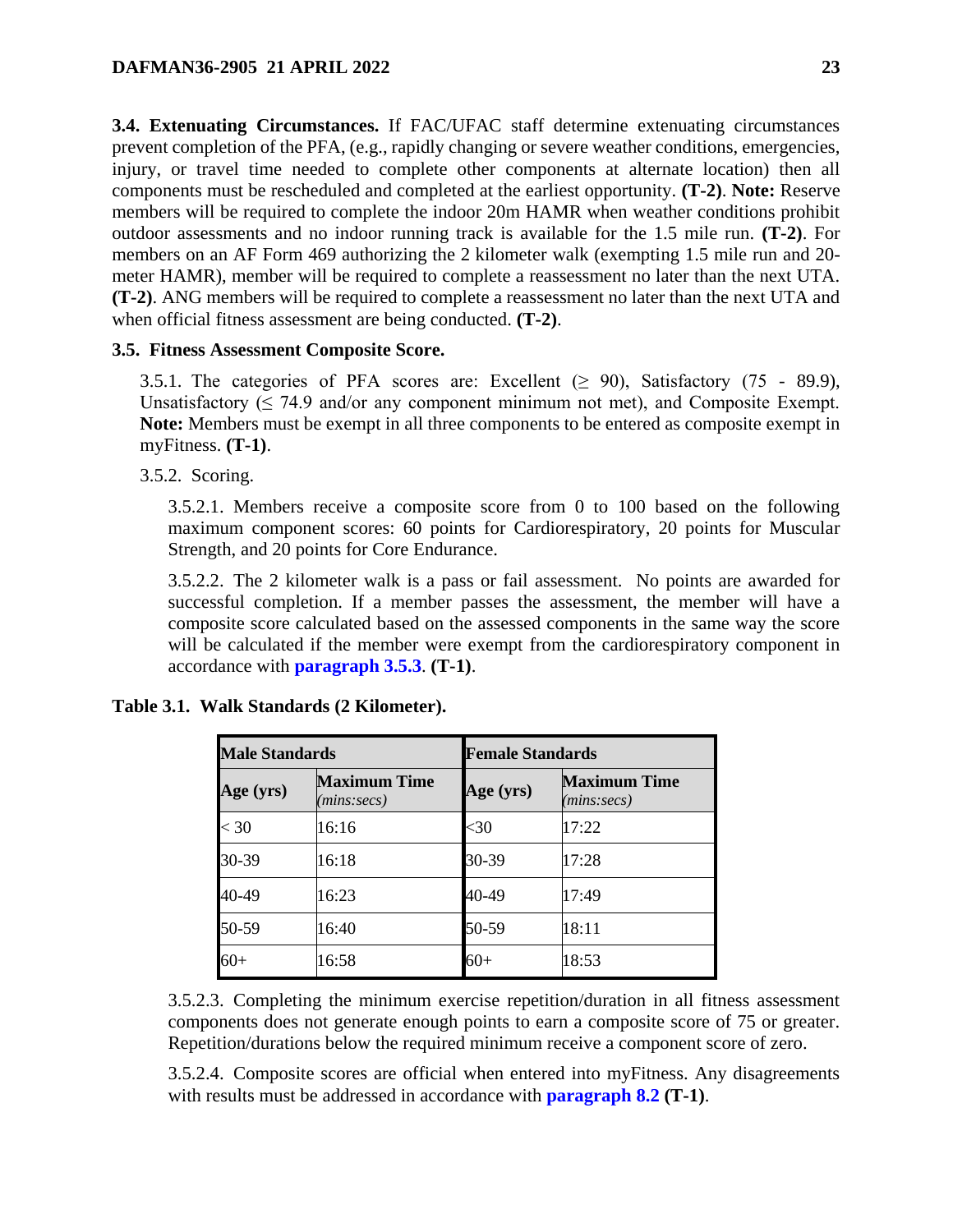**3.4. Extenuating Circumstances.** If FAC/UFAC staff determine extenuating circumstances prevent completion of the PFA, (e.g., rapidly changing or severe weather conditions, emergencies, injury, or travel time needed to complete other components at alternate location) then all components must be rescheduled and completed at the earliest opportunity. **(T-2)**. **Note:** Reserve members will be required to complete the indoor 20m HAMR when weather conditions prohibit outdoor assessments and no indoor running track is available for the 1.5 mile run. **(T-2)**. For members on an AF Form 469 authorizing the 2 kilometer walk (exempting 1.5 mile run and 20-meter HAMR), member will be required to complete a reassessment no later than the next UTA. **(T-2)**. ANG members will be required to complete a reassessment no later than the next UTA and when official fitness assessment are being conducted. **(T-2)**.

**3.5. Fitness Assessment Composite Score.**

3.5.1. The categories of PFA scores are: Excellent (≥ 90), Satisfactory (75 - 89.9), Unsatisfactory (≤ 74.9 and/or any component minimum not met), and Composite Exempt. **Note:** Members must be exempt in all three components to be entered as composite exempt in myFitness. **(T-1)**.

3.5.2. Scoring.

3.5.2.1. Members receive a composite score from 0 to 100 based on the following maximum component scores: 60 points for Cardiorespiratory, 20 points for Muscular Strength, and 20 points for Core Endurance.

3.5.2.2. The 2 kilometer walk is a pass or fail assessment. No points are awarded for successful completion. If a member passes the assessment, the member will have a composite score calculated based on the assessed components in the same way the score will be calculated if the member were exempt from the cardiorespiratory component in accordance with **paragraph 3.5.3**. **(T-1)**.

**Table 3.1. Walk Standards (2 Kilometer).**

| **Male Standards** | | **Female Standards** | |
|---|---|---|---|
| **Age (yrs)** | **Maximum Time** *(mins:secs)* | **Age (yrs)** | **Maximum Time** *(mins:secs)* |
| < 30 | 16:16 | <30 | 17:22 |
| 30-39 | 16:18 | 30-39 | 17:28 |
| 40-49 | 16:23 | 40-49 | 17:49 |
| 50-59 | 16:40 | 50-59 | 18:11 |
| 60+ | 16:58 | 60+ | 18:53 |

3.5.2.3. Completing the minimum exercise repetition/duration in all fitness assessment components does not generate enough points to earn a composite score of 75 or greater. Repetition/durations below the required minimum receive a component score of zero.

3.5.2.4. Composite scores are official when entered into myFitness. Any disagreements with results must be addressed in accordance with **paragraph 8.2** **(T-1)**.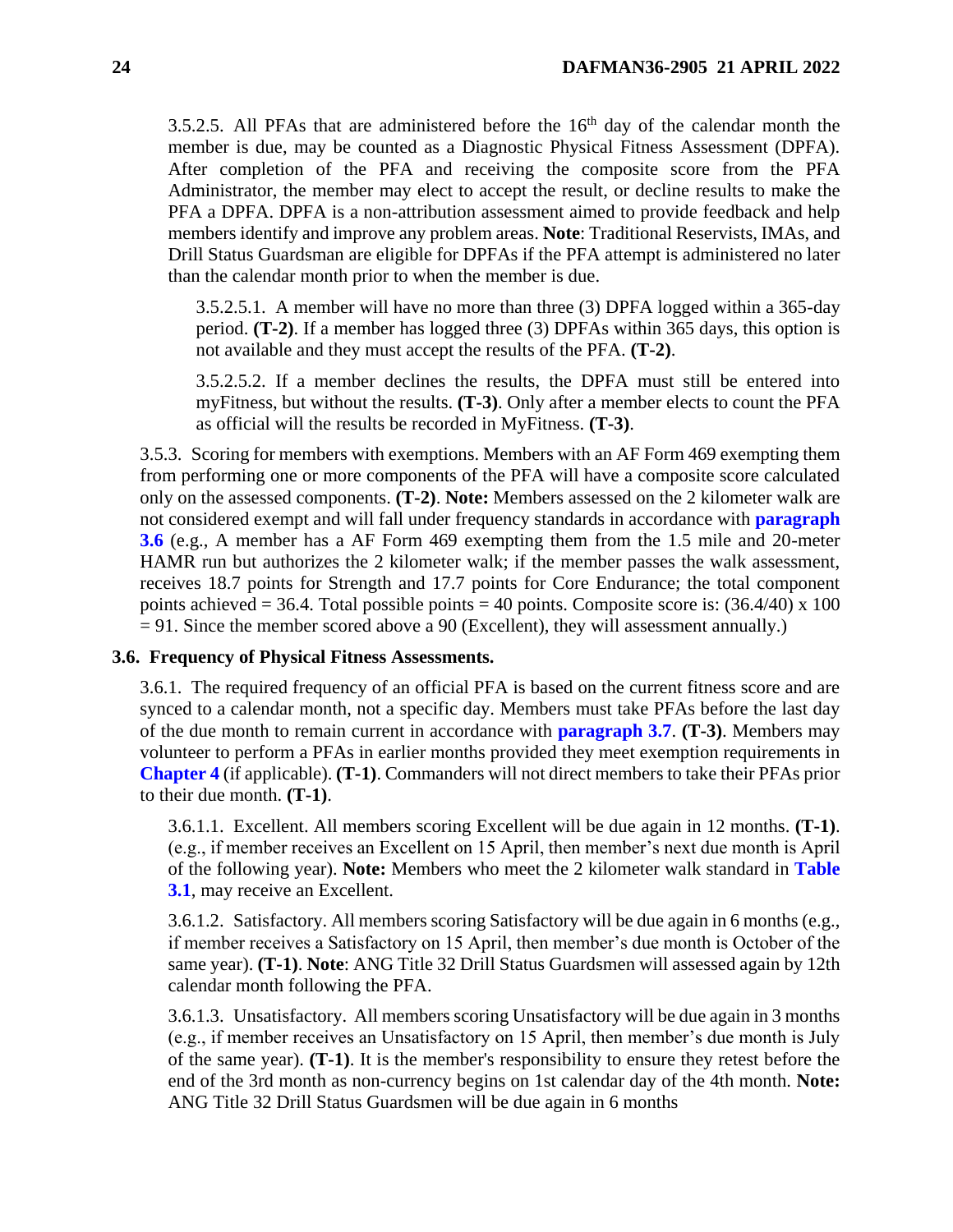3.5.2.5. All PFAs that are administered before the 16th day of the calendar month the member is due, may be counted as a Diagnostic Physical Fitness Assessment (DPFA). After completion of the PFA and receiving the composite score from the PFA Administrator, the member may elect to accept the result, or decline results to make the PFA a DPFA. DPFA is a non-attribution assessment aimed to provide feedback and help members identify and improve any problem areas. **Note**: Traditional Reservists, IMAs, and Drill Status Guardsman are eligible for DPFAs if the PFA attempt is administered no later than the calendar month prior to when the member is due.

3.5.2.5.1. A member will have no more than three (3) DPFA logged within a 365-day period. **(T-2)**. If a member has logged three (3) DPFAs within 365 days, this option is not available and they must accept the results of the PFA. **(T-2)**.

3.5.2.5.2. If a member declines the results, the DPFA must still be entered into myFitness, but without the results. **(T-3)**. Only after a member elects to count the PFA as official will the results be recorded in MyFitness. **(T-3)**.

3.5.3. Scoring for members with exemptions. Members with an AF Form 469 exempting them from performing one or more components of the PFA will have a composite score calculated only on the assessed components. **(T-2)**. **Note:** Members assessed on the 2 kilometer walk are not considered exempt and will fall under frequency standards in accordance with **paragraph 3.6** (e.g., A member has a AF Form 469 exempting them from the 1.5 mile and 20-meter HAMR run but authorizes the 2 kilometer walk; if the member passes the walk assessment, receives 18.7 points for Strength and 17.7 points for Core Endurance; the total component points achieved = 36.4. Total possible points = 40 points. Composite score is: (36.4/40) x 100 = 91. Since the member scored above a 90 (Excellent), they will assessment annually.)

## 3.6. Frequency of Physical Fitness Assessments.

3.6.1. The required frequency of an official PFA is based on the current fitness score and are synced to a calendar month, not a specific day. Members must take PFAs before the last day of the due month to remain current in accordance with **paragraph 3.7**. **(T-3)**. Members may volunteer to perform a PFAs in earlier months provided they meet exemption requirements in **Chapter 4** (if applicable). **(T-1)**. Commanders will not direct members to take their PFAs prior to their due month. **(T-1)**.

3.6.1.1. Excellent. All members scoring Excellent will be due again in 12 months. **(T-1)**. (e.g., if member receives an Excellent on 15 April, then member's next due month is April of the following year). **Note:** Members who meet the 2 kilometer walk standard in **Table 3.1**, may receive an Excellent.

3.6.1.2. Satisfactory. All members scoring Satisfactory will be due again in 6 months (e.g., if member receives a Satisfactory on 15 April, then member's due month is October of the same year). **(T-1)**. **Note**: ANG Title 32 Drill Status Guardsmen will assessed again by 12th calendar month following the PFA.

3.6.1.3. Unsatisfactory. All members scoring Unsatisfactory will be due again in 3 months (e.g., if member receives an Unsatisfactory on 15 April, then member's due month is July of the same year). **(T-1)**. It is the member's responsibility to ensure they retest before the end of the 3rd month as non-currency begins on 1st calendar day of the 4th month. **Note:** ANG Title 32 Drill Status Guardsmen will be due again in 6 months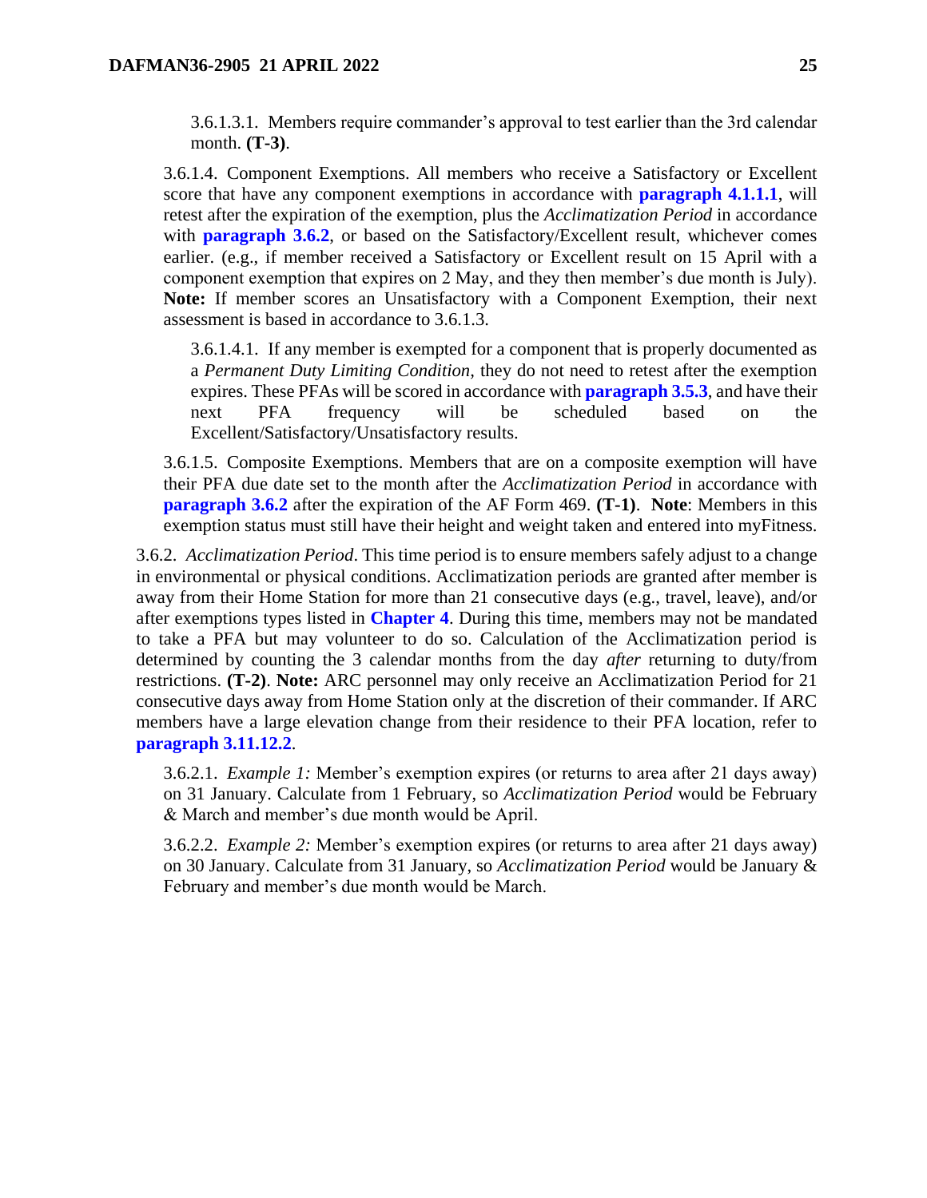3.6.1.3.1. Members require commander's approval to test earlier than the 3rd calendar month. **(T-3)**.

3.6.1.4. Component Exemptions. All members who receive a Satisfactory or Excellent score that have any component exemptions in accordance with **paragraph 4.1.1.1**, will retest after the expiration of the exemption, plus the *Acclimatization Period* in accordance with **paragraph 3.6.2**, or based on the Satisfactory/Excellent result, whichever comes earlier. (e.g., if member received a Satisfactory or Excellent result on 15 April with a component exemption that expires on 2 May, and they then member's due month is July). **Note:** If member scores an Unsatisfactory with a Component Exemption, their next assessment is based in accordance to 3.6.1.3.

3.6.1.4.1. If any member is exempted for a component that is properly documented as a *Permanent Duty Limiting Condition,* they do not need to retest after the exemption expires. These PFAs will be scored in accordance with **paragraph 3.5.3**, and have their next PFA frequency will be scheduled based on the Excellent/Satisfactory/Unsatisfactory results.

3.6.1.5. Composite Exemptions. Members that are on a composite exemption will have their PFA due date set to the month after the *Acclimatization Period* in accordance with **paragraph 3.6.2** after the expiration of the AF Form 469. **(T-1)**. **Note**: Members in this exemption status must still have their height and weight taken and entered into myFitness.

3.6.2. *Acclimatization Period*. This time period is to ensure members safely adjust to a change in environmental or physical conditions. Acclimatization periods are granted after member is away from their Home Station for more than 21 consecutive days (e.g., travel, leave), and/or after exemptions types listed in **Chapter 4**. During this time, members may not be mandated to take a PFA but may volunteer to do so. Calculation of the Acclimatization period is determined by counting the 3 calendar months from the day *after* returning to duty/from restrictions. **(T-2)**. **Note:** ARC personnel may only receive an Acclimatization Period for 21 consecutive days away from Home Station only at the discretion of their commander. If ARC members have a large elevation change from their residence to their PFA location, refer to **paragraph 3.11.12.2**.

3.6.2.1. *Example 1:* Member's exemption expires (or returns to area after 21 days away) on 31 January. Calculate from 1 February, so *Acclimatization Period* would be February & March and member's due month would be April.

3.6.2.2. *Example 2:* Member's exemption expires (or returns to area after 21 days away) on 30 January. Calculate from 31 January, so *Acclimatization Period* would be January & February and member's due month would be March.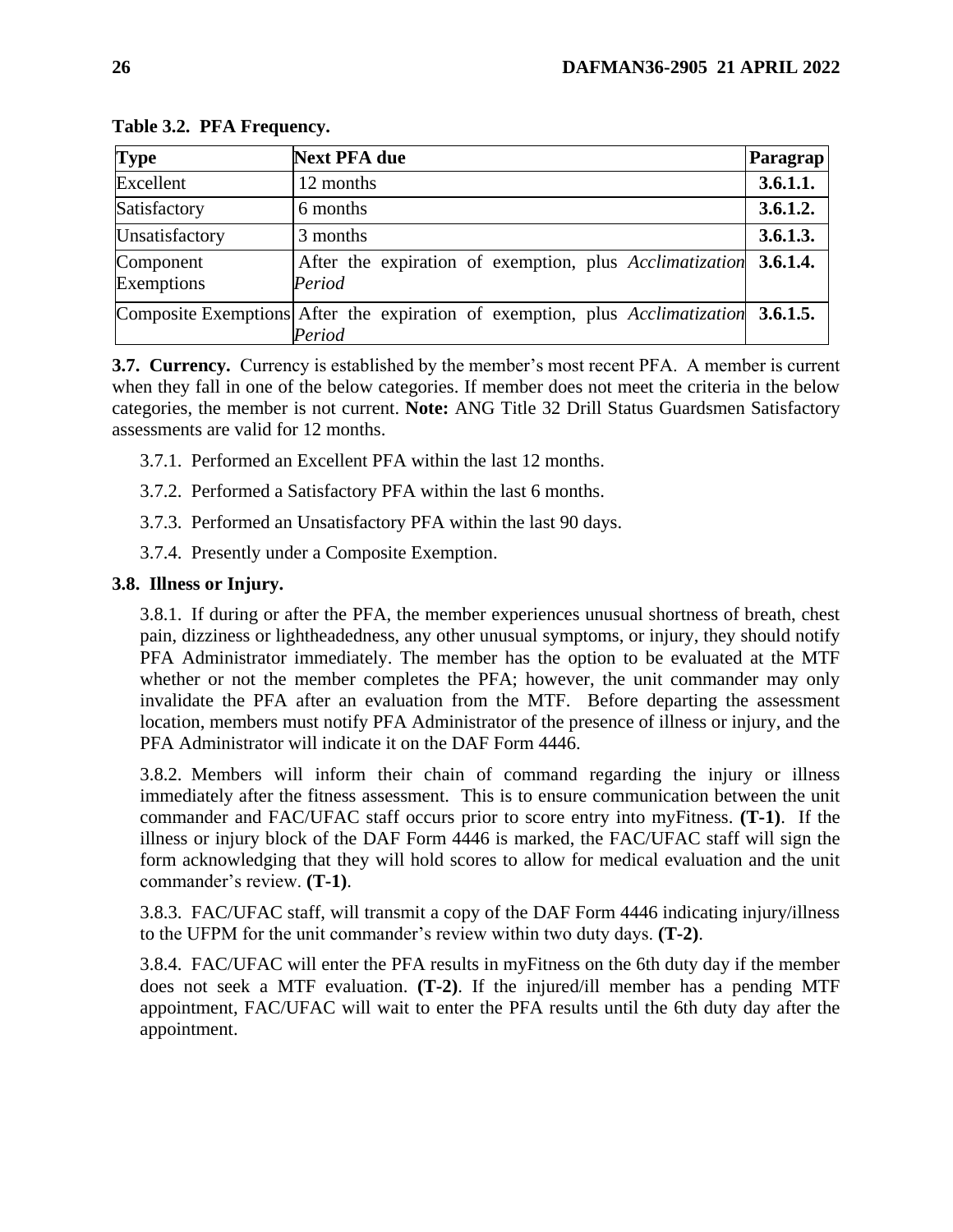**Table 3.2. PFA Frequency.**

| Type | Next PFA due | Paragrap |
|---|---|---|
| Excellent | 12 months | **3.6.1.1.** |
| Satisfactory | 6 months | **3.6.1.2.** |
| Unsatisfactory | 3 months | **3.6.1.3.** |
| Component Exemptions | After the expiration of exemption, plus *Acclimatization Period* | **3.6.1.4.** |
| Composite Exemptions | After the expiration of exemption, plus *Acclimatization Period* | **3.6.1.5.** |

**3.7. Currency.** Currency is established by the member's most recent PFA. A member is current when they fall in one of the below categories. If member does not meet the criteria in the below categories, the member is not current. **Note:** ANG Title 32 Drill Status Guardsmen Satisfactory assessments are valid for 12 months.

3.7.1. Performed an Excellent PFA within the last 12 months.

3.7.2. Performed a Satisfactory PFA within the last 6 months.

3.7.3. Performed an Unsatisfactory PFA within the last 90 days.

3.7.4. Presently under a Composite Exemption.

**3.8. Illness or Injury.**

3.8.1. If during or after the PFA, the member experiences unusual shortness of breath, chest pain, dizziness or lightheadedness, any other unusual symptoms, or injury, they should notify PFA Administrator immediately. The member has the option to be evaluated at the MTF whether or not the member completes the PFA; however, the unit commander may only invalidate the PFA after an evaluation from the MTF. Before departing the assessment location, members must notify PFA Administrator of the presence of illness or injury, and the PFA Administrator will indicate it on the DAF Form 4446.

3.8.2. Members will inform their chain of command regarding the injury or illness immediately after the fitness assessment. This is to ensure communication between the unit commander and FAC/UFAC staff occurs prior to score entry into myFitness. **(T-1)**. If the illness or injury block of the DAF Form 4446 is marked, the FAC/UFAC staff will sign the form acknowledging that they will hold scores to allow for medical evaluation and the unit commander's review. **(T-1)**.

3.8.3. FAC/UFAC staff, will transmit a copy of the DAF Form 4446 indicating injury/illness to the UFPM for the unit commander's review within two duty days. **(T-2)**.

3.8.4. FAC/UFAC will enter the PFA results in myFitness on the 6th duty day if the member does not seek a MTF evaluation. **(T-2)**. If the injured/ill member has a pending MTF appointment, FAC/UFAC will wait to enter the PFA results until the 6th duty day after the appointment.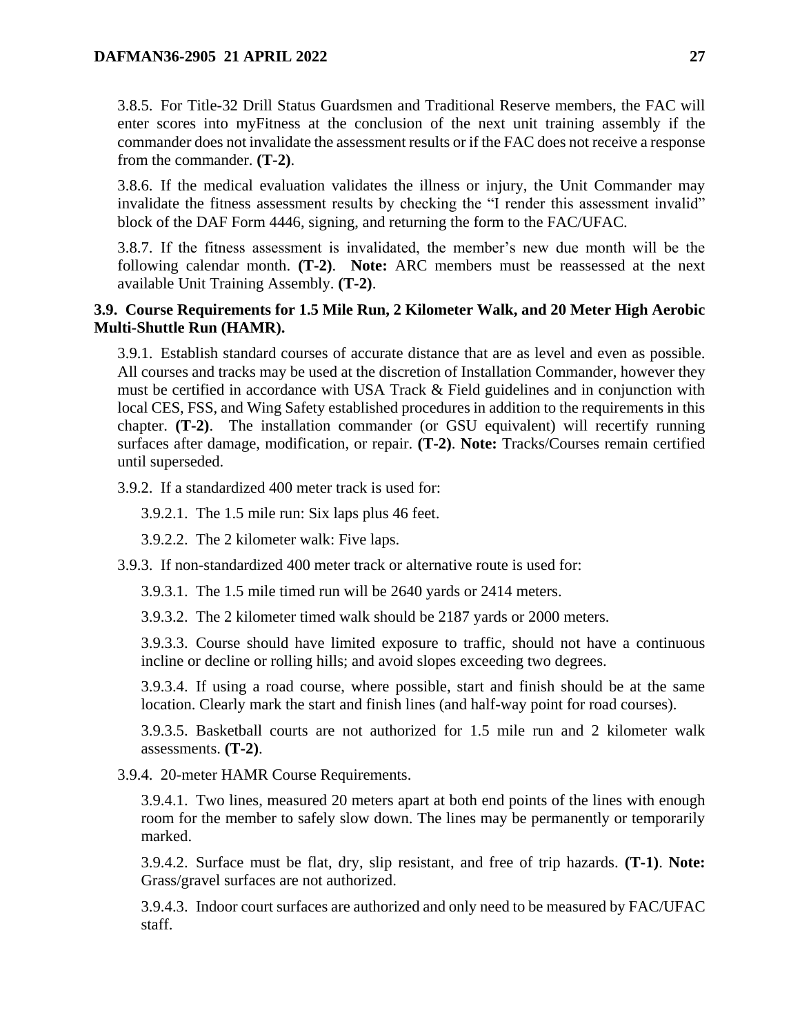3.8.5. For Title-32 Drill Status Guardsmen and Traditional Reserve members, the FAC will enter scores into myFitness at the conclusion of the next unit training assembly if the commander does not invalidate the assessment results or if the FAC does not receive a response from the commander. **(T-2)**.

3.8.6. If the medical evaluation validates the illness or injury, the Unit Commander may invalidate the fitness assessment results by checking the "I render this assessment invalid" block of the DAF Form 4446, signing, and returning the form to the FAC/UFAC.

3.8.7. If the fitness assessment is invalidated, the member's new due month will be the following calendar month. **(T-2)**. **Note:** ARC members must be reassessed at the next available Unit Training Assembly. **(T-2)**.

**3.9. Course Requirements for 1.5 Mile Run, 2 Kilometer Walk, and 20 Meter High Aerobic Multi-Shuttle Run (HAMR).**

3.9.1. Establish standard courses of accurate distance that are as level and even as possible. All courses and tracks may be used at the discretion of Installation Commander, however they must be certified in accordance with USA Track & Field guidelines and in conjunction with local CES, FSS, and Wing Safety established procedures in addition to the requirements in this chapter. **(T-2)**. The installation commander (or GSU equivalent) will recertify running surfaces after damage, modification, or repair. **(T-2)**. **Note:** Tracks/Courses remain certified until superseded.

3.9.2. If a standardized 400 meter track is used for:

3.9.2.1. The 1.5 mile run: Six laps plus 46 feet.

3.9.2.2. The 2 kilometer walk: Five laps.

3.9.3. If non-standardized 400 meter track or alternative route is used for:

3.9.3.1. The 1.5 mile timed run will be 2640 yards or 2414 meters.

3.9.3.2. The 2 kilometer timed walk should be 2187 yards or 2000 meters.

3.9.3.3. Course should have limited exposure to traffic, should not have a continuous incline or decline or rolling hills; and avoid slopes exceeding two degrees.

3.9.3.4. If using a road course, where possible, start and finish should be at the same location. Clearly mark the start and finish lines (and half-way point for road courses).

3.9.3.5. Basketball courts are not authorized for 1.5 mile run and 2 kilometer walk assessments. **(T-2)**.

3.9.4. 20-meter HAMR Course Requirements.

3.9.4.1. Two lines, measured 20 meters apart at both end points of the lines with enough room for the member to safely slow down. The lines may be permanently or temporarily marked.

3.9.4.2. Surface must be flat, dry, slip resistant, and free of trip hazards. **(T-1)**. **Note:** Grass/gravel surfaces are not authorized.

3.9.4.3. Indoor court surfaces are authorized and only need to be measured by FAC/UFAC staff.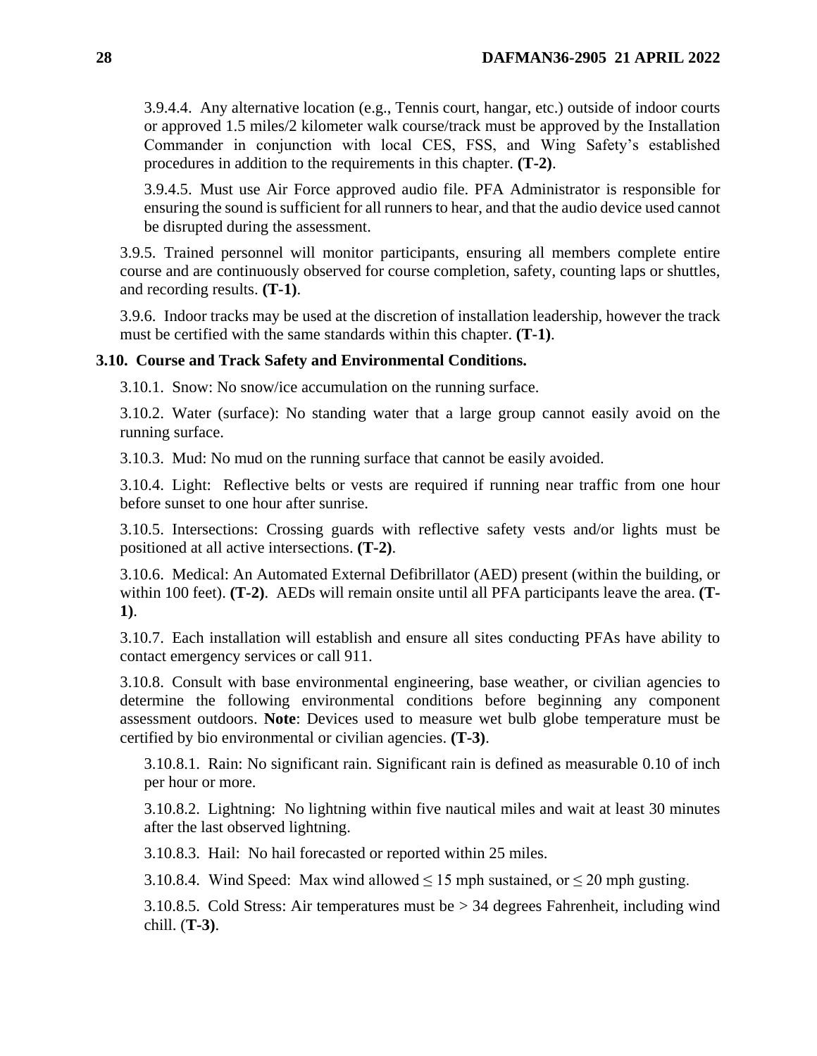3.9.4.4. Any alternative location (e.g., Tennis court, hangar, etc.) outside of indoor courts or approved 1.5 miles/2 kilometer walk course/track must be approved by the Installation Commander in conjunction with local CES, FSS, and Wing Safety's established procedures in addition to the requirements in this chapter. **(T-2)**.

3.9.4.5. Must use Air Force approved audio file. PFA Administrator is responsible for ensuring the sound is sufficient for all runners to hear, and that the audio device used cannot be disrupted during the assessment.

3.9.5. Trained personnel will monitor participants, ensuring all members complete entire course and are continuously observed for course completion, safety, counting laps or shuttles, and recording results. **(T-1)**.

3.9.6. Indoor tracks may be used at the discretion of installation leadership, however the track must be certified with the same standards within this chapter. **(T-1)**.

**3.10. Course and Track Safety and Environmental Conditions.**

3.10.1. Snow: No snow/ice accumulation on the running surface.

3.10.2. Water (surface): No standing water that a large group cannot easily avoid on the running surface.

3.10.3. Mud: No mud on the running surface that cannot be easily avoided.

3.10.4. Light: Reflective belts or vests are required if running near traffic from one hour before sunset to one hour after sunrise.

3.10.5. Intersections: Crossing guards with reflective safety vests and/or lights must be positioned at all active intersections. **(T-2)**.

3.10.6. Medical: An Automated External Defibrillator (AED) present (within the building, or within 100 feet). **(T-2)**. AEDs will remain onsite until all PFA participants leave the area. **(T-1)**.

3.10.7. Each installation will establish and ensure all sites conducting PFAs have ability to contact emergency services or call 911.

3.10.8. Consult with base environmental engineering, base weather, or civilian agencies to determine the following environmental conditions before beginning any component assessment outdoors. **Note**: Devices used to measure wet bulb globe temperature must be certified by bio environmental or civilian agencies. **(T-3)**.

3.10.8.1. Rain: No significant rain. Significant rain is defined as measurable 0.10 of inch per hour or more.

3.10.8.2. Lightning: No lightning within five nautical miles and wait at least 30 minutes after the last observed lightning.

3.10.8.3. Hail: No hail forecasted or reported within 25 miles.

3.10.8.4. Wind Speed: Max wind allowed ≤ 15 mph sustained, or ≤ 20 mph gusting.

3.10.8.5. Cold Stress: Air temperatures must be > 34 degrees Fahrenheit, including wind chill. (**T-3)**.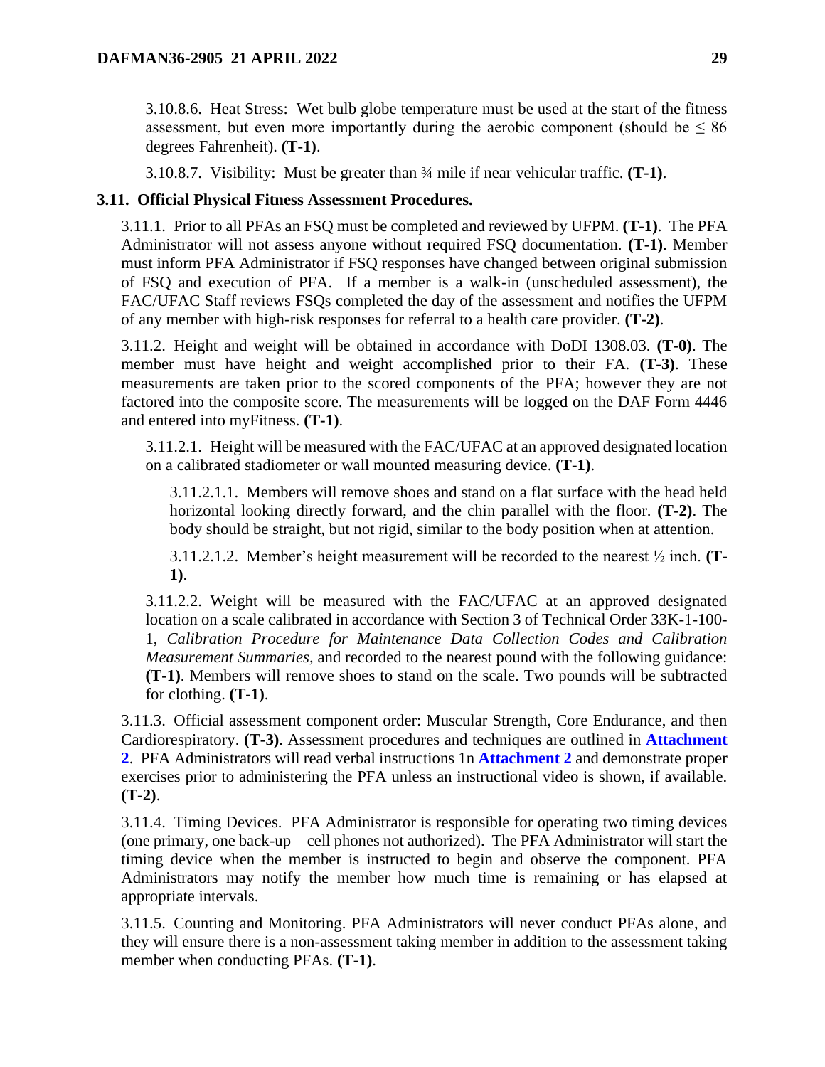3.10.8.6. Heat Stress: Wet bulb globe temperature must be used at the start of the fitness assessment, but even more importantly during the aerobic component (should be ≤ 86 degrees Fahrenheit). **(T-1)**.

3.10.8.7. Visibility: Must be greater than ¾ mile if near vehicular traffic. **(T-1)**.

**3.11. Official Physical Fitness Assessment Procedures.**

3.11.1. Prior to all PFAs an FSQ must be completed and reviewed by UFPM. **(T-1)**. The PFA Administrator will not assess anyone without required FSQ documentation. **(T-1)**. Member must inform PFA Administrator if FSQ responses have changed between original submission of FSQ and execution of PFA. If a member is a walk-in (unscheduled assessment), the FAC/UFAC Staff reviews FSQs completed the day of the assessment and notifies the UFPM of any member with high-risk responses for referral to a health care provider. **(T-2)**.

3.11.2. Height and weight will be obtained in accordance with DoDI 1308.03. **(T-0)**. The member must have height and weight accomplished prior to their FA. **(T-3)**. These measurements are taken prior to the scored components of the PFA; however they are not factored into the composite score. The measurements will be logged on the DAF Form 4446 and entered into myFitness. **(T-1)**.

3.11.2.1. Height will be measured with the FAC/UFAC at an approved designated location on a calibrated stadiometer or wall mounted measuring device. **(T-1)**.

3.11.2.1.1. Members will remove shoes and stand on a flat surface with the head held horizontal looking directly forward, and the chin parallel with the floor. **(T-2)**. The body should be straight, but not rigid, similar to the body position when at attention.

3.11.2.1.2. Member's height measurement will be recorded to the nearest ½ inch. **(T-1)**.

3.11.2.2. Weight will be measured with the FAC/UFAC at an approved designated location on a scale calibrated in accordance with Section 3 of Technical Order 33K-1-100-1, *Calibration Procedure for Maintenance Data Collection Codes and Calibration Measurement Summaries,* and recorded to the nearest pound with the following guidance: **(T-1)**. Members will remove shoes to stand on the scale. Two pounds will be subtracted for clothing. **(T-1)**.

3.11.3. Official assessment component order: Muscular Strength, Core Endurance, and then Cardiorespiratory. **(T-3)**. Assessment procedures and techniques are outlined in **Attachment 2**. PFA Administrators will read verbal instructions 1n **Attachment 2** and demonstrate proper exercises prior to administering the PFA unless an instructional video is shown, if available. **(T-2)**.

3.11.4. Timing Devices. PFA Administrator is responsible for operating two timing devices (one primary, one back-up—cell phones not authorized). The PFA Administrator will start the timing device when the member is instructed to begin and observe the component. PFA Administrators may notify the member how much time is remaining or has elapsed at appropriate intervals.

3.11.5. Counting and Monitoring. PFA Administrators will never conduct PFAs alone, and they will ensure there is a non-assessment taking member in addition to the assessment taking member when conducting PFAs. **(T-1)**.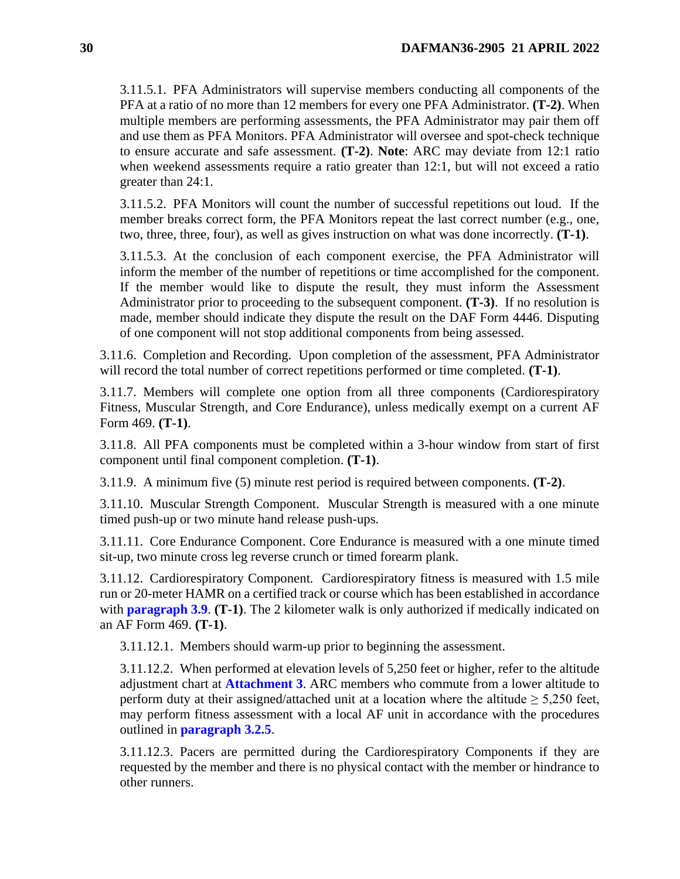3.11.5.1. PFA Administrators will supervise members conducting all components of the PFA at a ratio of no more than 12 members for every one PFA Administrator. **(T-2)**. When multiple members are performing assessments, the PFA Administrator may pair them off and use them as PFA Monitors. PFA Administrator will oversee and spot-check technique to ensure accurate and safe assessment. **(T-2)**. **Note**: ARC may deviate from 12:1 ratio when weekend assessments require a ratio greater than 12:1, but will not exceed a ratio greater than 24:1.

3.11.5.2. PFA Monitors will count the number of successful repetitions out loud. If the member breaks correct form, the PFA Monitors repeat the last correct number (e.g., one, two, three, three, four), as well as gives instruction on what was done incorrectly. **(T-1)**.

3.11.5.3. At the conclusion of each component exercise, the PFA Administrator will inform the member of the number of repetitions or time accomplished for the component. If the member would like to dispute the result, they must inform the Assessment Administrator prior to proceeding to the subsequent component. **(T-3)**. If no resolution is made, member should indicate they dispute the result on the DAF Form 4446. Disputing of one component will not stop additional components from being assessed.

3.11.6. Completion and Recording. Upon completion of the assessment, PFA Administrator will record the total number of correct repetitions performed or time completed. **(T-1)**.

3.11.7. Members will complete one option from all three components (Cardiorespiratory Fitness, Muscular Strength, and Core Endurance), unless medically exempt on a current AF Form 469. **(T-1)**.

3.11.8. All PFA components must be completed within a 3-hour window from start of first component until final component completion. **(T-1)**.

3.11.9. A minimum five (5) minute rest period is required between components. **(T-2)**.

3.11.10. Muscular Strength Component. Muscular Strength is measured with a one minute timed push-up or two minute hand release push-ups.

3.11.11. Core Endurance Component. Core Endurance is measured with a one minute timed sit-up, two minute cross leg reverse crunch or timed forearm plank.

3.11.12. Cardiorespiratory Component*.* Cardiorespiratory fitness is measured with 1.5 mile run or 20-meter HAMR on a certified track or course which has been established in accordance with **paragraph 3.9**. **(T-1)**. The 2 kilometer walk is only authorized if medically indicated on an AF Form 469. **(T-1)**.

3.11.12.1. Members should warm-up prior to beginning the assessment.

3.11.12.2. When performed at elevation levels of 5,250 feet or higher, refer to the altitude adjustment chart at **Attachment 3**. ARC members who commute from a lower altitude to perform duty at their assigned/attached unit at a location where the altitude ≥ 5,250 feet, may perform fitness assessment with a local AF unit in accordance with the procedures outlined in **paragraph 3.2.5**.

3.11.12.3. Pacers are permitted during the Cardiorespiratory Components if they are requested by the member and there is no physical contact with the member or hindrance to other runners.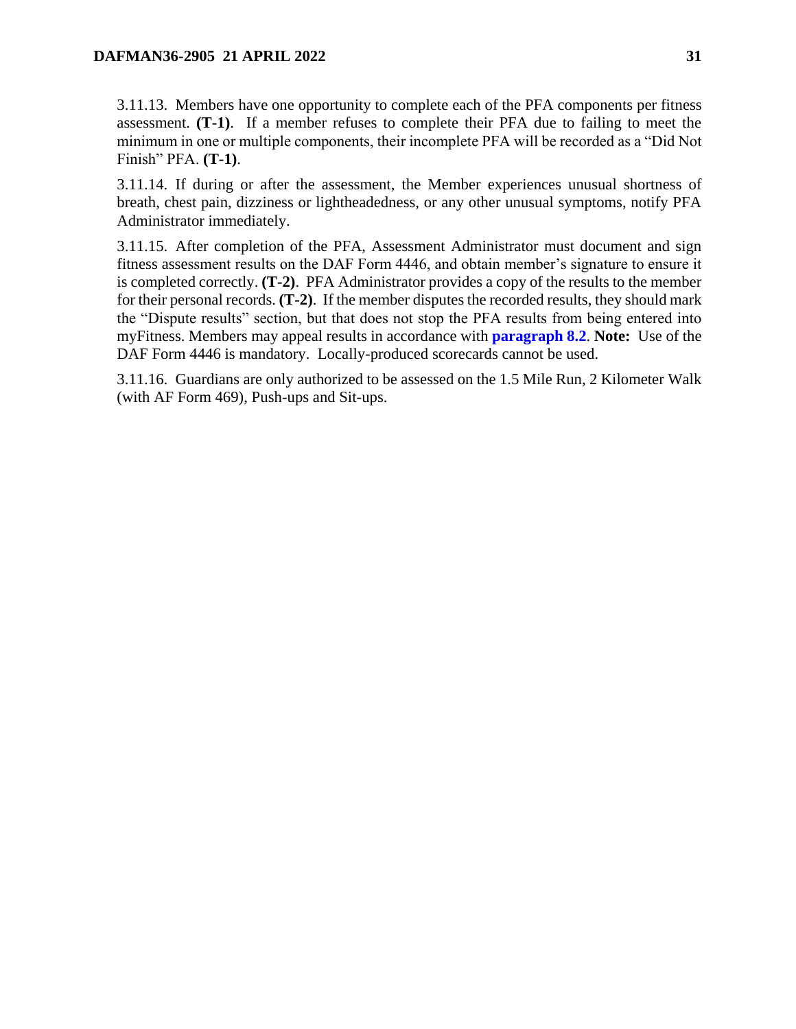3.11.13. Members have one opportunity to complete each of the PFA components per fitness assessment. **(T-1)**. If a member refuses to complete their PFA due to failing to meet the minimum in one or multiple components, their incomplete PFA will be recorded as a "Did Not Finish" PFA. **(T-1)**.

3.11.14. If during or after the assessment, the Member experiences unusual shortness of breath, chest pain, dizziness or lightheadedness, or any other unusual symptoms, notify PFA Administrator immediately.

3.11.15. After completion of the PFA, Assessment Administrator must document and sign fitness assessment results on the DAF Form 4446, and obtain member's signature to ensure it is completed correctly. **(T-2)**. PFA Administrator provides a copy of the results to the member for their personal records. **(T-2)**. If the member disputes the recorded results, they should mark the "Dispute results" section, but that does not stop the PFA results from being entered into myFitness. Members may appeal results in accordance with **paragraph 8.2**. **Note:** Use of the DAF Form 4446 is mandatory. Locally-produced scorecards cannot be used.

3.11.16. Guardians are only authorized to be assessed on the 1.5 Mile Run, 2 Kilometer Walk (with AF Form 469), Push-ups and Sit-ups.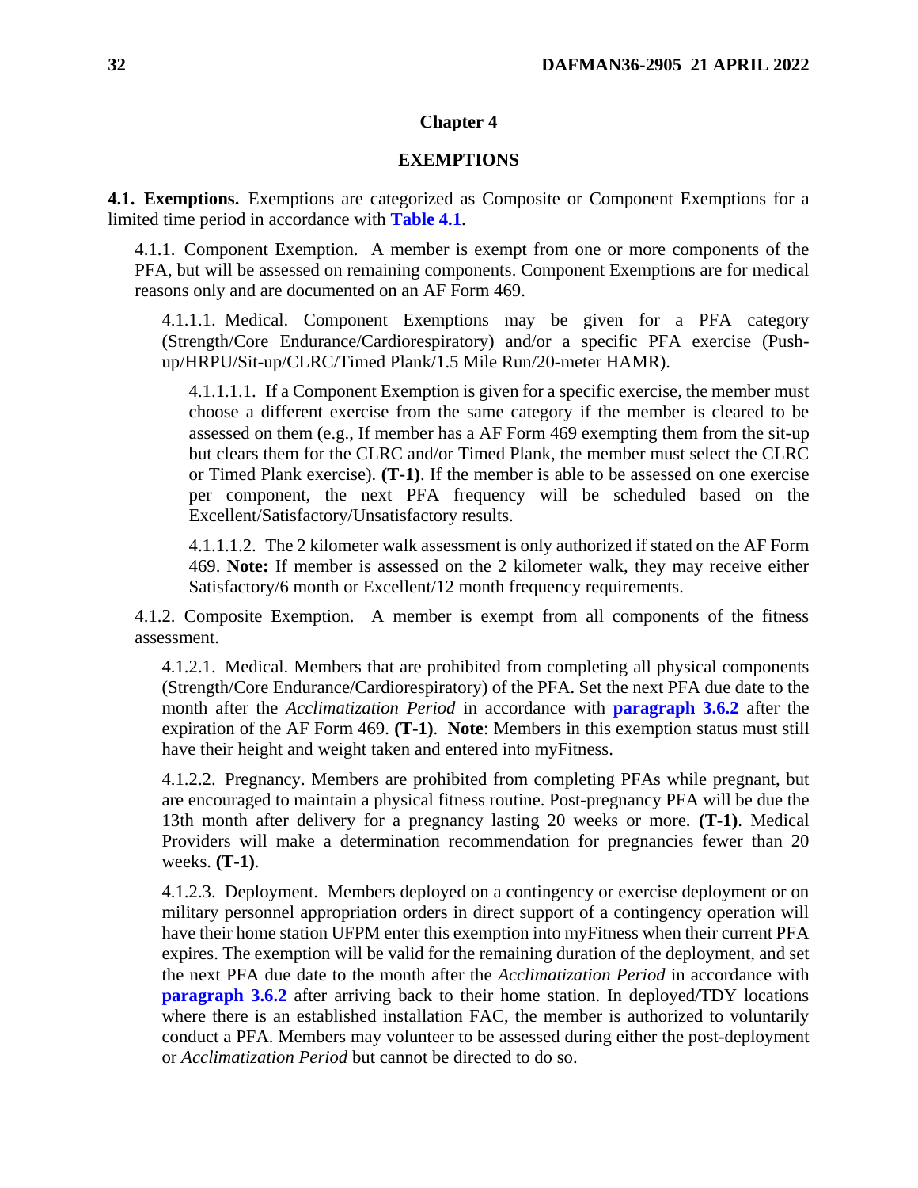# Chapter 4

## EXEMPTIONS

**4.1. Exemptions.** Exemptions are categorized as Composite or Component Exemptions for a limited time period in accordance with **Table 4.1**.

4.1.1. Component Exemption. A member is exempt from one or more components of the PFA, but will be assessed on remaining components. Component Exemptions are for medical reasons only and are documented on an AF Form 469.

4.1.1.1. Medical. Component Exemptions may be given for a PFA category (Strength/Core Endurance/Cardiorespiratory) and/or a specific PFA exercise (Push-up/HRPU/Sit-up/CLRC/Timed Plank/1.5 Mile Run/20-meter HAMR).

4.1.1.1.1. If a Component Exemption is given for a specific exercise, the member must choose a different exercise from the same category if the member is cleared to be assessed on them (e.g., If member has a AF Form 469 exempting them from the sit-up but clears them for the CLRC and/or Timed Plank, the member must select the CLRC or Timed Plank exercise). **(T-1)**. If the member is able to be assessed on one exercise per component, the next PFA frequency will be scheduled based on the Excellent/Satisfactory/Unsatisfactory results.

4.1.1.1.2. The 2 kilometer walk assessment is only authorized if stated on the AF Form 469. **Note:** If member is assessed on the 2 kilometer walk, they may receive either Satisfactory/6 month or Excellent/12 month frequency requirements.

4.1.2. Composite Exemption. A member is exempt from all components of the fitness assessment.

4.1.2.1. Medical. Members that are prohibited from completing all physical components (Strength/Core Endurance/Cardiorespiratory) of the PFA. Set the next PFA due date to the month after the *Acclimatization Period* in accordance with **paragraph 3.6.2** after the expiration of the AF Form 469. **(T-1)**. **Note**: Members in this exemption status must still have their height and weight taken and entered into myFitness.

4.1.2.2. Pregnancy. Members are prohibited from completing PFAs while pregnant, but are encouraged to maintain a physical fitness routine. Post-pregnancy PFA will be due the 13th month after delivery for a pregnancy lasting 20 weeks or more. **(T-1)**. Medical Providers will make a determination recommendation for pregnancies fewer than 20 weeks. **(T-1)**.

4.1.2.3. Deployment. Members deployed on a contingency or exercise deployment or on military personnel appropriation orders in direct support of a contingency operation will have their home station UFPM enter this exemption into myFitness when their current PFA expires. The exemption will be valid for the remaining duration of the deployment, and set the next PFA due date to the month after the *Acclimatization Period* in accordance with **paragraph 3.6.2** after arriving back to their home station. In deployed/TDY locations where there is an established installation FAC, the member is authorized to voluntarily conduct a PFA. Members may volunteer to be assessed during either the post-deployment or *Acclimatization Period* but cannot be directed to do so.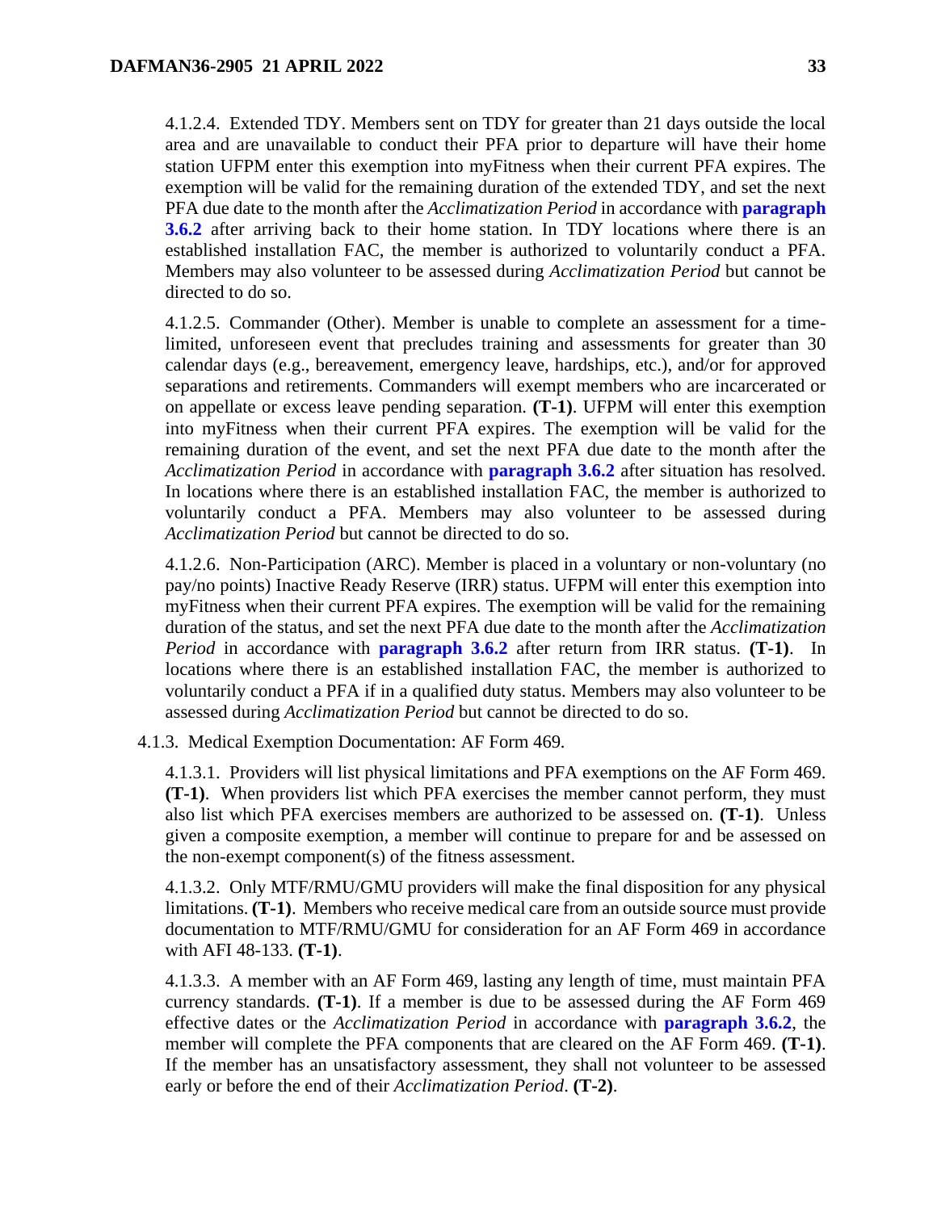4.1.2.4. Extended TDY. Members sent on TDY for greater than 21 days outside the local area and are unavailable to conduct their PFA prior to departure will have their home station UFPM enter this exemption into myFitness when their current PFA expires. The exemption will be valid for the remaining duration of the extended TDY, and set the next PFA due date to the month after the *Acclimatization Period* in accordance with **paragraph 3.6.2** after arriving back to their home station. In TDY locations where there is an established installation FAC, the member is authorized to voluntarily conduct a PFA. Members may also volunteer to be assessed during *Acclimatization Period* but cannot be directed to do so.

4.1.2.5. Commander (Other). Member is unable to complete an assessment for a time-limited, unforeseen event that precludes training and assessments for greater than 30 calendar days (e.g., bereavement, emergency leave, hardships, etc.), and/or for approved separations and retirements. Commanders will exempt members who are incarcerated or on appellate or excess leave pending separation. **(T-1)**. UFPM will enter this exemption into myFitness when their current PFA expires. The exemption will be valid for the remaining duration of the event, and set the next PFA due date to the month after the *Acclimatization Period* in accordance with **paragraph 3.6.2** after situation has resolved. In locations where there is an established installation FAC, the member is authorized to voluntarily conduct a PFA. Members may also volunteer to be assessed during *Acclimatization Period* but cannot be directed to do so.

4.1.2.6. Non-Participation (ARC). Member is placed in a voluntary or non-voluntary (no pay/no points) Inactive Ready Reserve (IRR) status. UFPM will enter this exemption into myFitness when their current PFA expires. The exemption will be valid for the remaining duration of the status, and set the next PFA due date to the month after the *Acclimatization Period* in accordance with **paragraph 3.6.2** after return from IRR status. **(T-1)**. In locations where there is an established installation FAC, the member is authorized to voluntarily conduct a PFA if in a qualified duty status. Members may also volunteer to be assessed during *Acclimatization Period* but cannot be directed to do so.

4.1.3. Medical Exemption Documentation: AF Form 469.

4.1.3.1. Providers will list physical limitations and PFA exemptions on the AF Form 469. **(T-1)**. When providers list which PFA exercises the member cannot perform, they must also list which PFA exercises members are authorized to be assessed on. **(T-1)**. Unless given a composite exemption, a member will continue to prepare for and be assessed on the non-exempt component(s) of the fitness assessment.

4.1.3.2. Only MTF/RMU/GMU providers will make the final disposition for any physical limitations. **(T-1)**. Members who receive medical care from an outside source must provide documentation to MTF/RMU/GMU for consideration for an AF Form 469 in accordance with AFI 48-133. **(T-1)**.

4.1.3.3. A member with an AF Form 469, lasting any length of time, must maintain PFA currency standards. **(T-1)**. If a member is due to be assessed during the AF Form 469 effective dates or the *Acclimatization Period* in accordance with **paragraph 3.6.2**, the member will complete the PFA components that are cleared on the AF Form 469. **(T-1)**. If the member has an unsatisfactory assessment, they shall not volunteer to be assessed early or before the end of their *Acclimatization Period*. **(T-2)**.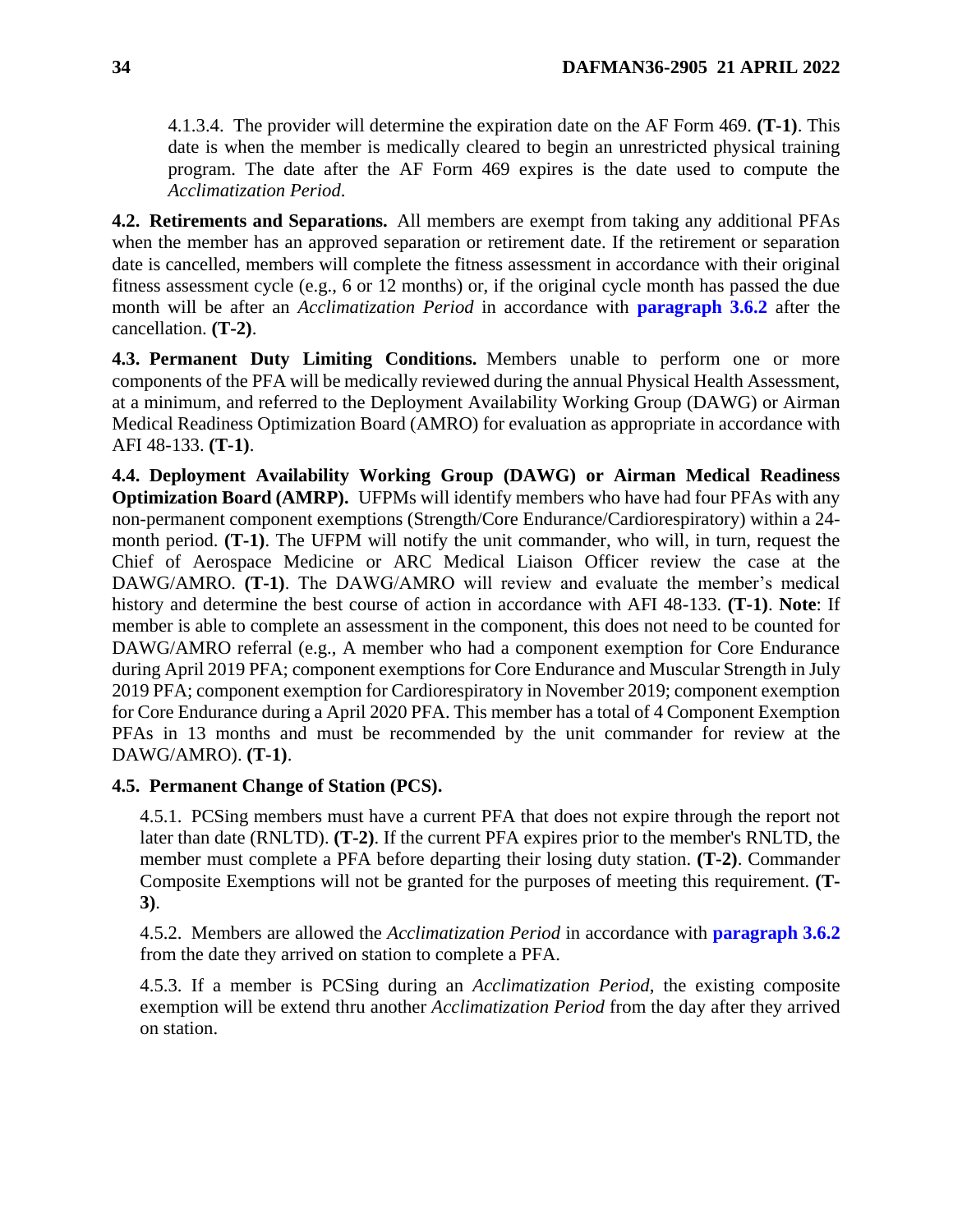4.1.3.4. The provider will determine the expiration date on the AF Form 469. **(T-1)**. This date is when the member is medically cleared to begin an unrestricted physical training program. The date after the AF Form 469 expires is the date used to compute the *Acclimatization Period*.

**4.2. Retirements and Separations.** All members are exempt from taking any additional PFAs when the member has an approved separation or retirement date. If the retirement or separation date is cancelled, members will complete the fitness assessment in accordance with their original fitness assessment cycle (e.g., 6 or 12 months) or, if the original cycle month has passed the due month will be after an *Acclimatization Period* in accordance with **paragraph 3.6.2** after the cancellation. **(T-2)**.

**4.3. Permanent Duty Limiting Conditions.** Members unable to perform one or more components of the PFA will be medically reviewed during the annual Physical Health Assessment, at a minimum, and referred to the Deployment Availability Working Group (DAWG) or Airman Medical Readiness Optimization Board (AMRO) for evaluation as appropriate in accordance with AFI 48-133. **(T-1)**.

**4.4. Deployment Availability Working Group (DAWG) or Airman Medical Readiness Optimization Board (AMRP).** UFPMs will identify members who have had four PFAs with any non-permanent component exemptions (Strength/Core Endurance/Cardiorespiratory) within a 24-month period. **(T-1)**. The UFPM will notify the unit commander, who will, in turn, request the Chief of Aerospace Medicine or ARC Medical Liaison Officer review the case at the DAWG/AMRO. **(T-1)**. The DAWG/AMRO will review and evaluate the member's medical history and determine the best course of action in accordance with AFI 48-133. **(T-1)**. **Note**: If member is able to complete an assessment in the component, this does not need to be counted for DAWG/AMRO referral (e.g., A member who had a component exemption for Core Endurance during April 2019 PFA; component exemptions for Core Endurance and Muscular Strength in July 2019 PFA; component exemption for Cardiorespiratory in November 2019; component exemption for Core Endurance during a April 2020 PFA. This member has a total of 4 Component Exemption PFAs in 13 months and must be recommended by the unit commander for review at the DAWG/AMRO). **(T-1)**.

**4.5. Permanent Change of Station (PCS).**

4.5.1. PCSing members must have a current PFA that does not expire through the report not later than date (RNLTD). **(T-2)**. If the current PFA expires prior to the member's RNLTD, the member must complete a PFA before departing their losing duty station. **(T-2)**. Commander Composite Exemptions will not be granted for the purposes of meeting this requirement. **(T-3)**.

4.5.2. Members are allowed the *Acclimatization Period* in accordance with **paragraph 3.6.2** from the date they arrived on station to complete a PFA.

4.5.3. If a member is PCSing during an *Acclimatization Period*, the existing composite exemption will be extend thru another *Acclimatization Period* from the day after they arrived on station.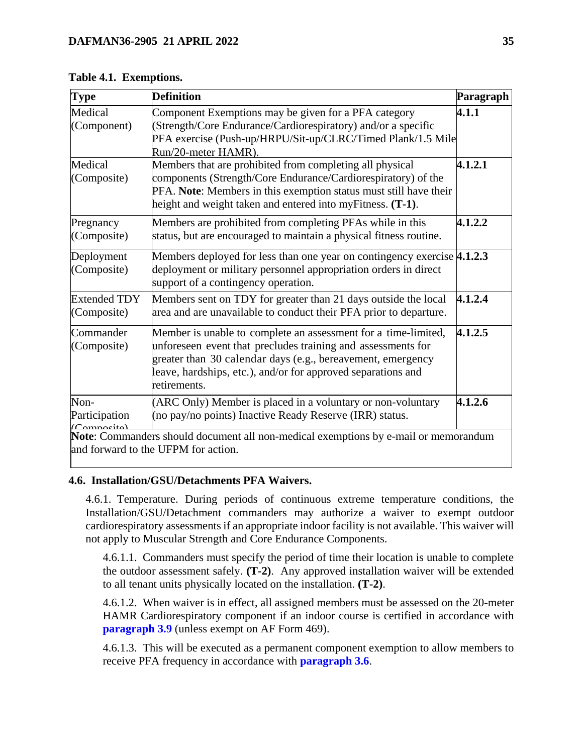**Table 4.1. Exemptions.**

| Type | Definition | Paragraph |
|---|---|---|
| Medical (Component) | Component Exemptions may be given for a PFA category (Strength/Core Endurance/Cardiorespiratory) and/or a specific PFA exercise (Push-up/HRPU/Sit-up/CLRC/Timed Plank/1.5 Mile Run/20-meter HAMR). | **4.1.1** |
| Medical (Composite) | Members that are prohibited from completing all physical components (Strength/Core Endurance/Cardiorespiratory) of the PFA. **Note**: Members in this exemption status must still have their height and weight taken and entered into myFitness. **(T-1)**. | **4.1.2.1** |
| Pregnancy (Composite) | Members are prohibited from completing PFAs while in this status, but are encouraged to maintain a physical fitness routine. | **4.1.2.2** |
| Deployment (Composite) | Members deployed for less than one year on contingency exercise deployment or military personnel appropriation orders in direct support of a contingency operation. | **4.1.2.3** |
| Extended TDY (Composite) | Members sent on TDY for greater than 21 days outside the local area and are unavailable to conduct their PFA prior to departure. | **4.1.2.4** |
| Commander (Composite) | Member is unable to complete an assessment for a time-limited, unforeseen event that precludes training and assessments for greater than 30 calendar days (e.g., bereavement, emergency leave, hardships, etc.), and/or for approved separations and retirements. | **4.1.2.5** |
| Non-Participation (Composite) | (ARC Only) Member is placed in a voluntary or non-voluntary (no pay/no points) Inactive Ready Reserve (IRR) status. | **4.1.2.6** |
| **Note**: Commanders should document all non-medical exemptions by e-mail or memorandum and forward to the UFPM for action. | | |

**4.6. Installation/GSU/Detachments PFA Waivers.**

4.6.1. Temperature. During periods of continuous extreme temperature conditions, the Installation/GSU/Detachment commanders may authorize a waiver to exempt outdoor cardiorespiratory assessments if an appropriate indoor facility is not available. This waiver will not apply to Muscular Strength and Core Endurance Components.

4.6.1.1. Commanders must specify the period of time their location is unable to complete the outdoor assessment safely. **(T-2)**. Any approved installation waiver will be extended to all tenant units physically located on the installation. **(T-2)**.

4.6.1.2. When waiver is in effect, all assigned members must be assessed on the 20-meter HAMR Cardiorespiratory component if an indoor course is certified in accordance with **paragraph 3.9** (unless exempt on AF Form 469).

4.6.1.3. This will be executed as a permanent component exemption to allow members to receive PFA frequency in accordance with **paragraph 3.6**.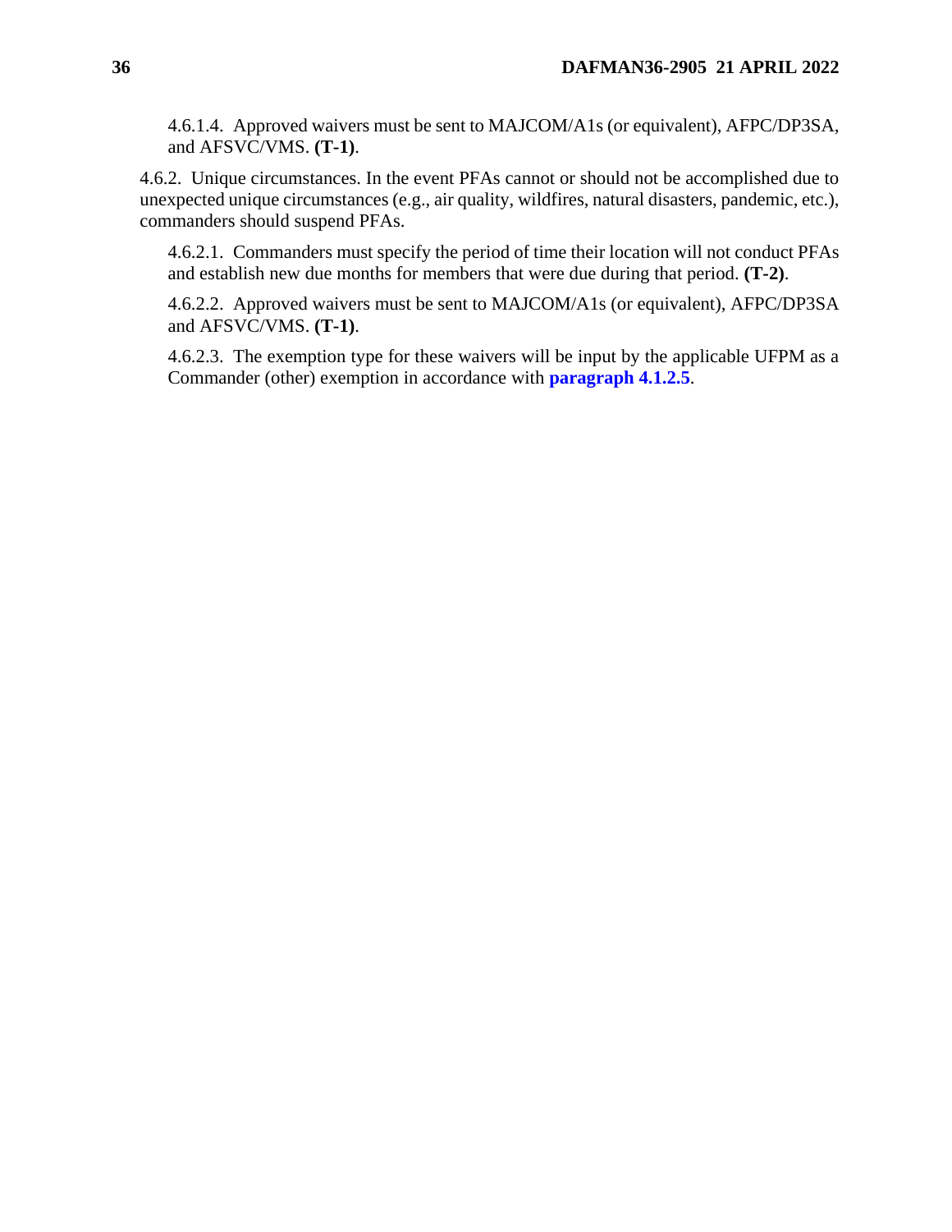4.6.1.4. Approved waivers must be sent to MAJCOM/A1s (or equivalent), AFPC/DP3SA, and AFSVC/VMS. **(T-1)**.

4.6.2. Unique circumstances. In the event PFAs cannot or should not be accomplished due to unexpected unique circumstances (e.g., air quality, wildfires, natural disasters, pandemic, etc.), commanders should suspend PFAs.

4.6.2.1. Commanders must specify the period of time their location will not conduct PFAs and establish new due months for members that were due during that period. **(T-2)**.

4.6.2.2. Approved waivers must be sent to MAJCOM/A1s (or equivalent), AFPC/DP3SA and AFSVC/VMS. **(T-1)**.

4.6.2.3. The exemption type for these waivers will be input by the applicable UFPM as a Commander (other) exemption in accordance with **paragraph 4.1.2.5**.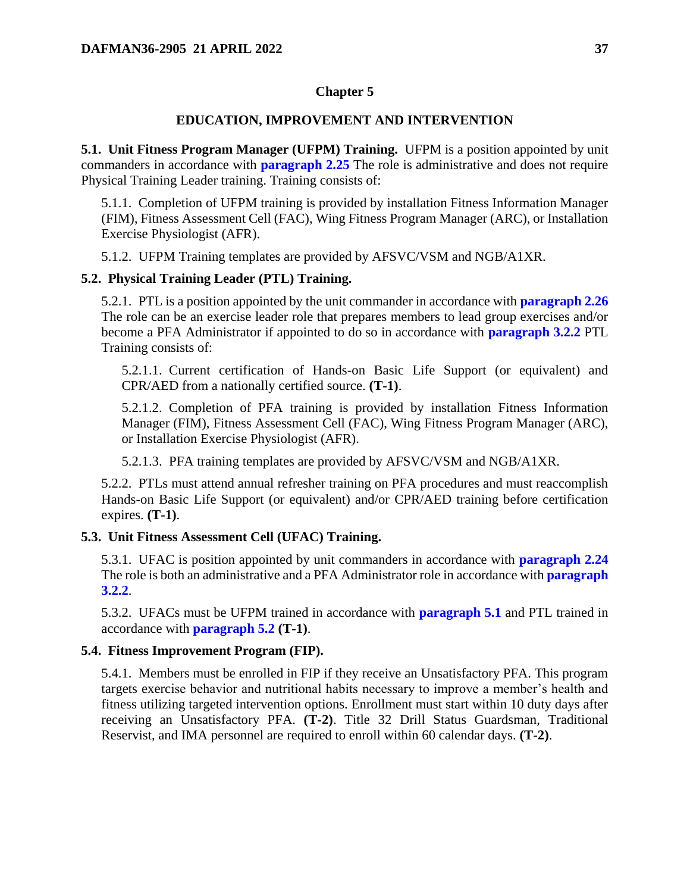# Chapter 5

## EDUCATION, IMPROVEMENT AND INTERVENTION

**5.1. Unit Fitness Program Manager (UFPM) Training.** UFPM is a position appointed by unit commanders in accordance with **paragraph 2.25** The role is administrative and does not require Physical Training Leader training. Training consists of:

5.1.1. Completion of UFPM training is provided by installation Fitness Information Manager (FIM), Fitness Assessment Cell (FAC), Wing Fitness Program Manager (ARC), or Installation Exercise Physiologist (AFR).

5.1.2. UFPM Training templates are provided by AFSVC/VSM and NGB/A1XR.

**5.2. Physical Training Leader (PTL) Training.**

5.2.1. PTL is a position appointed by the unit commander in accordance with **paragraph 2.26** The role can be an exercise leader role that prepares members to lead group exercises and/or become a PFA Administrator if appointed to do so in accordance with **paragraph 3.2.2** PTL Training consists of:

5.2.1.1. Current certification of Hands-on Basic Life Support (or equivalent) and CPR/AED from a nationally certified source. **(T-1)**.

5.2.1.2. Completion of PFA training is provided by installation Fitness Information Manager (FIM), Fitness Assessment Cell (FAC), Wing Fitness Program Manager (ARC), or Installation Exercise Physiologist (AFR).

5.2.1.3. PFA training templates are provided by AFSVC/VSM and NGB/A1XR.

5.2.2. PTLs must attend annual refresher training on PFA procedures and must reaccomplish Hands-on Basic Life Support (or equivalent) and/or CPR/AED training before certification expires. **(T-1)**.

**5.3. Unit Fitness Assessment Cell (UFAC) Training.**

5.3.1. UFAC is position appointed by unit commanders in accordance with **paragraph 2.24** The role is both an administrative and a PFA Administrator role in accordance with **paragraph 3.2.2**.

5.3.2. UFACs must be UFPM trained in accordance with **paragraph 5.1** and PTL trained in accordance with **paragraph 5.2** **(T-1)**.

**5.4. Fitness Improvement Program (FIP).**

5.4.1. Members must be enrolled in FIP if they receive an Unsatisfactory PFA. This program targets exercise behavior and nutritional habits necessary to improve a member's health and fitness utilizing targeted intervention options. Enrollment must start within 10 duty days after receiving an Unsatisfactory PFA. **(T-2)**. Title 32 Drill Status Guardsman, Traditional Reservist, and IMA personnel are required to enroll within 60 calendar days. **(T-2)**.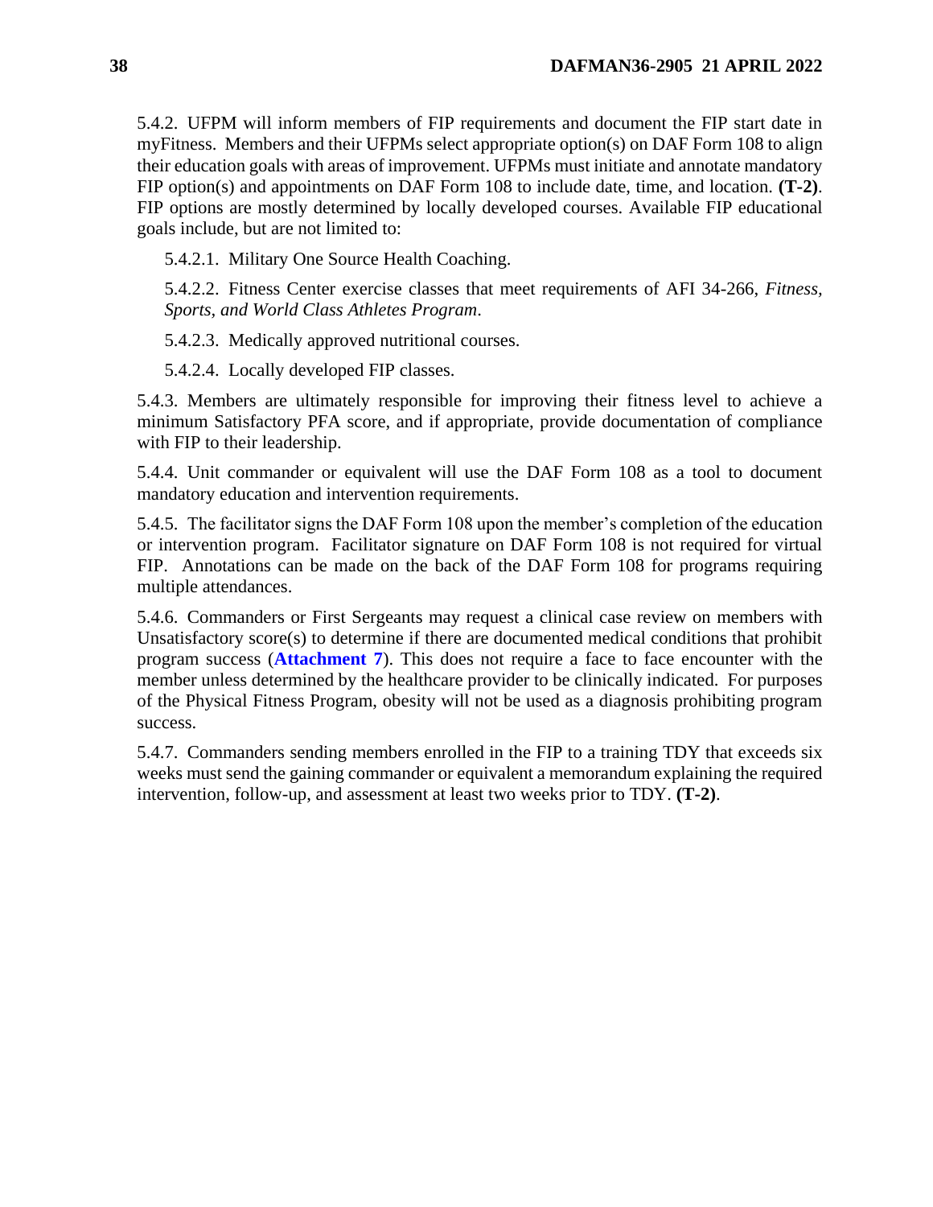5.4.2. UFPM will inform members of FIP requirements and document the FIP start date in myFitness. Members and their UFPMs select appropriate option(s) on DAF Form 108 to align their education goals with areas of improvement. UFPMs must initiate and annotate mandatory FIP option(s) and appointments on DAF Form 108 to include date, time, and location. **(T-2)**. FIP options are mostly determined by locally developed courses. Available FIP educational goals include, but are not limited to:

5.4.2.1. Military One Source Health Coaching.

5.4.2.2. Fitness Center exercise classes that meet requirements of AFI 34-266, *Fitness, Sports, and World Class Athletes Program*.

5.4.2.3. Medically approved nutritional courses.

5.4.2.4. Locally developed FIP classes.

5.4.3. Members are ultimately responsible for improving their fitness level to achieve a minimum Satisfactory PFA score, and if appropriate, provide documentation of compliance with FIP to their leadership.

5.4.4. Unit commander or equivalent will use the DAF Form 108 as a tool to document mandatory education and intervention requirements.

5.4.5. The facilitator signs the DAF Form 108 upon the member's completion of the education or intervention program. Facilitator signature on DAF Form 108 is not required for virtual FIP. Annotations can be made on the back of the DAF Form 108 for programs requiring multiple attendances.

5.4.6. Commanders or First Sergeants may request a clinical case review on members with Unsatisfactory score(s) to determine if there are documented medical conditions that prohibit program success (**Attachment 7**). This does not require a face to face encounter with the member unless determined by the healthcare provider to be clinically indicated. For purposes of the Physical Fitness Program, obesity will not be used as a diagnosis prohibiting program success.

5.4.7. Commanders sending members enrolled in the FIP to a training TDY that exceeds six weeks must send the gaining commander or equivalent a memorandum explaining the required intervention, follow-up, and assessment at least two weeks prior to TDY. **(T-2)**.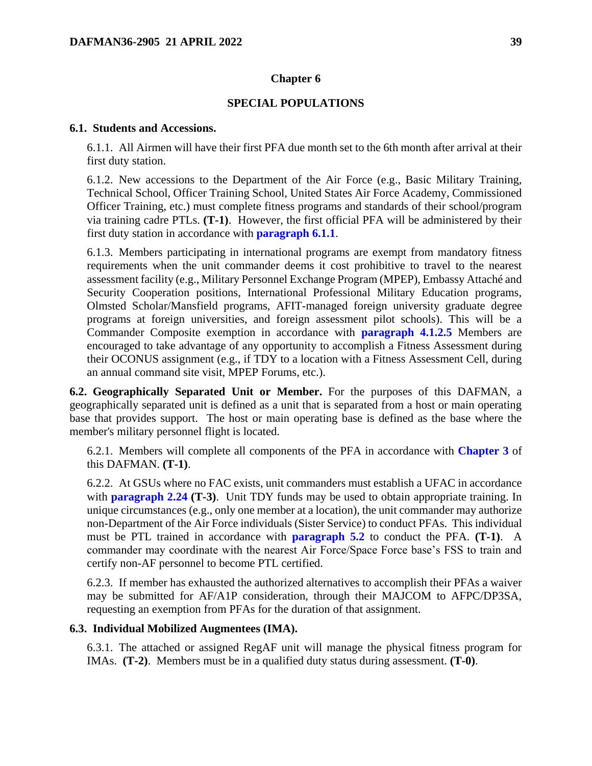# Chapter 6

## SPECIAL POPULATIONS

### 6.1. Students and Accessions.

6.1.1. All Airmen will have their first PFA due month set to the 6th month after arrival at their first duty station.

6.1.2. New accessions to the Department of the Air Force (e.g., Basic Military Training, Technical School, Officer Training School, United States Air Force Academy, Commissioned Officer Training, etc.) must complete fitness programs and standards of their school/program via training cadre PTLs. **(T-1)**. However, the first official PFA will be administered by their first duty station in accordance with **paragraph 6.1.1**.

6.1.3. Members participating in international programs are exempt from mandatory fitness requirements when the unit commander deems it cost prohibitive to travel to the nearest assessment facility (e.g., Military Personnel Exchange Program (MPEP), Embassy Attaché and Security Cooperation positions, International Professional Military Education programs, Olmsted Scholar/Mansfield programs, AFIT-managed foreign university graduate degree programs at foreign universities, and foreign assessment pilot schools). This will be a Commander Composite exemption in accordance with **paragraph 4.1.2.5** Members are encouraged to take advantage of any opportunity to accomplish a Fitness Assessment during their OCONUS assignment (e.g., if TDY to a location with a Fitness Assessment Cell, during an annual command site visit, MPEP Forums, etc.).

**6.2. Geographically Separated Unit or Member.** For the purposes of this DAFMAN, a geographically separated unit is defined as a unit that is separated from a host or main operating base that provides support. The host or main operating base is defined as the base where the member's military personnel flight is located.

6.2.1. Members will complete all components of the PFA in accordance with **Chapter 3** of this DAFMAN. **(T-1)**.

6.2.2. At GSUs where no FAC exists, unit commanders must establish a UFAC in accordance with **paragraph 2.24** **(T-3)**. Unit TDY funds may be used to obtain appropriate training. In unique circumstances (e.g., only one member at a location), the unit commander may authorize non-Department of the Air Force individuals (Sister Service) to conduct PFAs. This individual must be PTL trained in accordance with **paragraph 5.2** to conduct the PFA. **(T-1)**. A commander may coordinate with the nearest Air Force/Space Force base's FSS to train and certify non-AF personnel to become PTL certified.

6.2.3. If member has exhausted the authorized alternatives to accomplish their PFAs a waiver may be submitted for AF/A1P consideration, through their MAJCOM to AFPC/DP3SA, requesting an exemption from PFAs for the duration of that assignment.

### 6.3. Individual Mobilized Augmentees (IMA).

6.3.1. The attached or assigned RegAF unit will manage the physical fitness program for IMAs. **(T-2)**. Members must be in a qualified duty status during assessment. **(T-0)**.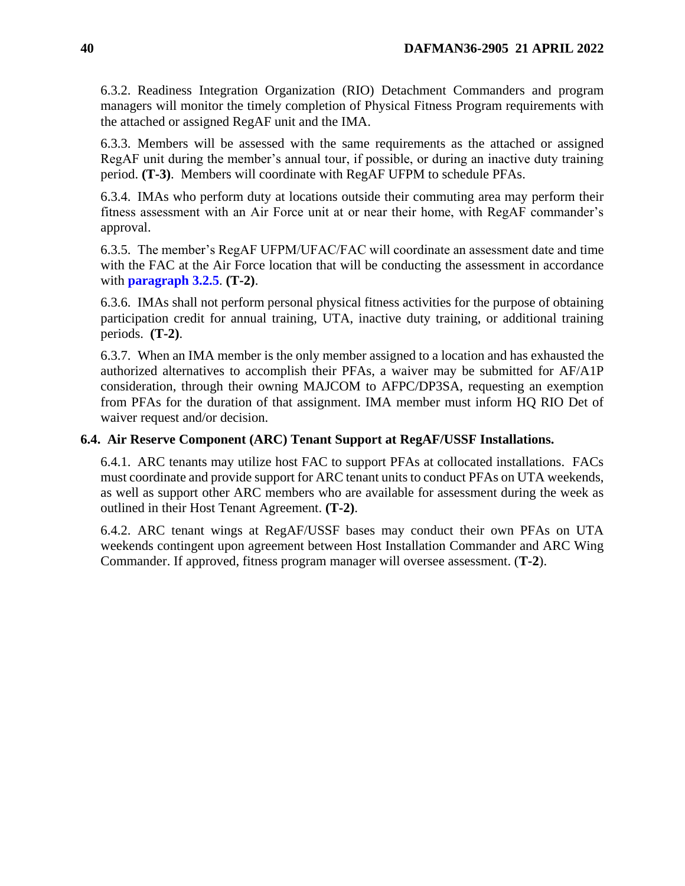6.3.2. Readiness Integration Organization (RIO) Detachment Commanders and program managers will monitor the timely completion of Physical Fitness Program requirements with the attached or assigned RegAF unit and the IMA.

6.3.3. Members will be assessed with the same requirements as the attached or assigned RegAF unit during the member's annual tour, if possible, or during an inactive duty training period. **(T-3)**. Members will coordinate with RegAF UFPM to schedule PFAs.

6.3.4. IMAs who perform duty at locations outside their commuting area may perform their fitness assessment with an Air Force unit at or near their home, with RegAF commander's approval.

6.3.5. The member's RegAF UFPM/UFAC/FAC will coordinate an assessment date and time with the FAC at the Air Force location that will be conducting the assessment in accordance with **paragraph 3.2.5**. **(T-2)**.

6.3.6. IMAs shall not perform personal physical fitness activities for the purpose of obtaining participation credit for annual training, UTA, inactive duty training, or additional training periods. **(T-2)**.

6.3.7. When an IMA member is the only member assigned to a location and has exhausted the authorized alternatives to accomplish their PFAs, a waiver may be submitted for AF/A1P consideration, through their owning MAJCOM to AFPC/DP3SA, requesting an exemption from PFAs for the duration of that assignment. IMA member must inform HQ RIO Det of waiver request and/or decision.

**6.4. Air Reserve Component (ARC) Tenant Support at RegAF/USSF Installations.**

6.4.1. ARC tenants may utilize host FAC to support PFAs at collocated installations. FACs must coordinate and provide support for ARC tenant units to conduct PFAs on UTA weekends, as well as support other ARC members who are available for assessment during the week as outlined in their Host Tenant Agreement. **(T-2)**.

6.4.2. ARC tenant wings at RegAF/USSF bases may conduct their own PFAs on UTA weekends contingent upon agreement between Host Installation Commander and ARC Wing Commander. If approved, fitness program manager will oversee assessment. (**T-2**).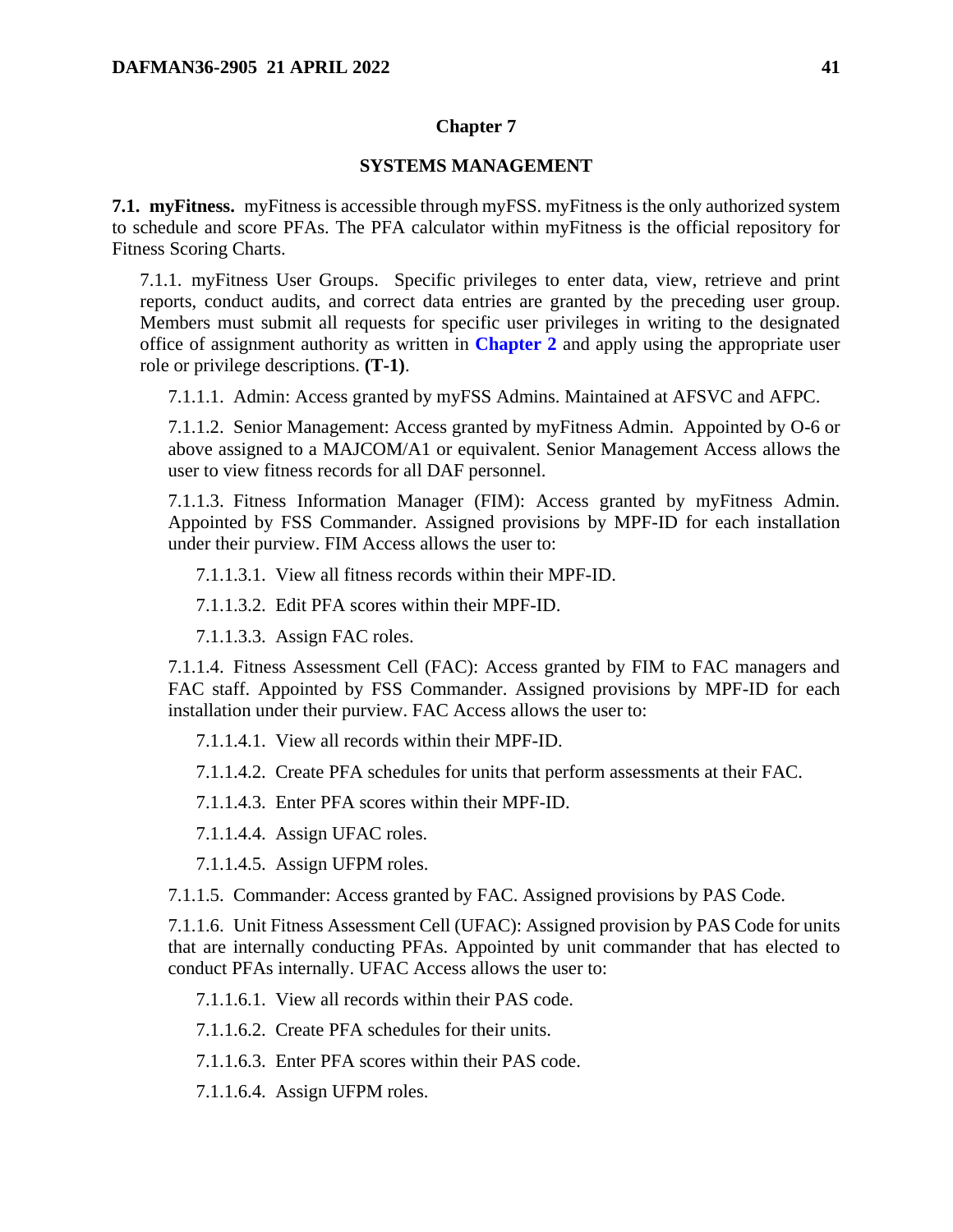# Chapter 7

## SYSTEMS MANAGEMENT

**7.1. myFitness.** myFitness is accessible through myFSS. myFitness is the only authorized system to schedule and score PFAs. The PFA calculator within myFitness is the official repository for Fitness Scoring Charts.

7.1.1. myFitness User Groups. Specific privileges to enter data, view, retrieve and print reports, conduct audits, and correct data entries are granted by the preceding user group. Members must submit all requests for specific user privileges in writing to the designated office of assignment authority as written in **Chapter 2** and apply using the appropriate user role or privilege descriptions. **(T-1)**.

7.1.1.1. Admin: Access granted by myFSS Admins. Maintained at AFSVC and AFPC.

7.1.1.2. Senior Management: Access granted by myFitness Admin. Appointed by O-6 or above assigned to a MAJCOM/A1 or equivalent. Senior Management Access allows the user to view fitness records for all DAF personnel.

7.1.1.3. Fitness Information Manager (FIM): Access granted by myFitness Admin. Appointed by FSS Commander. Assigned provisions by MPF-ID for each installation under their purview. FIM Access allows the user to:

7.1.1.3.1. View all fitness records within their MPF-ID.

7.1.1.3.2. Edit PFA scores within their MPF-ID.

7.1.1.3.3. Assign FAC roles.

7.1.1.4. Fitness Assessment Cell (FAC): Access granted by FIM to FAC managers and FAC staff. Appointed by FSS Commander. Assigned provisions by MPF-ID for each installation under their purview. FAC Access allows the user to:

7.1.1.4.1. View all records within their MPF-ID.

7.1.1.4.2. Create PFA schedules for units that perform assessments at their FAC.

7.1.1.4.3. Enter PFA scores within their MPF-ID.

7.1.1.4.4. Assign UFAC roles.

7.1.1.4.5. Assign UFPM roles.

7.1.1.5. Commander: Access granted by FAC. Assigned provisions by PAS Code.

7.1.1.6. Unit Fitness Assessment Cell (UFAC): Assigned provision by PAS Code for units that are internally conducting PFAs. Appointed by unit commander that has elected to conduct PFAs internally. UFAC Access allows the user to:

7.1.1.6.1. View all records within their PAS code.

7.1.1.6.2. Create PFA schedules for their units.

7.1.1.6.3. Enter PFA scores within their PAS code.

7.1.1.6.4. Assign UFPM roles.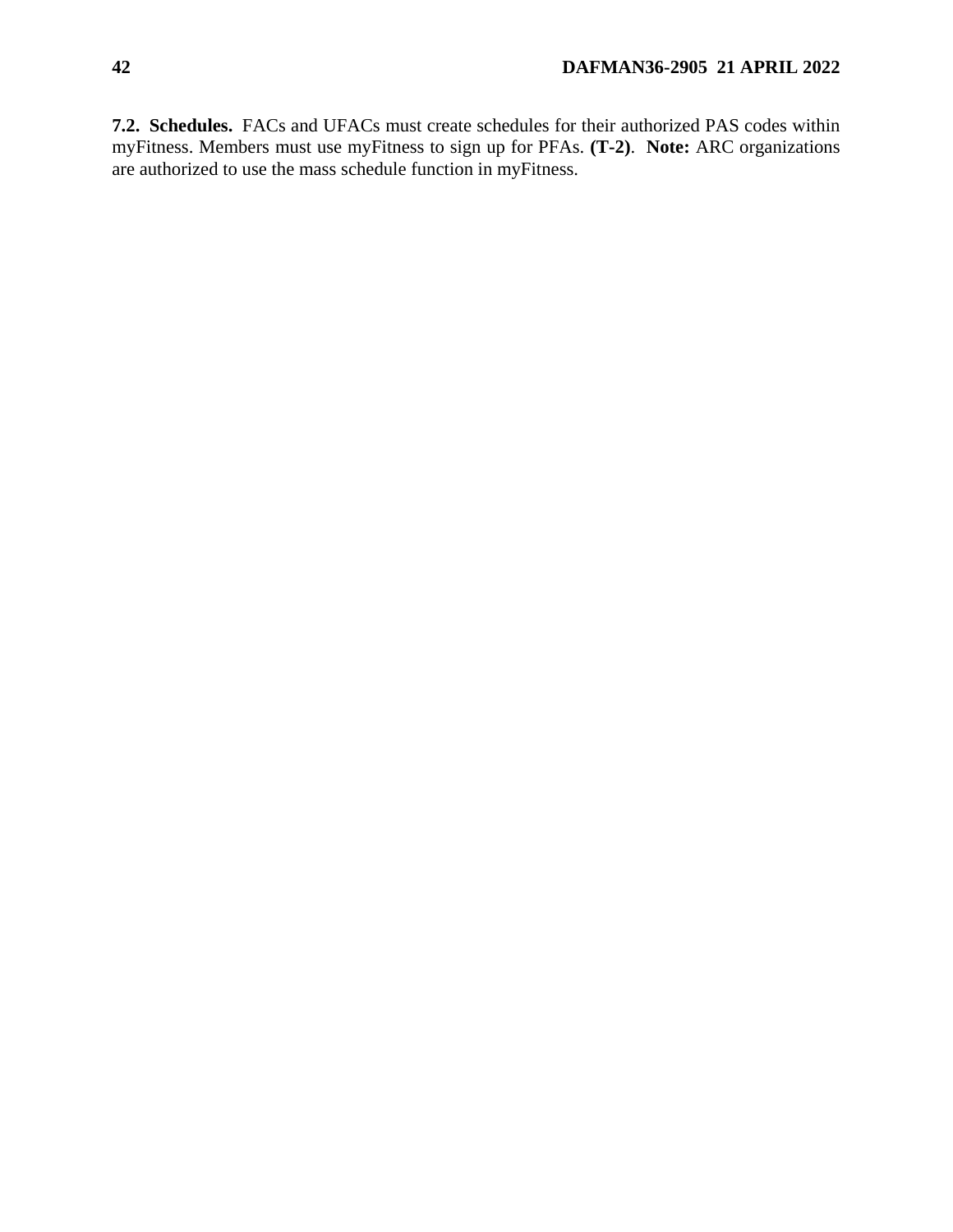**7.2. Schedules.** FACs and UFACs must create schedules for their authorized PAS codes within myFitness. Members must use myFitness to sign up for PFAs. **(T-2)**. **Note:** ARC organizations are authorized to use the mass schedule function in myFitness.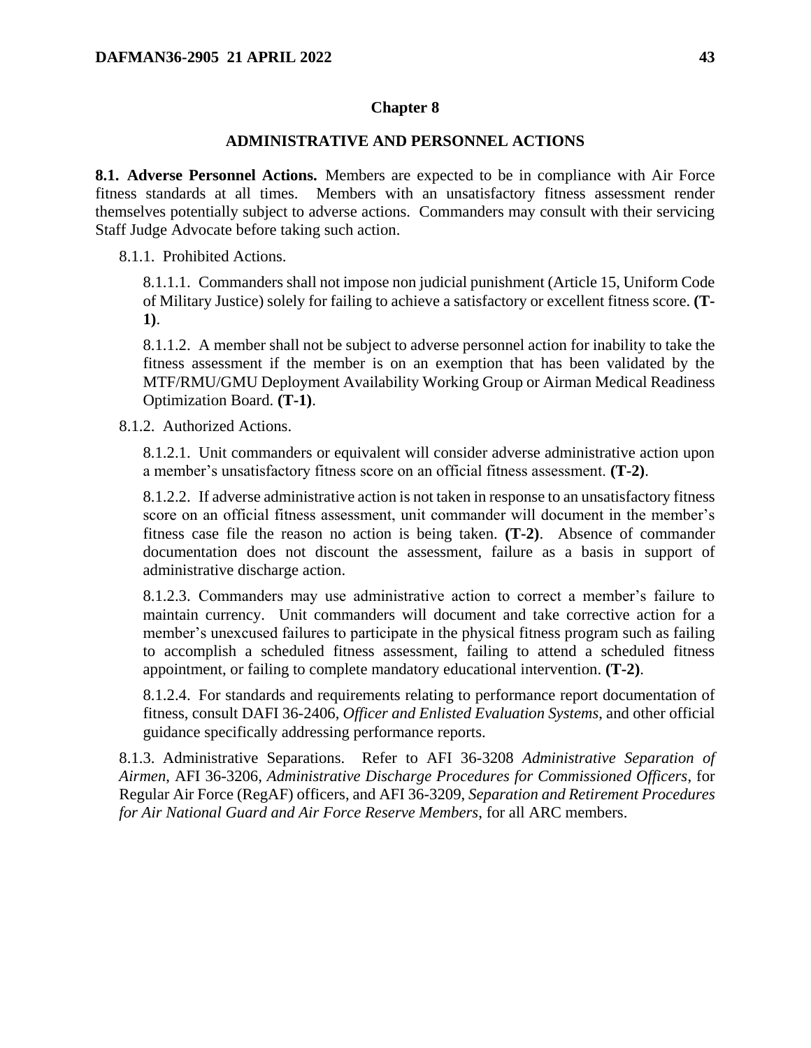# Chapter 8

## ADMINISTRATIVE AND PERSONNEL ACTIONS

**8.1. Adverse Personnel Actions.** Members are expected to be in compliance with Air Force fitness standards at all times. Members with an unsatisfactory fitness assessment render themselves potentially subject to adverse actions. Commanders may consult with their servicing Staff Judge Advocate before taking such action.

8.1.1. Prohibited Actions.

8.1.1.1. Commanders shall not impose non judicial punishment (Article 15, Uniform Code of Military Justice) solely for failing to achieve a satisfactory or excellent fitness score. **(T-1)**.

8.1.1.2. A member shall not be subject to adverse personnel action for inability to take the fitness assessment if the member is on an exemption that has been validated by the MTF/RMU/GMU Deployment Availability Working Group or Airman Medical Readiness Optimization Board. **(T-1)**.

8.1.2. Authorized Actions.

8.1.2.1. Unit commanders or equivalent will consider adverse administrative action upon a member's unsatisfactory fitness score on an official fitness assessment. **(T-2)**.

8.1.2.2. If adverse administrative action is not taken in response to an unsatisfactory fitness score on an official fitness assessment, unit commander will document in the member's fitness case file the reason no action is being taken. **(T-2)**. Absence of commander documentation does not discount the assessment, failure as a basis in support of administrative discharge action.

8.1.2.3. Commanders may use administrative action to correct a member's failure to maintain currency. Unit commanders will document and take corrective action for a member's unexcused failures to participate in the physical fitness program such as failing to accomplish a scheduled fitness assessment, failing to attend a scheduled fitness appointment, or failing to complete mandatory educational intervention. **(T-2)**.

8.1.2.4. For standards and requirements relating to performance report documentation of fitness, consult DAFI 36-2406, *Officer and Enlisted Evaluation Systems*, and other official guidance specifically addressing performance reports.

8.1.3. Administrative Separations. Refer to AFI 36-3208 *Administrative Separation of Airmen*, AFI 36-3206, *Administrative Discharge Procedures for Commissioned Officers*, for Regular Air Force (RegAF) officers, and AFI 36-3209, *Separation and Retirement Procedures for Air National Guard and Air Force Reserve Members*, for all ARC members.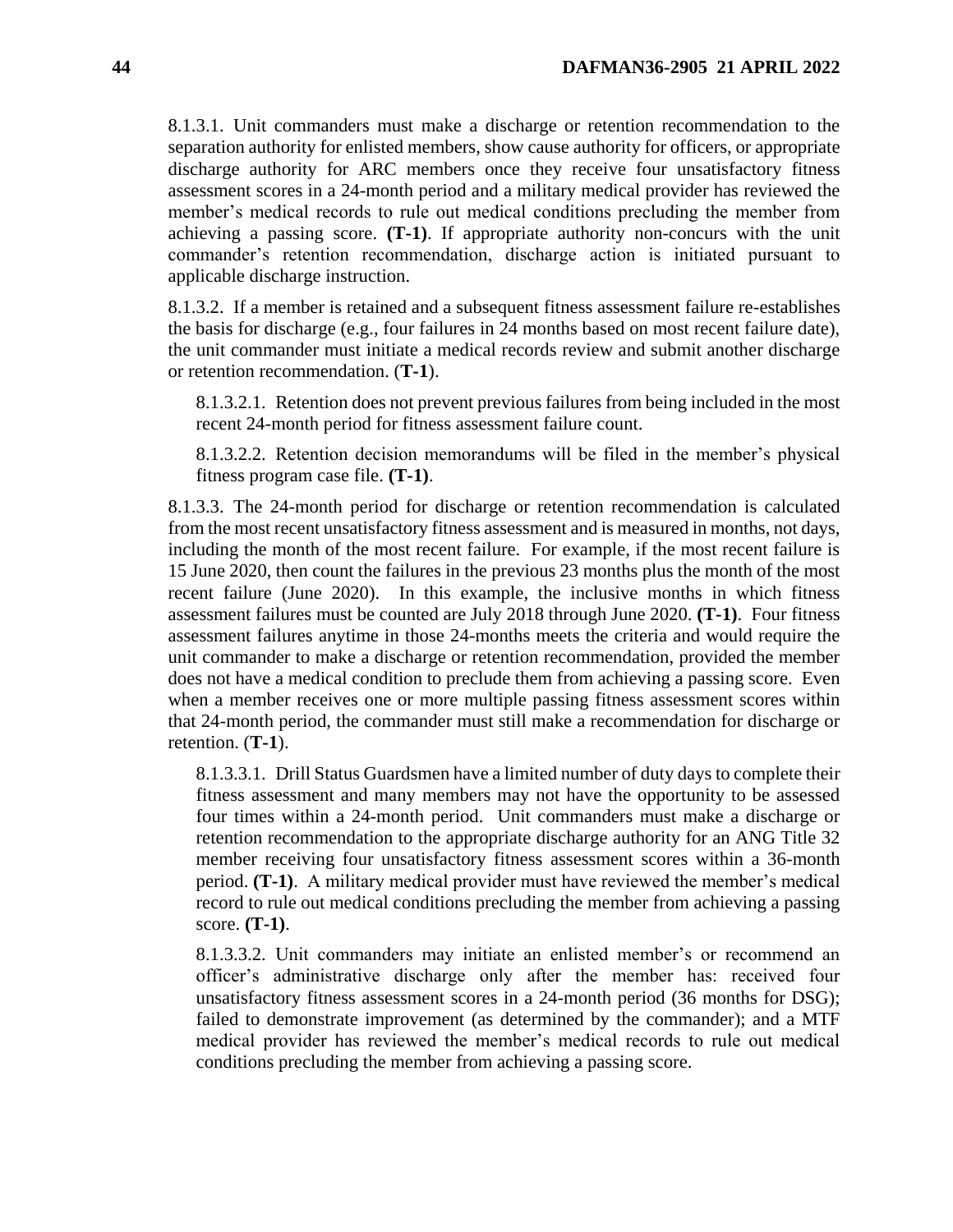8.1.3.1. Unit commanders must make a discharge or retention recommendation to the separation authority for enlisted members, show cause authority for officers, or appropriate discharge authority for ARC members once they receive four unsatisfactory fitness assessment scores in a 24-month period and a military medical provider has reviewed the member's medical records to rule out medical conditions precluding the member from achieving a passing score. **(T-1)**. If appropriate authority non-concurs with the unit commander's retention recommendation, discharge action is initiated pursuant to applicable discharge instruction.

8.1.3.2. If a member is retained and a subsequent fitness assessment failure re-establishes the basis for discharge (e.g., four failures in 24 months based on most recent failure date), the unit commander must initiate a medical records review and submit another discharge or retention recommendation. (**T-1**).

8.1.3.2.1. Retention does not prevent previous failures from being included in the most recent 24-month period for fitness assessment failure count.

8.1.3.2.2. Retention decision memorandums will be filed in the member's physical fitness program case file. **(T-1)**.

8.1.3.3. The 24-month period for discharge or retention recommendation is calculated from the most recent unsatisfactory fitness assessment and is measured in months, not days, including the month of the most recent failure. For example, if the most recent failure is 15 June 2020, then count the failures in the previous 23 months plus the month of the most recent failure (June 2020). In this example, the inclusive months in which fitness assessment failures must be counted are July 2018 through June 2020. **(T-1)**. Four fitness assessment failures anytime in those 24-months meets the criteria and would require the unit commander to make a discharge or retention recommendation, provided the member does not have a medical condition to preclude them from achieving a passing score. Even when a member receives one or more multiple passing fitness assessment scores within that 24-month period, the commander must still make a recommendation for discharge or retention. (**T-1**).

8.1.3.3.1. Drill Status Guardsmen have a limited number of duty days to complete their fitness assessment and many members may not have the opportunity to be assessed four times within a 24-month period. Unit commanders must make a discharge or retention recommendation to the appropriate discharge authority for an ANG Title 32 member receiving four unsatisfactory fitness assessment scores within a 36-month period. **(T-1)**. A military medical provider must have reviewed the member's medical record to rule out medical conditions precluding the member from achieving a passing score. **(T-1)**.

8.1.3.3.2. Unit commanders may initiate an enlisted member's or recommend an officer's administrative discharge only after the member has: received four unsatisfactory fitness assessment scores in a 24-month period (36 months for DSG); failed to demonstrate improvement (as determined by the commander); and a MTF medical provider has reviewed the member's medical records to rule out medical conditions precluding the member from achieving a passing score.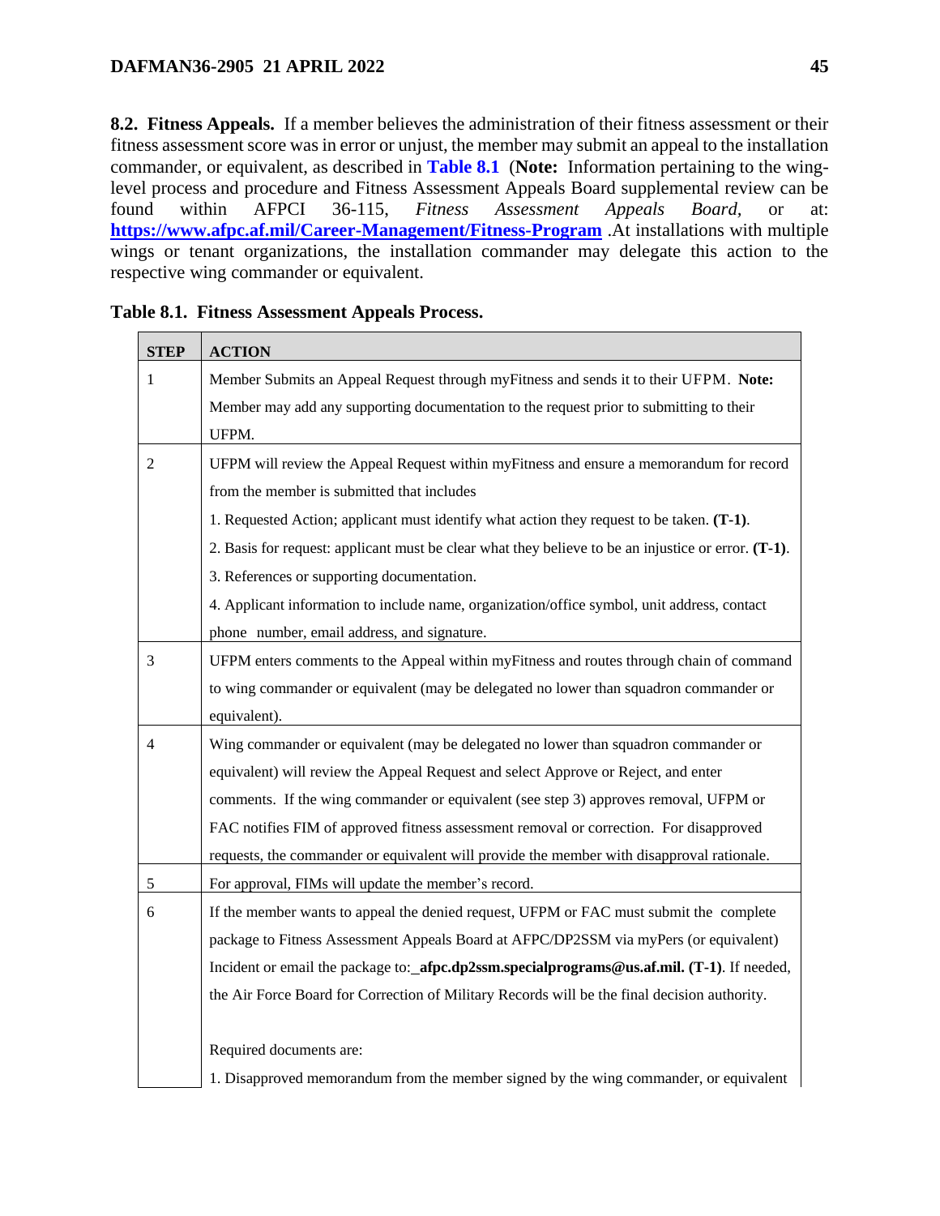**8.2. Fitness Appeals.** If a member believes the administration of their fitness assessment or their fitness assessment score was in error or unjust, the member may submit an appeal to the installation commander, or equivalent, as described in **Table 8.1** (**Note:** Information pertaining to the wing-level process and procedure and Fitness Assessment Appeals Board supplemental review can be found within AFPCI 36-115, *Fitness Assessment Appeals Board*, or at: **https://www.afpc.af.mil/Career-Management/Fitness-Program** .At installations with multiple wings or tenant organizations, the installation commander may delegate this action to the respective wing commander or equivalent.

**Table 8.1. Fitness Assessment Appeals Process.**

| STEP | ACTION |
|---|---|
| 1 | Member Submits an Appeal Request through myFitness and sends it to their UFPM. **Note:** Member may add any supporting documentation to the request prior to submitting to their UFPM. |
| 2 | UFPM will review the Appeal Request within myFitness and ensure a memorandum for record from the member is submitted that includes<br>1. Requested Action; applicant must identify what action they request to be taken. **(T-1)**.<br>2. Basis for request: applicant must be clear what they believe to be an injustice or error. **(T-1)**.<br>3. References or supporting documentation.<br>4. Applicant information to include name, organization/office symbol, unit address, contact phone number, email address, and signature. |
| 3 | UFPM enters comments to the Appeal within myFitness and routes through chain of command to wing commander or equivalent (may be delegated no lower than squadron commander or equivalent). |
| 4 | Wing commander or equivalent (may be delegated no lower than squadron commander or equivalent) will review the Appeal Request and select Approve or Reject, and enter comments. If the wing commander or equivalent (see step 3) approves removal, UFPM or FAC notifies FIM of approved fitness assessment removal or correction. For disapproved requests, the commander or equivalent will provide the member with disapproval rationale. |
| 5 | For approval, FIMs will update the member's record. |
| 6 | If the member wants to appeal the denied request, UFPM or FAC must submit the complete package to Fitness Assessment Appeals Board at AFPC/DP2SSM via myPers (or equivalent) Incident or email the package to: **_afpc.dp2ssm.specialprograms@us.af.mil. (T-1)**. If needed, the Air Force Board for Correction of Military Records will be the final decision authority.<br><br>Required documents are:<br>1. Disapproved memorandum from the member signed by the wing commander, or equivalent |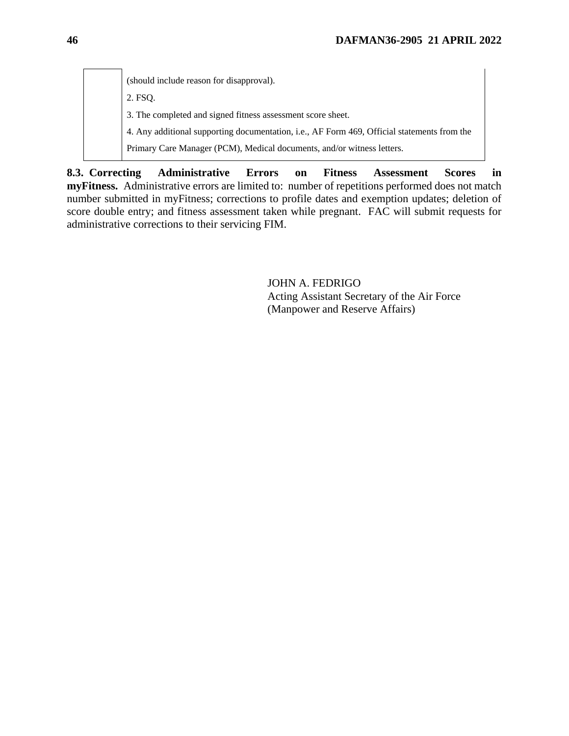| | |
|---|---|
| | (should include reason for disapproval).<br>2. FSQ.<br>3. The completed and signed fitness assessment score sheet.<br>4. Any additional supporting documentation, i.e., AF Form 469, Official statements from the Primary Care Manager (PCM), Medical documents, and/or witness letters. |

**8.3. Correcting Administrative Errors on Fitness Assessment Scores in myFitness.** Administrative errors are limited to: number of repetitions performed does not match number submitted in myFitness; corrections to profile dates and exemption updates; deletion of score double entry; and fitness assessment taken while pregnant. FAC will submit requests for administrative corrections to their servicing FIM.

JOHN A. FEDRIGO
Acting Assistant Secretary of the Air Force
(Manpower and Reserve Affairs)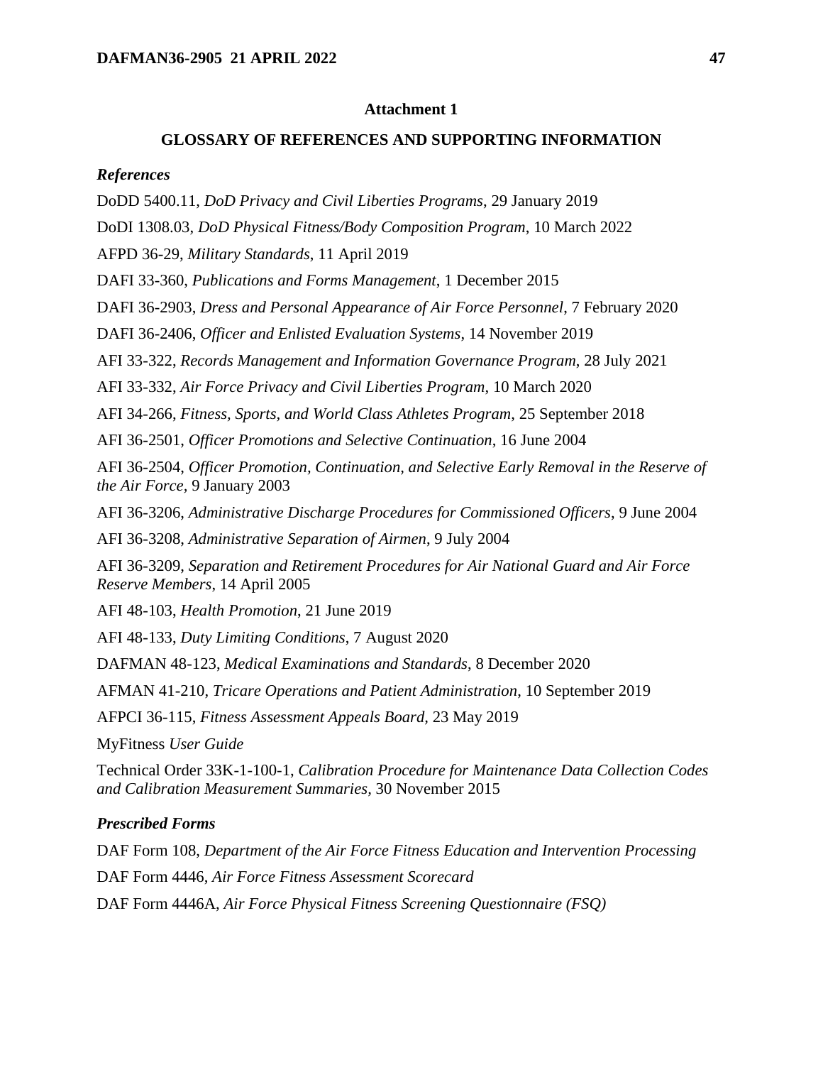## Attachment 1

## GLOSSARY OF REFERENCES AND SUPPORTING INFORMATION

### *References*

DoDD 5400.11, *DoD Privacy and Civil Liberties Programs*, 29 January 2019

DoDI 1308.03, *DoD Physical Fitness/Body Composition Program*, 10 March 2022

AFPD 36-29, *Military Standards*, 11 April 2019

DAFI 33-360, *Publications and Forms Management*, 1 December 2015

DAFI 36-2903, *Dress and Personal Appearance of Air Force Personnel*, 7 February 2020

DAFI 36-2406, *Officer and Enlisted Evaluation Systems*, 14 November 2019

AFI 33-322, *Records Management and Information Governance Program*, 28 July 2021

AFI 33-332, *Air Force Privacy and Civil Liberties Program*, 10 March 2020

AFI 34-266, *Fitness, Sports, and World Class Athletes Program*, 25 September 2018

AFI 36-2501, *Officer Promotions and Selective Continuation*, 16 June 2004

AFI 36-2504, *Officer Promotion, Continuation, and Selective Early Removal in the Reserve of the Air Force,* 9 January 2003

AFI 36-3206, *Administrative Discharge Procedures for Commissioned Officers*, 9 June 2004

AFI 36-3208, *Administrative Separation of Airmen*, 9 July 2004

AFI 36-3209, *Separation and Retirement Procedures for Air National Guard and Air Force Reserve Members*, 14 April 2005

AFI 48-103, *Health Promotion*, 21 June 2019

AFI 48-133, *Duty Limiting Conditions*, 7 August 2020

DAFMAN 48-123, *Medical Examinations and Standards*, 8 December 2020

AFMAN 41-210, *Tricare Operations and Patient Administration*, 10 September 2019

AFPCI 36-115, *Fitness Assessment Appeals Board*, 23 May 2019

MyFitness *User Guide*

Technical Order 33K-1-100-1, *Calibration Procedure for Maintenance Data Collection Codes and Calibration Measurement Summaries*, 30 November 2015

### *Prescribed Forms*

DAF Form 108, *Department of the Air Force Fitness Education and Intervention Processing*

DAF Form 4446, *Air Force Fitness Assessment Scorecard*

DAF Form 4446A, *Air Force Physical Fitness Screening Questionnaire (FSQ)*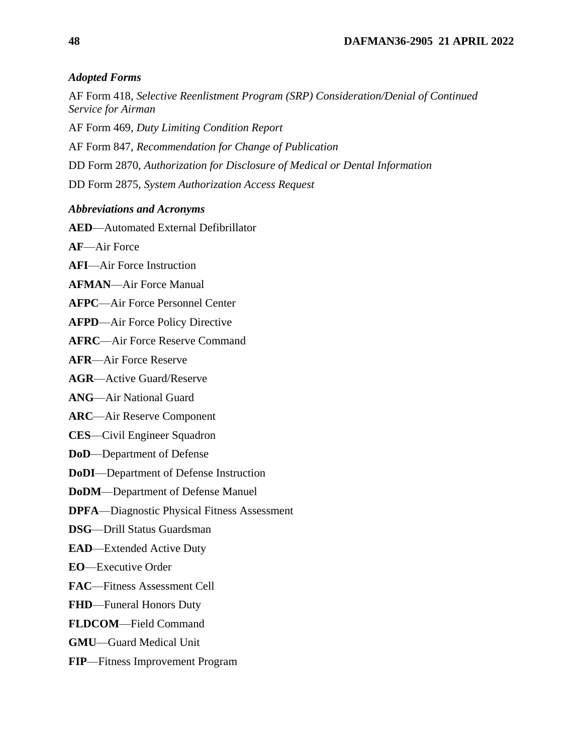***Adopted Forms***

AF Form 418, *Selective Reenlistment Program (SRP) Consideration/Denial of Continued Service for Airman*

AF Form 469, *Duty Limiting Condition Report*

AF Form 847, *Recommendation for Change of Publication*

DD Form 2870, *Authorization for Disclosure of Medical or Dental Information*

DD Form 2875, *System Authorization Access Request*

***Abbreviations and Acronyms***

**AED**—Automated External Defibrillator

**AF**—Air Force

**AFI**—Air Force Instruction

**AFMAN**—Air Force Manual

**AFPC**—Air Force Personnel Center

**AFPD**—Air Force Policy Directive

**AFRC**—Air Force Reserve Command

**AFR**—Air Force Reserve

**AGR**—Active Guard/Reserve

**ANG**—Air National Guard

**ARC**—Air Reserve Component

**CES**—Civil Engineer Squadron

**DoD**—Department of Defense

**DoDI**—Department of Defense Instruction

**DoDM**—Department of Defense Manuel

**DPFA**—Diagnostic Physical Fitness Assessment

**DSG**—Drill Status Guardsman

**EAD**—Extended Active Duty

**EO**—Executive Order

**FAC**—Fitness Assessment Cell

**FHD**—Funeral Honors Duty

**FLDCOM**—Field Command

**GMU**—Guard Medical Unit

**FIP**—Fitness Improvement Program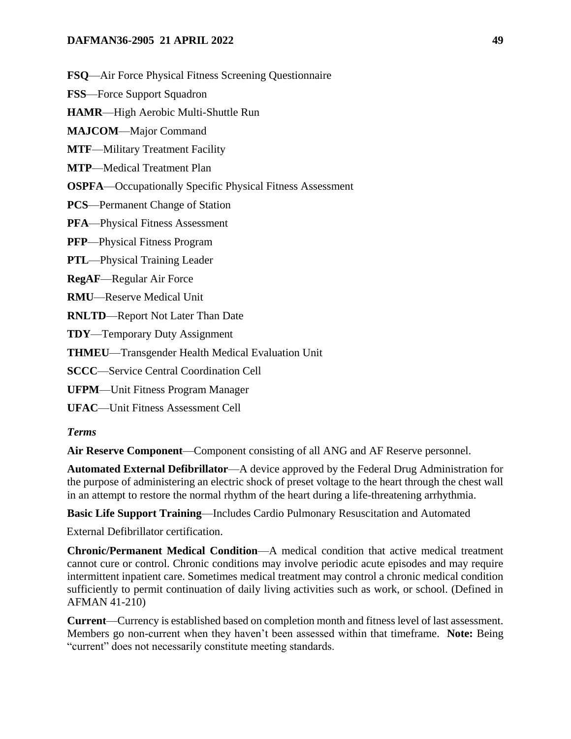**FSQ**—Air Force Physical Fitness Screening Questionnaire

**FSS**—Force Support Squadron

**HAMR**—High Aerobic Multi-Shuttle Run

**MAJCOM**—Major Command

**MTF**—Military Treatment Facility

**MTP**—Medical Treatment Plan

**OSPFA**—Occupationally Specific Physical Fitness Assessment

**PCS**—Permanent Change of Station

**PFA**—Physical Fitness Assessment

**PFP**—Physical Fitness Program

**PTL**—Physical Training Leader

**RegAF**—Regular Air Force

**RMU**—Reserve Medical Unit

**RNLTD**—Report Not Later Than Date

**TDY**—Temporary Duty Assignment

**THMEU**—Transgender Health Medical Evaluation Unit

**SCCC**—Service Central Coordination Cell

**UFPM**—Unit Fitness Program Manager

**UFAC**—Unit Fitness Assessment Cell

***Terms***

**Air Reserve Component**—Component consisting of all ANG and AF Reserve personnel.

**Automated External Defibrillator**—A device approved by the Federal Drug Administration for the purpose of administering an electric shock of preset voltage to the heart through the chest wall in an attempt to restore the normal rhythm of the heart during a life-threatening arrhythmia.

**Basic Life Support Training**—Includes Cardio Pulmonary Resuscitation and Automated External Defibrillator certification.

**Chronic/Permanent Medical Condition**—A medical condition that active medical treatment cannot cure or control. Chronic conditions may involve periodic acute episodes and may require intermittent inpatient care. Sometimes medical treatment may control a chronic medical condition sufficiently to permit continuation of daily living activities such as work, or school. (Defined in AFMAN 41-210)

**Current**—Currency is established based on completion month and fitness level of last assessment. Members go non-current when they haven't been assessed within that timeframe. **Note:** Being "current" does not necessarily constitute meeting standards.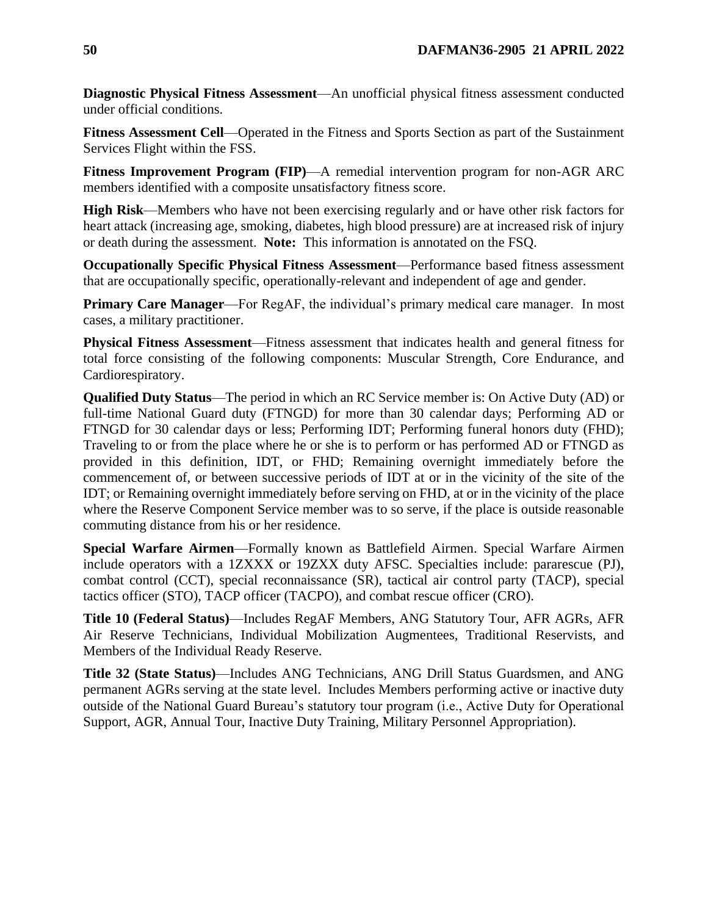**Diagnostic Physical Fitness Assessment**—An unofficial physical fitness assessment conducted under official conditions.

**Fitness Assessment Cell**—Operated in the Fitness and Sports Section as part of the Sustainment Services Flight within the FSS.

**Fitness Improvement Program (FIP)**—A remedial intervention program for non-AGR ARC members identified with a composite unsatisfactory fitness score.

**High Risk**—Members who have not been exercising regularly and or have other risk factors for heart attack (increasing age, smoking, diabetes, high blood pressure) are at increased risk of injury or death during the assessment. **Note:** This information is annotated on the FSQ.

**Occupationally Specific Physical Fitness Assessment**—Performance based fitness assessment that are occupationally specific, operationally-relevant and independent of age and gender.

**Primary Care Manager**—For RegAF, the individual's primary medical care manager. In most cases, a military practitioner.

**Physical Fitness Assessment**—Fitness assessment that indicates health and general fitness for total force consisting of the following components: Muscular Strength, Core Endurance, and Cardiorespiratory.

**Qualified Duty Status**—The period in which an RC Service member is: On Active Duty (AD) or full-time National Guard duty (FTNGD) for more than 30 calendar days; Performing AD or FTNGD for 30 calendar days or less; Performing IDT; Performing funeral honors duty (FHD); Traveling to or from the place where he or she is to perform or has performed AD or FTNGD as provided in this definition, IDT, or FHD; Remaining overnight immediately before the commencement of, or between successive periods of IDT at or in the vicinity of the site of the IDT; or Remaining overnight immediately before serving on FHD, at or in the vicinity of the place where the Reserve Component Service member was to so serve, if the place is outside reasonable commuting distance from his or her residence.

**Special Warfare Airmen**—Formally known as Battlefield Airmen. Special Warfare Airmen include operators with a 1ZXXX or 19ZXX duty AFSC. Specialties include: pararescue (PJ), combat control (CCT), special reconnaissance (SR), tactical air control party (TACP), special tactics officer (STO), TACP officer (TACPO), and combat rescue officer (CRO).

**Title 10 (Federal Status)**—Includes RegAF Members, ANG Statutory Tour, AFR AGRs, AFR Air Reserve Technicians, Individual Mobilization Augmentees, Traditional Reservists, and Members of the Individual Ready Reserve.

**Title 32 (State Status)**—Includes ANG Technicians, ANG Drill Status Guardsmen, and ANG permanent AGRs serving at the state level. Includes Members performing active or inactive duty outside of the National Guard Bureau's statutory tour program (i.e., Active Duty for Operational Support, AGR, Annual Tour, Inactive Duty Training, Military Personnel Appropriation).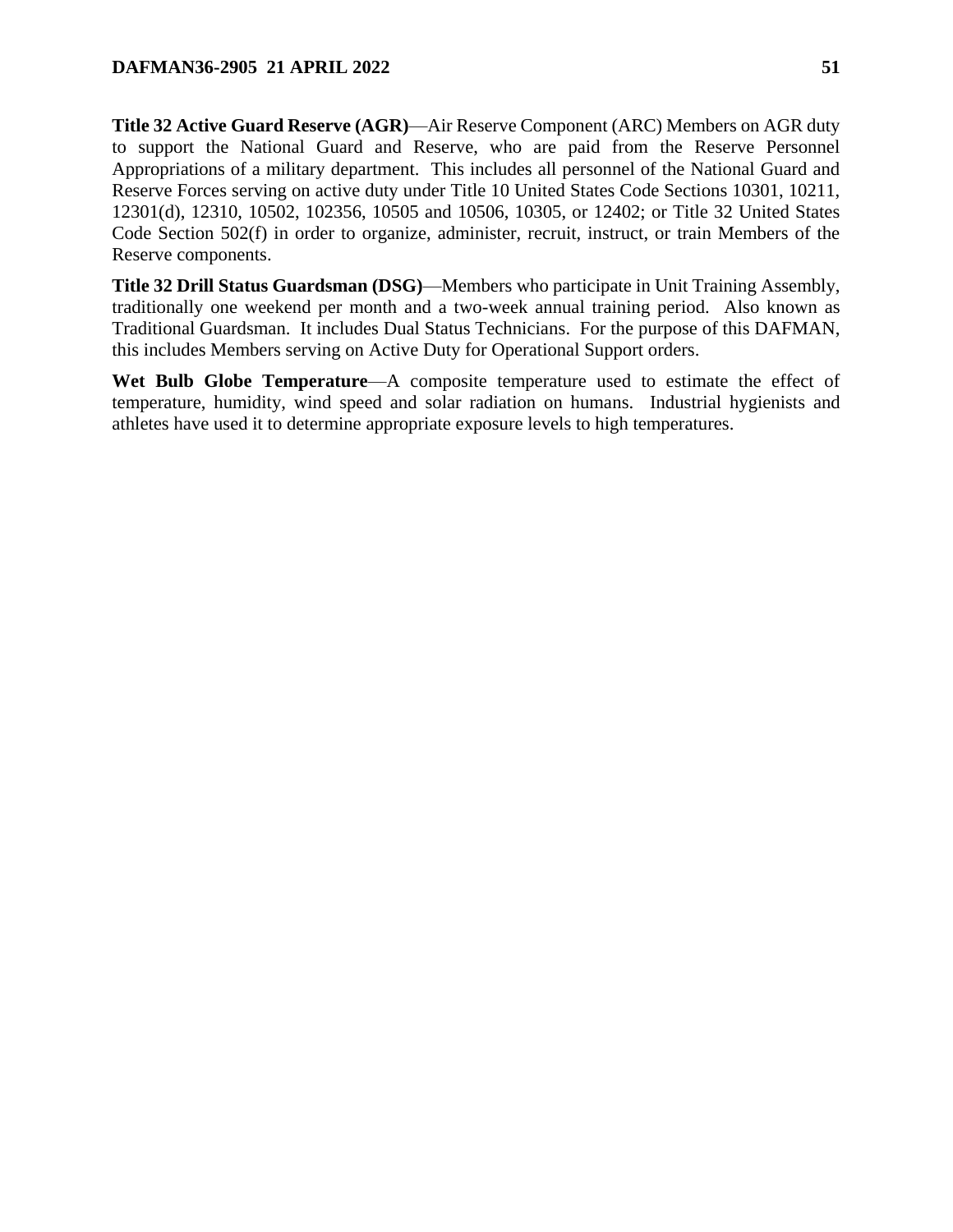**Title 32 Active Guard Reserve (AGR)**—Air Reserve Component (ARC) Members on AGR duty to support the National Guard and Reserve, who are paid from the Reserve Personnel Appropriations of a military department. This includes all personnel of the National Guard and Reserve Forces serving on active duty under Title 10 United States Code Sections 10301, 10211, 12301(d), 12310, 10502, 102356, 10505 and 10506, 10305, or 12402; or Title 32 United States Code Section 502(f) in order to organize, administer, recruit, instruct, or train Members of the Reserve components.

**Title 32 Drill Status Guardsman (DSG)**—Members who participate in Unit Training Assembly, traditionally one weekend per month and a two-week annual training period. Also known as Traditional Guardsman. It includes Dual Status Technicians. For the purpose of this DAFMAN, this includes Members serving on Active Duty for Operational Support orders.

**Wet Bulb Globe Temperature**—A composite temperature used to estimate the effect of temperature, humidity, wind speed and solar radiation on humans. Industrial hygienists and athletes have used it to determine appropriate exposure levels to high temperatures.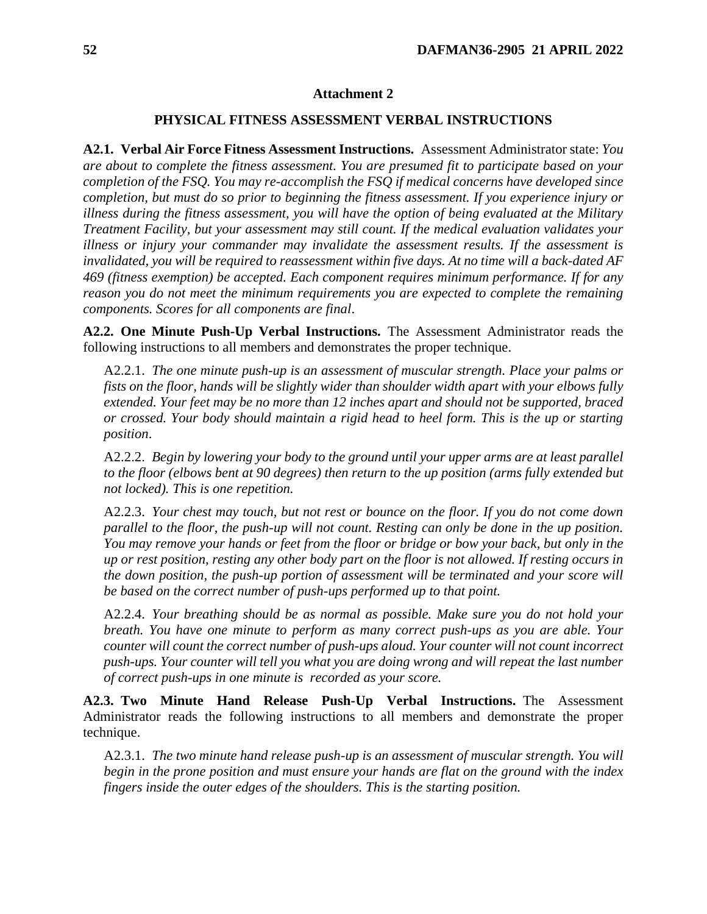## Attachment 2

## PHYSICAL FITNESS ASSESSMENT VERBAL INSTRUCTIONS

**A2.1. Verbal Air Force Fitness Assessment Instructions.** Assessment Administrator state: *You are about to complete the fitness assessment. You are presumed fit to participate based on your completion of the FSQ. You may re-accomplish the FSQ if medical concerns have developed since completion, but must do so prior to beginning the fitness assessment. If you experience injury or illness during the fitness assessment, you will have the option of being evaluated at the Military Treatment Facility, but your assessment may still count. If the medical evaluation validates your illness or injury your commander may invalidate the assessment results. If the assessment is invalidated, you will be required to reassessment within five days. At no time will a back-dated AF 469 (fitness exemption) be accepted. Each component requires minimum performance. If for any reason you do not meet the minimum requirements you are expected to complete the remaining components. Scores for all components are final*.

**A2.2. One Minute Push-Up Verbal Instructions.** The Assessment Administrator reads the following instructions to all members and demonstrates the proper technique.

A2.2.1. *The one minute push-up is an assessment of muscular strength. Place your palms or fists on the floor, hands will be slightly wider than shoulder width apart with your elbows fully extended. Your feet may be no more than 12 inches apart and should not be supported, braced or crossed. Your body should maintain a rigid head to heel form. This is the up or starting position*.

A2.2.2. *Begin by lowering your body to the ground until your upper arms are at least parallel to the floor (elbows bent at 90 degrees) then return to the up position (arms fully extended but not locked). This is one repetition.*

A2.2.3. *Your chest may touch, but not rest or bounce on the floor. If you do not come down parallel to the floor, the push-up will not count. Resting can only be done in the up position. You may remove your hands or feet from the floor or bridge or bow your back, but only in the up or rest position, resting any other body part on the floor is not allowed. If resting occurs in the down position, the push-up portion of assessment will be terminated and your score will be based on the correct number of push-ups performed up to that point.*

A2.2.4. *Your breathing should be as normal as possible. Make sure you do not hold your breath. You have one minute to perform as many correct push-ups as you are able. Your counter will count the correct number of push-ups aloud. Your counter will not count incorrect push-ups. Your counter will tell you what you are doing wrong and will repeat the last number of correct push-ups in one minute is recorded as your score.*

**A2.3. Two Minute Hand Release Push-Up Verbal Instructions.** The Assessment Administrator reads the following instructions to all members and demonstrate the proper technique.

A2.3.1. *The two minute hand release push-up is an assessment of muscular strength. You will begin in the prone position and must ensure your hands are flat on the ground with the index fingers inside the outer edges of the shoulders. This is the starting position.*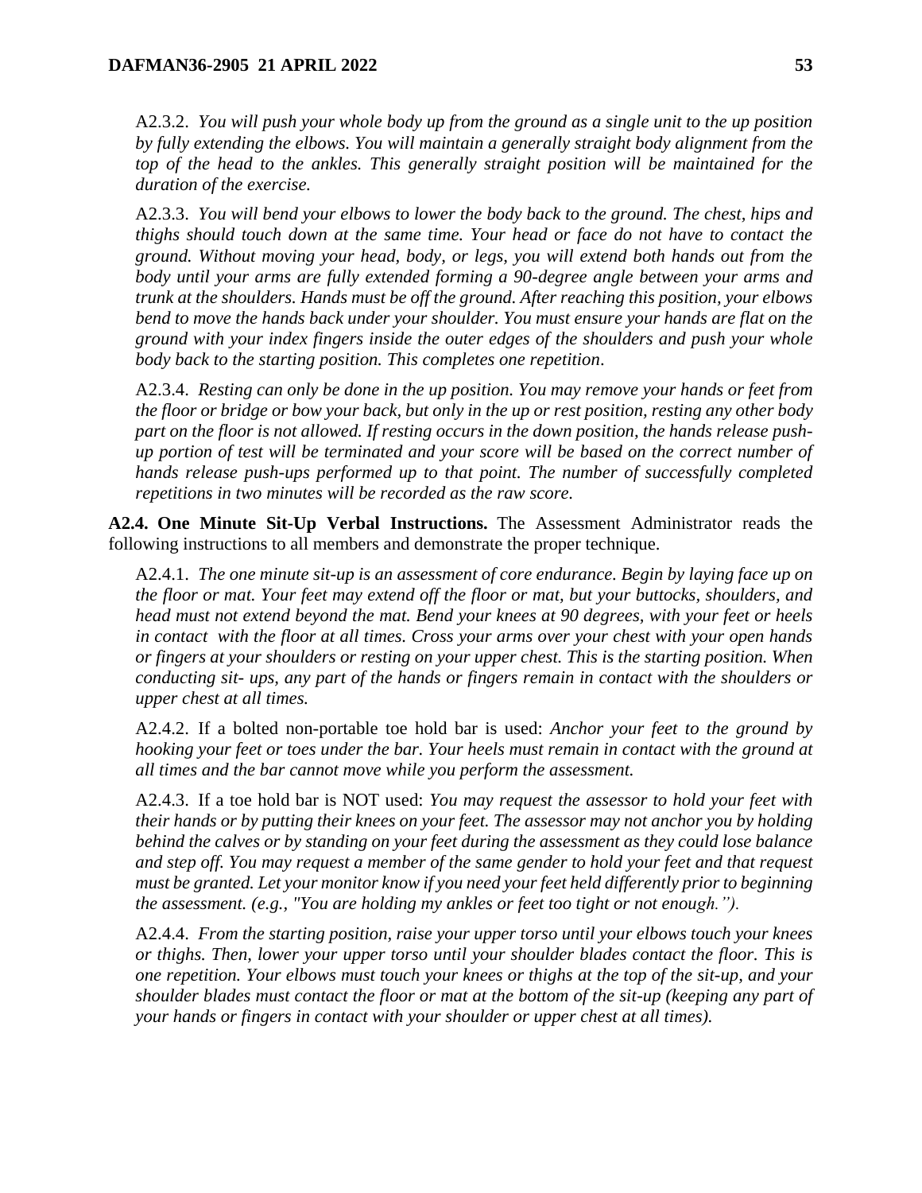A2.3.2. *You will push your whole body up from the ground as a single unit to the up position by fully extending the elbows. You will maintain a generally straight body alignment from the top of the head to the ankles. This generally straight position will be maintained for the duration of the exercise.*

A2.3.3. *You will bend your elbows to lower the body back to the ground. The chest, hips and thighs should touch down at the same time. Your head or face do not have to contact the ground. Without moving your head, body, or legs, you will extend both hands out from the body until your arms are fully extended forming a 90-degree angle between your arms and trunk at the shoulders. Hands must be off the ground. After reaching this position, your elbows bend to move the hands back under your shoulder. You must ensure your hands are flat on the ground with your index fingers inside the outer edges of the shoulders and push your whole body back to the starting position. This completes one repetition*.

A2.3.4. *Resting can only be done in the up position. You may remove your hands or feet from the floor or bridge or bow your back, but only in the up or rest position, resting any other body part on the floor is not allowed. If resting occurs in the down position, the hands release push-up portion of test will be terminated and your score will be based on the correct number of hands release push-ups performed up to that point. The number of successfully completed repetitions in two minutes will be recorded as the raw score.*

**A2.4. One Minute Sit-Up Verbal Instructions.** The Assessment Administrator reads the following instructions to all members and demonstrate the proper technique.

A2.4.1. *The one minute sit-up is an assessment of core endurance. Begin by laying face up on the floor or mat. Your feet may extend off the floor or mat, but your buttocks, shoulders, and head must not extend beyond the mat. Bend your knees at 90 degrees, with your feet or heels in contact with the floor at all times. Cross your arms over your chest with your open hands or fingers at your shoulders or resting on your upper chest. This is the starting position. When conducting sit- ups, any part of the hands or fingers remain in contact with the shoulders or upper chest at all times.*

A2.4.2. If a bolted non-portable toe hold bar is used: *Anchor your feet to the ground by hooking your feet or toes under the bar. Your heels must remain in contact with the ground at all times and the bar cannot move while you perform the assessment.*

A2.4.3. If a toe hold bar is NOT used: *You may request the assessor to hold your feet with their hands or by putting their knees on your feet. The assessor may not anchor you by holding behind the calves or by standing on your feet during the assessment as they could lose balance and step off. You may request a member of the same gender to hold your feet and that request must be granted. Let your monitor know if you need your feet held differently prior to beginning the assessment. (e.g., "You are holding my ankles or feet too tight or not enough.").*

A2.4.4. *From the starting position, raise your upper torso until your elbows touch your knees or thighs. Then, lower your upper torso until your shoulder blades contact the floor. This is one repetition. Your elbows must touch your knees or thighs at the top of the sit-up, and your shoulder blades must contact the floor or mat at the bottom of the sit-up (keeping any part of your hands or fingers in contact with your shoulder or upper chest at all times).*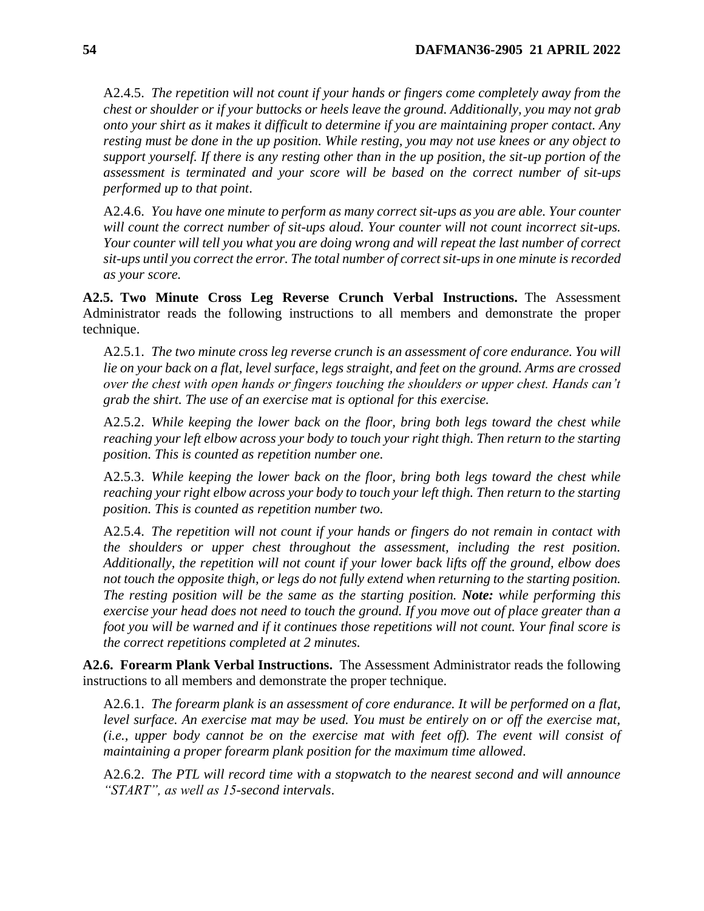A2.4.5. *The repetition will not count if your hands or fingers come completely away from the chest or shoulder or if your buttocks or heels leave the ground. Additionally, you may not grab onto your shirt as it makes it difficult to determine if you are maintaining proper contact. Any resting must be done in the up position. While resting, you may not use knees or any object to support yourself. If there is any resting other than in the up position, the sit-up portion of the assessment is terminated and your score will be based on the correct number of sit-ups performed up to that point*.

A2.4.6. *You have one minute to perform as many correct sit-ups as you are able. Your counter will count the correct number of sit-ups aloud. Your counter will not count incorrect sit-ups. Your counter will tell you what you are doing wrong and will repeat the last number of correct sit-ups until you correct the error. The total number of correct sit-ups in one minute is recorded as your score.*

**A2.5. Two Minute Cross Leg Reverse Crunch Verbal Instructions.** The Assessment Administrator reads the following instructions to all members and demonstrate the proper technique.

A2.5.1. *The two minute cross leg reverse crunch is an assessment of core endurance. You will lie on your back on a flat, level surface, legs straight, and feet on the ground. Arms are crossed over the chest with open hands or fingers touching the shoulders or upper chest. Hands can't grab the shirt. The use of an exercise mat is optional for this exercise.*

A2.5.2. *While keeping the lower back on the floor, bring both legs toward the chest while reaching your left elbow across your body to touch your right thigh. Then return to the starting position. This is counted as repetition number one.*

A2.5.3. *While keeping the lower back on the floor, bring both legs toward the chest while reaching your right elbow across your body to touch your left thigh. Then return to the starting position. This is counted as repetition number two.*

A2.5.4. *The repetition will not count if your hands or fingers do not remain in contact with the shoulders or upper chest throughout the assessment, including the rest position. Additionally, the repetition will not count if your lower back lifts off the ground, elbow does not touch the opposite thigh, or legs do not fully extend when returning to the starting position. The resting position will be the same as the starting position.* ***Note:*** *while performing this exercise your head does not need to touch the ground. If you move out of place greater than a foot you will be warned and if it continues those repetitions will not count. Your final score is the correct repetitions completed at 2 minutes.*

**A2.6. Forearm Plank Verbal Instructions.** The Assessment Administrator reads the following instructions to all members and demonstrate the proper technique.

A2.6.1. *The forearm plank is an assessment of core endurance. It will be performed on a flat, level surface. An exercise mat may be used. You must be entirely on or off the exercise mat, (i.e., upper body cannot be on the exercise mat with feet off). The event will consist of maintaining a proper forearm plank position for the maximum time allowed*.

A2.6.2. *The PTL will record time with a stopwatch to the nearest second and will announce "START", as well as 15-second intervals*.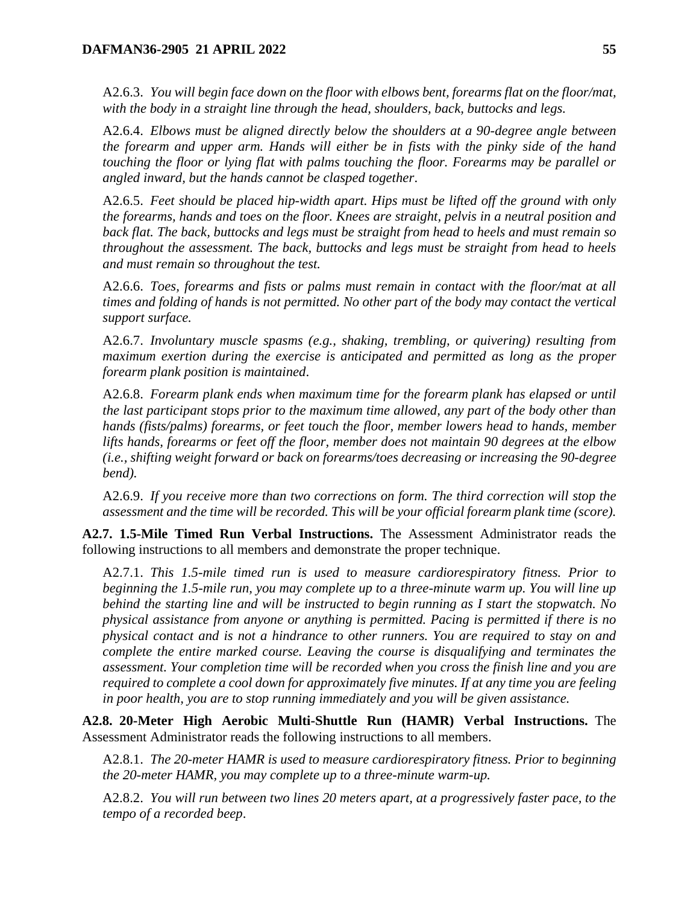A2.6.3. *You will begin face down on the floor with elbows bent, forearms flat on the floor/mat, with the body in a straight line through the head, shoulders, back, buttocks and legs.*

A2.6.4. *Elbows must be aligned directly below the shoulders at a 90-degree angle between the forearm and upper arm. Hands will either be in fists with the pinky side of the hand touching the floor or lying flat with palms touching the floor. Forearms may be parallel or angled inward, but the hands cannot be clasped together*.

A2.6.5. *Feet should be placed hip-width apart. Hips must be lifted off the ground with only the forearms, hands and toes on the floor. Knees are straight, pelvis in a neutral position and back flat. The back, buttocks and legs must be straight from head to heels and must remain so throughout the assessment. The back, buttocks and legs must be straight from head to heels and must remain so throughout the test.*

A2.6.6. *Toes, forearms and fists or palms must remain in contact with the floor/mat at all times and folding of hands is not permitted. No other part of the body may contact the vertical support surface.*

A2.6.7. *Involuntary muscle spasms (e.g., shaking, trembling, or quivering) resulting from maximum exertion during the exercise is anticipated and permitted as long as the proper forearm plank position is maintained*.

A2.6.8. *Forearm plank ends when maximum time for the forearm plank has elapsed or until the last participant stops prior to the maximum time allowed, any part of the body other than hands (fists/palms) forearms, or feet touch the floor, member lowers head to hands, member lifts hands, forearms or feet off the floor, member does not maintain 90 degrees at the elbow (i.e., shifting weight forward or back on forearms/toes decreasing or increasing the 90-degree bend).*

A2.6.9. *If you receive more than two corrections on form. The third correction will stop the assessment and the time will be recorded. This will be your official forearm plank time (score).*

**A2.7. 1.5-Mile Timed Run Verbal Instructions.** The Assessment Administrator reads the following instructions to all members and demonstrate the proper technique.

A2.7.1. *This 1.5-mile timed run is used to measure cardiorespiratory fitness. Prior to beginning the 1.5-mile run, you may complete up to a three-minute warm up. You will line up behind the starting line and will be instructed to begin running as I start the stopwatch. No physical assistance from anyone or anything is permitted. Pacing is permitted if there is no physical contact and is not a hindrance to other runners. You are required to stay on and complete the entire marked course. Leaving the course is disqualifying and terminates the assessment. Your completion time will be recorded when you cross the finish line and you are required to complete a cool down for approximately five minutes. If at any time you are feeling in poor health, you are to stop running immediately and you will be given assistance.*

**A2.8. 20-Meter High Aerobic Multi-Shuttle Run (HAMR) Verbal Instructions.** The Assessment Administrator reads the following instructions to all members.

A2.8.1. *The 20-meter HAMR is used to measure cardiorespiratory fitness. Prior to beginning the 20-meter HAMR, you may complete up to a three-minute warm-up.*

A2.8.2. *You will run between two lines 20 meters apart, at a progressively faster pace, to the tempo of a recorded beep*.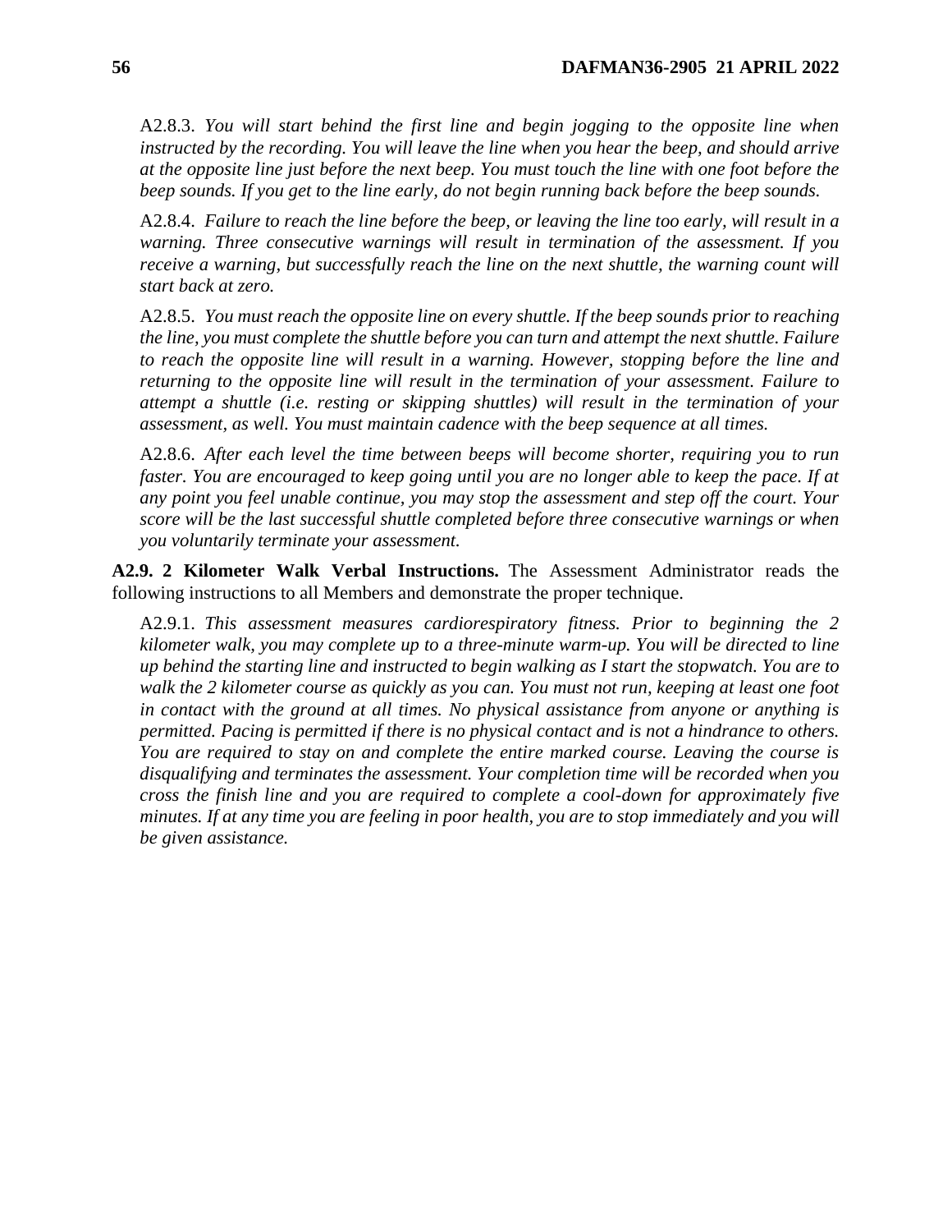A2.8.3. *You will start behind the first line and begin jogging to the opposite line when instructed by the recording. You will leave the line when you hear the beep, and should arrive at the opposite line just before the next beep. You must touch the line with one foot before the beep sounds. If you get to the line early, do not begin running back before the beep sounds.*

A2.8.4. *Failure to reach the line before the beep, or leaving the line too early, will result in a warning. Three consecutive warnings will result in termination of the assessment. If you receive a warning, but successfully reach the line on the next shuttle, the warning count will start back at zero.*

A2.8.5. *You must reach the opposite line on every shuttle. If the beep sounds prior to reaching the line, you must complete the shuttle before you can turn and attempt the next shuttle. Failure to reach the opposite line will result in a warning. However, stopping before the line and returning to the opposite line will result in the termination of your assessment. Failure to attempt a shuttle (i.e. resting or skipping shuttles) will result in the termination of your assessment, as well. You must maintain cadence with the beep sequence at all times.*

A2.8.6. *After each level the time between beeps will become shorter, requiring you to run faster. You are encouraged to keep going until you are no longer able to keep the pace. If at any point you feel unable continue, you may stop the assessment and step off the court. Your score will be the last successful shuttle completed before three consecutive warnings or when you voluntarily terminate your assessment.*

**A2.9. 2 Kilometer Walk Verbal Instructions.** The Assessment Administrator reads the following instructions to all Members and demonstrate the proper technique.

A2.9.1. *This assessment measures cardiorespiratory fitness. Prior to beginning the 2 kilometer walk, you may complete up to a three-minute warm-up. You will be directed to line up behind the starting line and instructed to begin walking as I start the stopwatch. You are to walk the 2 kilometer course as quickly as you can. You must not run, keeping at least one foot in contact with the ground at all times. No physical assistance from anyone or anything is permitted. Pacing is permitted if there is no physical contact and is not a hindrance to others. You are required to stay on and complete the entire marked course. Leaving the course is disqualifying and terminates the assessment. Your completion time will be recorded when you cross the finish line and you are required to complete a cool-down for approximately five minutes. If at any time you are feeling in poor health, you are to stop immediately and you will be given assistance.*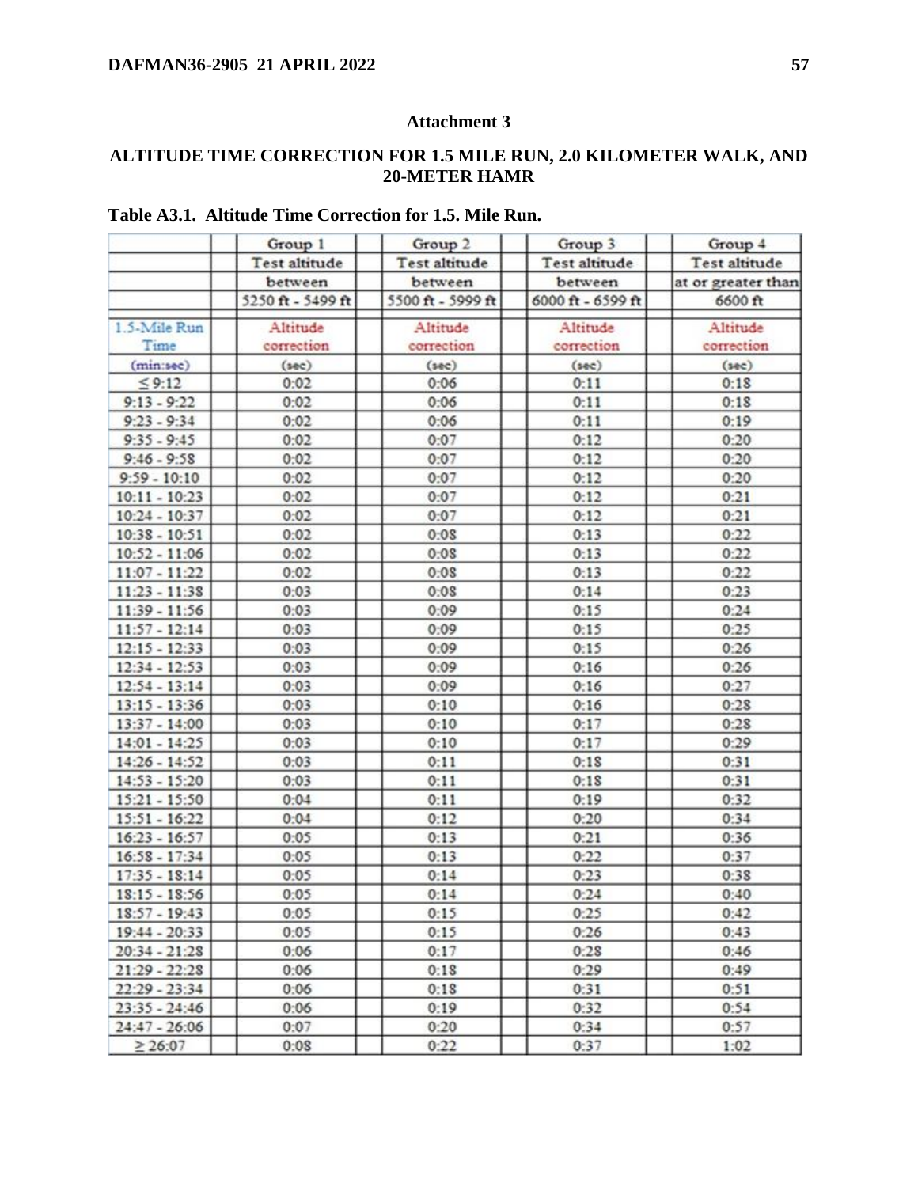## Attachment 3

## ALTITUDE TIME CORRECTION FOR 1.5 MILE RUN, 2.0 KILOMETER WALK, AND 20-METER HAMR

**Table A3.1. Altitude Time Correction for 1.5. Mile Run.**

| | Group 1 | Group 2 | Group 3 | Group 4 |
|---|---|---|---|---|
| | Test altitude between 5250 ft - 5499 ft | Test altitude between 5500 ft - 5999 ft | Test altitude between 6000 ft - 6599 ft | Test altitude at or greater than 6600 ft |
| 1.5-Mile Run Time (min:sec) | Altitude correction (sec) | Altitude correction (sec) | Altitude correction (sec) | Altitude correction (sec) |
| ≤ 9:12 | 0:02 | 0:06 | 0:11 | 0:18 |
| 9:13 - 9:22 | 0:02 | 0:06 | 0:11 | 0:18 |
| 9:23 - 9:34 | 0:02 | 0:06 | 0:11 | 0:19 |
| 9:35 - 9:45 | 0:02 | 0:07 | 0:12 | 0:20 |
| 9:46 - 9:58 | 0:02 | 0:07 | 0:12 | 0:20 |
| 9:59 - 10:10 | 0:02 | 0:07 | 0:12 | 0:20 |
| 10:11 - 10:23 | 0:02 | 0:07 | 0:12 | 0:21 |
| 10:24 - 10:37 | 0:02 | 0:07 | 0:12 | 0:21 |
| 10:38 - 10:51 | 0:02 | 0:08 | 0:13 | 0:22 |
| 10:52 - 11:06 | 0:02 | 0:08 | 0:13 | 0:22 |
| 11:07 - 11:22 | 0:02 | 0:08 | 0:13 | 0:22 |
| 11:23 - 11:38 | 0:03 | 0:08 | 0:14 | 0:23 |
| 11:39 - 11:56 | 0:03 | 0:09 | 0:15 | 0:24 |
| 11:57 - 12:14 | 0:03 | 0:09 | 0:15 | 0:25 |
| 12:15 - 12:33 | 0:03 | 0:09 | 0:15 | 0:26 |
| 12:34 - 12:53 | 0:03 | 0:09 | 0:16 | 0:26 |
| 12:54 - 13:14 | 0:03 | 0:09 | 0:16 | 0:27 |
| 13:15 - 13:36 | 0:03 | 0:10 | 0:16 | 0:28 |
| 13:37 - 14:00 | 0:03 | 0:10 | 0:17 | 0:28 |
| 14:01 - 14:25 | 0:03 | 0:10 | 0:17 | 0:29 |
| 14:26 - 14:52 | 0:03 | 0:11 | 0:18 | 0:31 |
| 14:53 - 15:20 | 0:03 | 0:11 | 0:18 | 0:31 |
| 15:21 - 15:50 | 0:04 | 0:11 | 0:19 | 0:32 |
| 15:51 - 16:22 | 0:04 | 0:12 | 0:20 | 0:34 |
| 16:23 - 16:57 | 0:05 | 0:13 | 0:21 | 0:36 |
| 16:58 - 17:34 | 0:05 | 0:13 | 0:22 | 0:37 |
| 17:35 - 18:14 | 0:05 | 0:14 | 0:23 | 0:38 |
| 18:15 - 18:56 | 0:05 | 0:14 | 0:24 | 0:40 |
| 18:57 - 19:43 | 0:05 | 0:15 | 0:25 | 0:42 |
| 19:44 - 20:33 | 0:05 | 0:15 | 0:26 | 0:43 |
| 20:34 - 21:28 | 0:06 | 0:17 | 0:28 | 0:46 |
| 21:29 - 22:28 | 0:06 | 0:18 | 0:29 | 0:49 |
| 22:29 - 23:34 | 0:06 | 0:18 | 0:31 | 0:51 |
| 23:35 - 24:46 | 0:06 | 0:19 | 0:32 | 0:54 |
| 24:47 - 26:06 | 0:07 | 0:20 | 0:34 | 0:57 |
| ≥ 26:07 | 0:08 | 0:22 | 0:37 | 1:02 |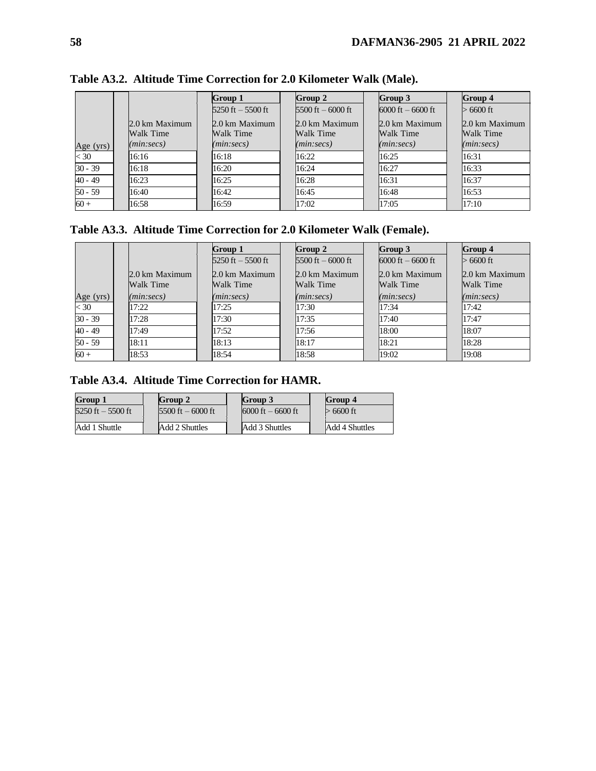**Table A3.2. Altitude Time Correction for 2.0 Kilometer Walk (Male).**

| Age (yrs) | 2.0 km Maximum Walk Time *(min:secs)* | Group 1 5250 ft – 5500 ft 2.0 km Maximum Walk Time *(min:secs)* | Group 2 5500 ft – 6000 ft 2.0 km Maximum Walk Time *(min:secs)* | Group 3 6000 ft – 6600 ft 2.0 km Maximum Walk Time *(min:secs)* | Group 4 > 6600 ft 2.0 km Maximum Walk Time *(min:secs)* |
|---|---|---|---|---|---|
| < 30 | 16:16 | 16:18 | 16:22 | 16:25 | 16:31 |
| 30 - 39 | 16:18 | 16:20 | 16:24 | 16:27 | 16:33 |
| 40 - 49 | 16:23 | 16:25 | 16:28 | 16:31 | 16:37 |
| 50 - 59 | 16:40 | 16:42 | 16:45 | 16:48 | 16:53 |
| 60 + | 16:58 | 16:59 | 17:02 | 17:05 | 17:10 |

**Table A3.3. Altitude Time Correction for 2.0 Kilometer Walk (Female).**

| Age (yrs) | 2.0 km Maximum Walk Time *(min:secs)* | Group 1 5250 ft – 5500 ft 2.0 km Maximum Walk Time *(min:secs)* | Group 2 5500 ft – 6000 ft 2.0 km Maximum Walk Time *(min:secs)* | Group 3 6000 ft – 6600 ft 2.0 km Maximum Walk Time *(min:secs)* | Group 4 > 6600 ft 2.0 km Maximum Walk Time *(min:secs)* |
|---|---|---|---|---|---|
| < 30 | 17:22 | 17:25 | 17:30 | 17:34 | 17:42 |
| 30 - 39 | 17:28 | 17:30 | 17:35 | 17:40 | 17:47 |
| 40 - 49 | 17:49 | 17:52 | 17:56 | 18:00 | 18:07 |
| 50 - 59 | 18:11 | 18:13 | 18:17 | 18:21 | 18:28 |
| 60 + | 18:53 | 18:54 | 18:58 | 19:02 | 19:08 |

**Table A3.4. Altitude Time Correction for HAMR.**

| Group 1 | Group 2 | Group 3 | Group 4 |
|---|---|---|---|
| 5250 ft – 5500 ft | 5500 ft – 6000 ft | 6000 ft – 6600 ft | > 6600 ft |
| Add 1 Shuttle | Add 2 Shuttles | Add 3 Shuttles | Add 4 Shuttles |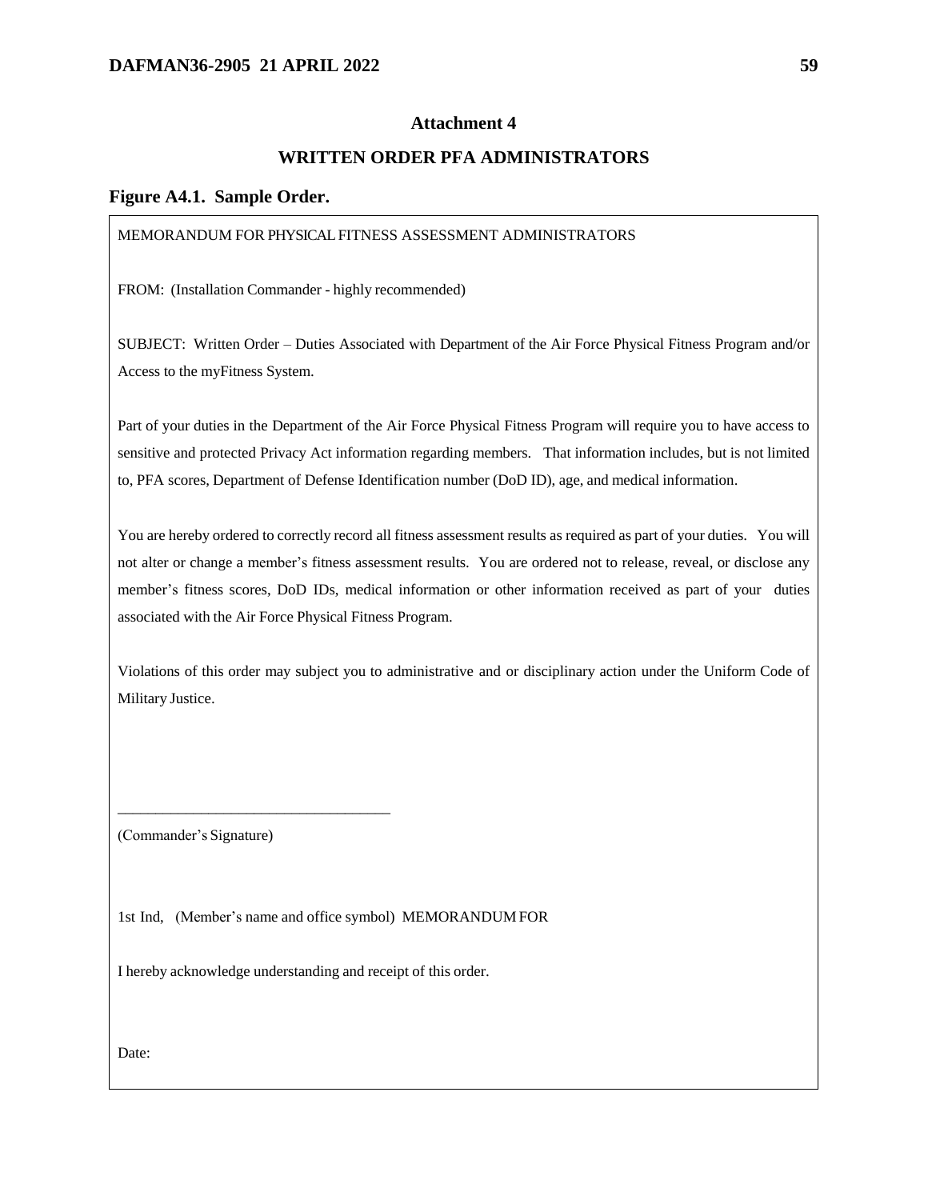# Attachment 4

## WRITTEN ORDER PFA ADMINISTRATORS

### Figure A4.1. Sample Order.

MEMORANDUM FOR PHYSICAL FITNESS ASSESSMENT ADMINISTRATORS

FROM: (Installation Commander - highly recommended)

SUBJECT: Written Order – Duties Associated with Department of the Air Force Physical Fitness Program and/or Access to the myFitness System.

Part of your duties in the Department of the Air Force Physical Fitness Program will require you to have access to sensitive and protected Privacy Act information regarding members. That information includes, but is not limited to, PFA scores, Department of Defense Identification number (DoD ID), age, and medical information.

You are hereby ordered to correctly record all fitness assessment results as required as part of your duties. You will not alter or change a member's fitness assessment results. You are ordered not to release, reveal, or disclose any member's fitness scores, DoD IDs, medical information or other information received as part of your duties associated with the Air Force Physical Fitness Program.

Violations of this order may subject you to administrative and or disciplinary action under the Uniform Code of Military Justice.

\_\_\_\_\_\_\_\_\_\_\_\_\_\_\_\_\_\_\_\_\_\_\_\_\_\_\_\_\_\_\_\_\_\_\_

(Commander's Signature)

1st Ind, (Member's name and office symbol) MEMORANDUM FOR

I hereby acknowledge understanding and receipt of this order.

Date: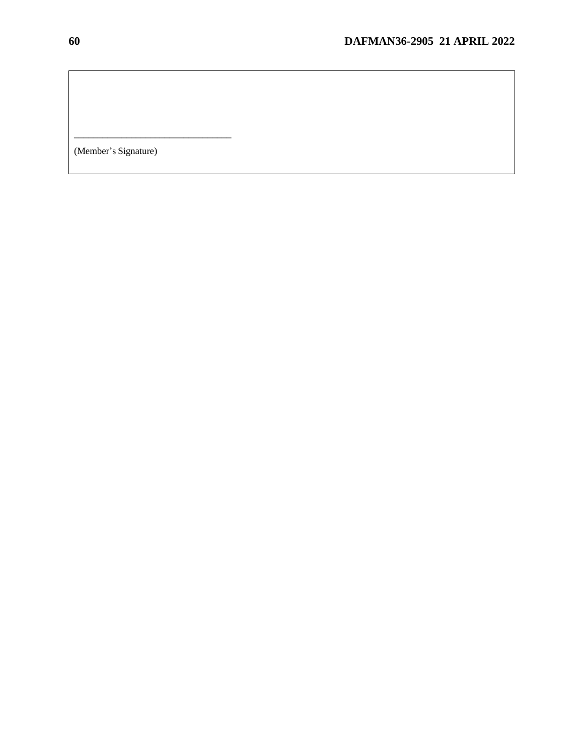_________________________________

(Member's Signature)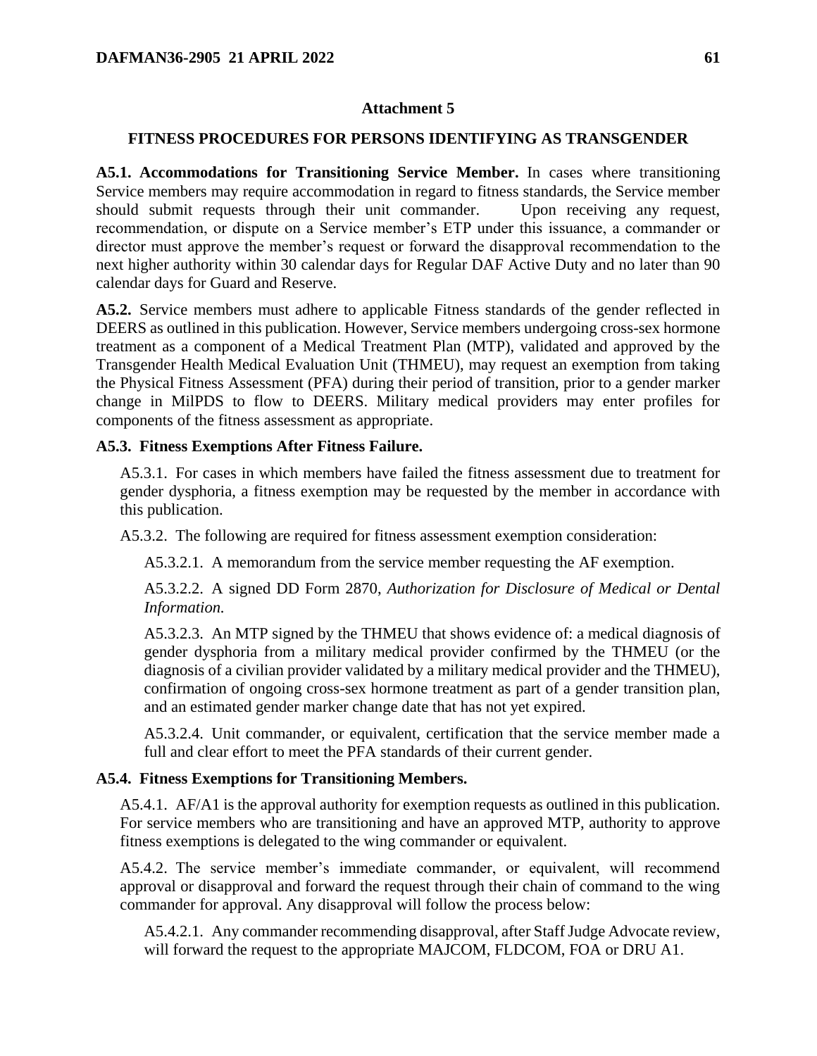## Attachment 5

## FITNESS PROCEDURES FOR PERSONS IDENTIFYING AS TRANSGENDER

**A5.1. Accommodations for Transitioning Service Member.** In cases where transitioning Service members may require accommodation in regard to fitness standards, the Service member should submit requests through their unit commander. Upon receiving any request, recommendation, or dispute on a Service member's ETP under this issuance, a commander or director must approve the member's request or forward the disapproval recommendation to the next higher authority within 30 calendar days for Regular DAF Active Duty and no later than 90 calendar days for Guard and Reserve.

**A5.2.** Service members must adhere to applicable Fitness standards of the gender reflected in DEERS as outlined in this publication. However, Service members undergoing cross-sex hormone treatment as a component of a Medical Treatment Plan (MTP), validated and approved by the Transgender Health Medical Evaluation Unit (THMEU), may request an exemption from taking the Physical Fitness Assessment (PFA) during their period of transition, prior to a gender marker change in MilPDS to flow to DEERS. Military medical providers may enter profiles for components of the fitness assessment as appropriate.

**A5.3. Fitness Exemptions After Fitness Failure.**

A5.3.1. For cases in which members have failed the fitness assessment due to treatment for gender dysphoria, a fitness exemption may be requested by the member in accordance with this publication.

A5.3.2. The following are required for fitness assessment exemption consideration:

A5.3.2.1. A memorandum from the service member requesting the AF exemption.

A5.3.2.2. A signed DD Form 2870, *Authorization for Disclosure of Medical or Dental Information.*

A5.3.2.3. An MTP signed by the THMEU that shows evidence of: a medical diagnosis of gender dysphoria from a military medical provider confirmed by the THMEU (or the diagnosis of a civilian provider validated by a military medical provider and the THMEU), confirmation of ongoing cross-sex hormone treatment as part of a gender transition plan, and an estimated gender marker change date that has not yet expired.

A5.3.2.4. Unit commander, or equivalent, certification that the service member made a full and clear effort to meet the PFA standards of their current gender.

**A5.4. Fitness Exemptions for Transitioning Members.**

A5.4.1. AF/A1 is the approval authority for exemption requests as outlined in this publication. For service members who are transitioning and have an approved MTP, authority to approve fitness exemptions is delegated to the wing commander or equivalent.

A5.4.2. The service member's immediate commander, or equivalent, will recommend approval or disapproval and forward the request through their chain of command to the wing commander for approval. Any disapproval will follow the process below:

A5.4.2.1. Any commander recommending disapproval, after Staff Judge Advocate review, will forward the request to the appropriate MAJCOM, FLDCOM, FOA or DRU A1.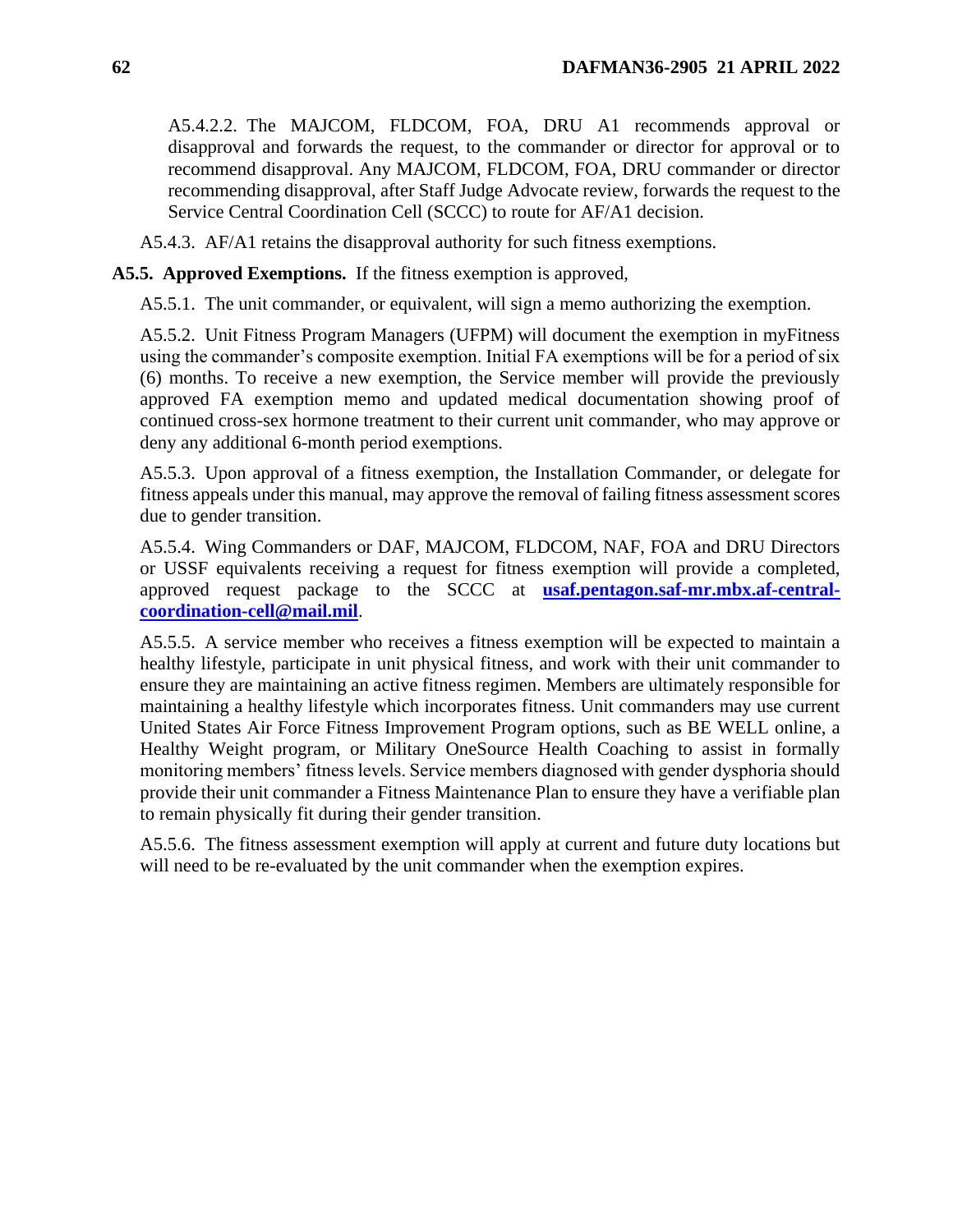A5.4.2.2. The MAJCOM, FLDCOM, FOA, DRU A1 recommends approval or disapproval and forwards the request, to the commander or director for approval or to recommend disapproval. Any MAJCOM, FLDCOM, FOA, DRU commander or director recommending disapproval, after Staff Judge Advocate review, forwards the request to the Service Central Coordination Cell (SCCC) to route for AF/A1 decision.

A5.4.3. AF/A1 retains the disapproval authority for such fitness exemptions.

**A5.5. Approved Exemptions.** If the fitness exemption is approved,

A5.5.1. The unit commander, or equivalent, will sign a memo authorizing the exemption.

A5.5.2. Unit Fitness Program Managers (UFPM) will document the exemption in myFitness using the commander's composite exemption. Initial FA exemptions will be for a period of six (6) months. To receive a new exemption, the Service member will provide the previously approved FA exemption memo and updated medical documentation showing proof of continued cross-sex hormone treatment to their current unit commander, who may approve or deny any additional 6-month period exemptions.

A5.5.3. Upon approval of a fitness exemption, the Installation Commander, or delegate for fitness appeals under this manual, may approve the removal of failing fitness assessment scores due to gender transition.

A5.5.4. Wing Commanders or DAF, MAJCOM, FLDCOM, NAF, FOA and DRU Directors or USSF equivalents receiving a request for fitness exemption will provide a completed, approved request package to the SCCC at **usaf.pentagon.saf-mr.mbx.af-central-coordination-cell@mail.mil**.

A5.5.5. A service member who receives a fitness exemption will be expected to maintain a healthy lifestyle, participate in unit physical fitness, and work with their unit commander to ensure they are maintaining an active fitness regimen. Members are ultimately responsible for maintaining a healthy lifestyle which incorporates fitness. Unit commanders may use current United States Air Force Fitness Improvement Program options, such as BE WELL online, a Healthy Weight program, or Military OneSource Health Coaching to assist in formally monitoring members' fitness levels. Service members diagnosed with gender dysphoria should provide their unit commander a Fitness Maintenance Plan to ensure they have a verifiable plan to remain physically fit during their gender transition.

A5.5.6. The fitness assessment exemption will apply at current and future duty locations but will need to be re-evaluated by the unit commander when the exemption expires.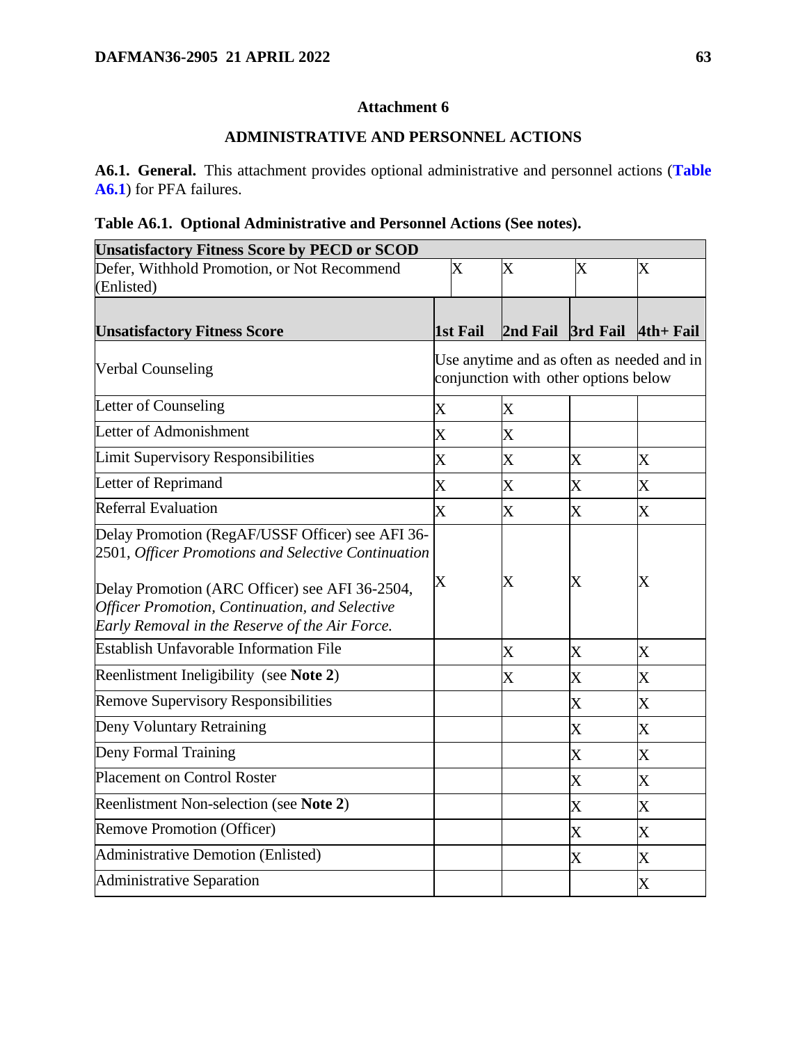# Attachment 6

## ADMINISTRATIVE AND PERSONNEL ACTIONS

**A6.1. General.** This attachment provides optional administrative and personnel actions (**Table A6.1**) for PFA failures.

**Table A6.1. Optional Administrative and Personnel Actions (See notes).**

| **Unsatisfactory Fitness Score by PECD or SCOD** | | | | |
|---|---|---|---|---|
| Defer, Withhold Promotion, or Not Recommend (Enlisted) | X | X | X | X |
| **Unsatisfactory Fitness Score** | **1st Fail** | **2nd Fail** | **3rd Fail** | **4th+ Fail** |
| Verbal Counseling | Use anytime and as often as needed and in conjunction with other options below | | | |
| Letter of Counseling | X | X | | |
| Letter of Admonishment | X | X | | |
| Limit Supervisory Responsibilities | X | X | X | X |
| Letter of Reprimand | X | X | X | X |
| Referral Evaluation | X | X | X | X |
| Delay Promotion (RegAF/USSF Officer) see AFI 36-2501, *Officer Promotions and Selective Continuation*<br><br>Delay Promotion (ARC Officer) see AFI 36-2504, *Officer Promotion, Continuation, and Selective Early Removal in the Reserve of the Air Force.* | X | X | X | X |
| Establish Unfavorable Information File | | X | X | X |
| Reenlistment Ineligibility (see **Note 2**) | | X | X | X |
| Remove Supervisory Responsibilities | | | X | X |
| Deny Voluntary Retraining | | | X | X |
| Deny Formal Training | | | X | X |
| Placement on Control Roster | | | X | X |
| Reenlistment Non-selection (see **Note 2**) | | | X | X |
| Remove Promotion (Officer) | | | X | X |
| Administrative Demotion (Enlisted) | | | X | X |
| Administrative Separation | | | | X |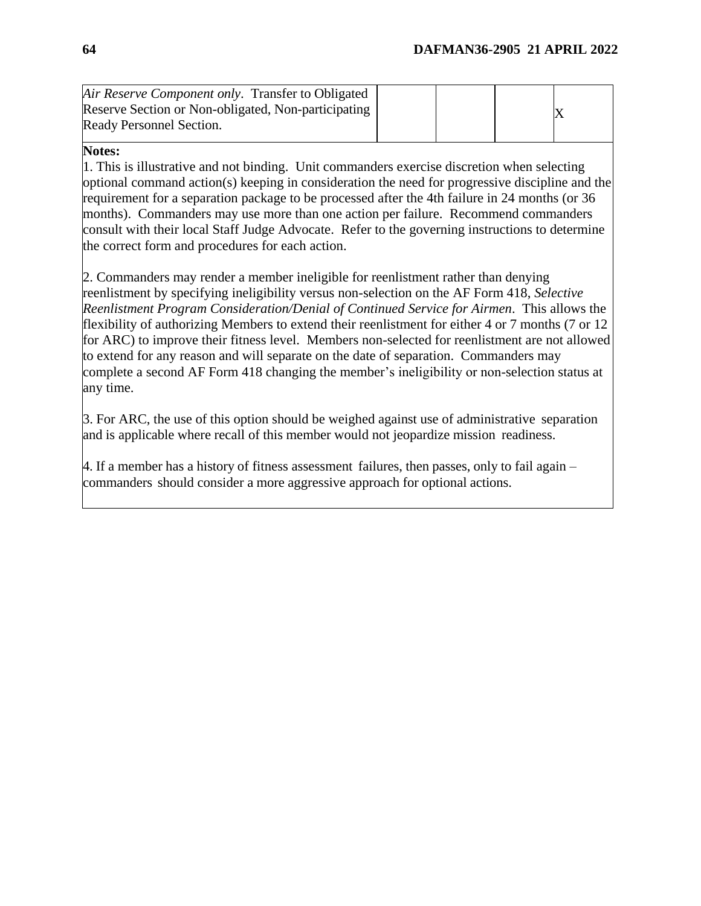| | | | | |
|---|---|---|---|---|
| *Air Reserve Component only*. Transfer to Obligated Reserve Section or Non-obligated, Non-participating Ready Personnel Section. | | | | X |

**Notes:**

1. This is illustrative and not binding. Unit commanders exercise discretion when selecting optional command action(s) keeping in consideration the need for progressive discipline and the requirement for a separation package to be processed after the 4th failure in 24 months (or 36 months). Commanders may use more than one action per failure. Recommend commanders consult with their local Staff Judge Advocate. Refer to the governing instructions to determine the correct form and procedures for each action.

2. Commanders may render a member ineligible for reenlistment rather than denying reenlistment by specifying ineligibility versus non-selection on the AF Form 418, *Selective Reenlistment Program Consideration/Denial of Continued Service for Airmen*. This allows the flexibility of authorizing Members to extend their reenlistment for either 4 or 7 months (7 or 12 for ARC) to improve their fitness level. Members non-selected for reenlistment are not allowed to extend for any reason and will separate on the date of separation. Commanders may complete a second AF Form 418 changing the member's ineligibility or non-selection status at any time.

3. For ARC, the use of this option should be weighed against use of administrative separation and is applicable where recall of this member would not jeopardize mission readiness.

4. If a member has a history of fitness assessment failures, then passes, only to fail again – commanders should consider a more aggressive approach for optional actions.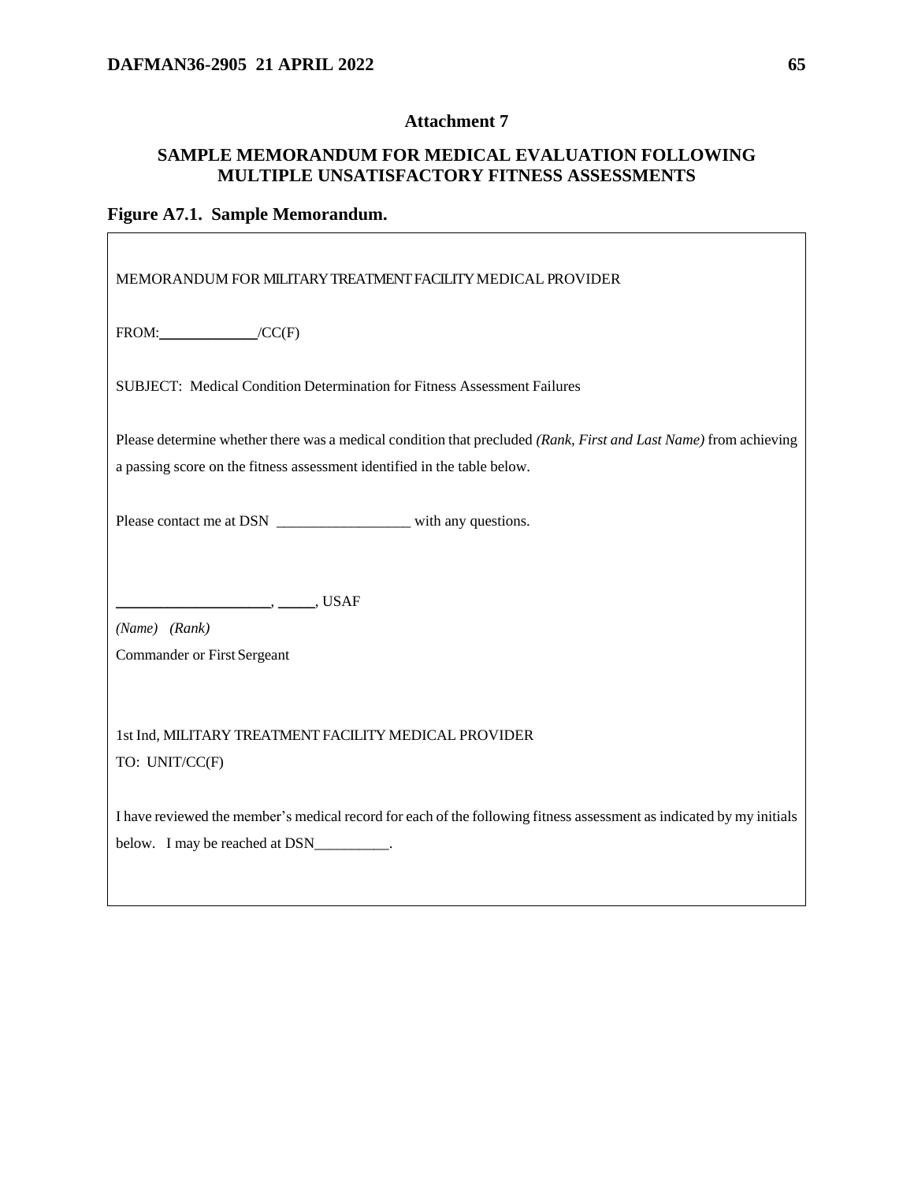## Attachment 7

## SAMPLE MEMORANDUM FOR MEDICAL EVALUATION FOLLOWING MULTIPLE UNSATISFACTORY FITNESS ASSESSMENTS

### Figure A7.1. Sample Memorandum.

MEMORANDUM FOR MILITARY TREATMENT FACILITY MEDICAL PROVIDER

FROM: ____________/CC(F)

SUBJECT: Medical Condition Determination for Fitness Assessment Failures

Please determine whether there was a medical condition that precluded *(Rank, First and Last Name)* from achieving a passing score on the fitness assessment identified in the table below.

Please contact me at DSN _________________ with any questions.

____________________, _____, USAF

*(Name) (Rank)*

Commander or First Sergeant

1st Ind, MILITARY TREATMENT FACILITY MEDICAL PROVIDER

TO: UNIT/CC(F)

I have reviewed the member's medical record for each of the following fitness assessment as indicated by my initials below. I may be reached at DSN__________.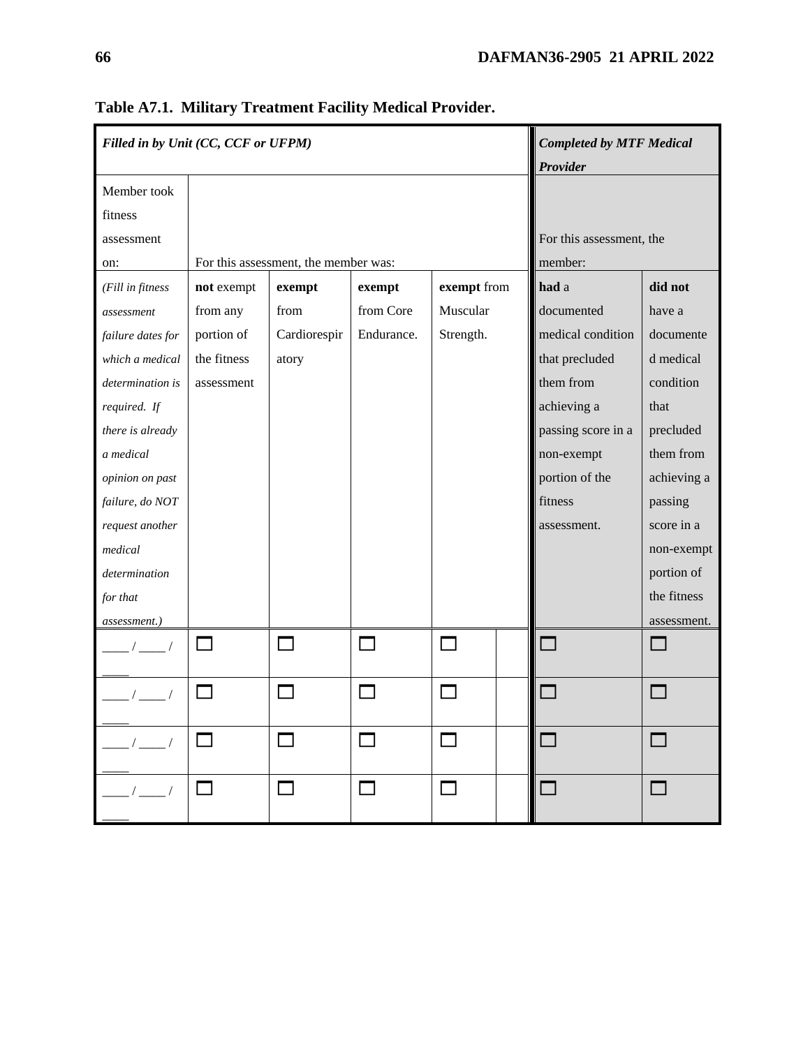**Table A7.1. Military Treatment Facility Medical Provider.**

| *Filled in by Unit (CC, CCF or UFPM)* | | | | | | *Completed by MTF Medical Provider* | |
|---|---|---|---|---|---|---|---|
| Member took fitness assessment on: | For this assessment, the member was: | | | | | For this assessment, the member: | |
| *(Fill in fitness assessment failure dates for which a medical determination is required. If there is already a medical opinion on past failure, do NOT request another medical determination for that assessment.)* | **not** exempt from any portion of the fitness assessment | **exempt** from Cardiorespiratory | **exempt** from Core Endurance. | **exempt** from Muscular Strength. | | **had** a documented medical condition that precluded them from achieving a passing score in a non-exempt portion of the fitness assessment. | **did not** have a documented medical condition that precluded them from achieving a passing score in a non-exempt portion of the fitness assessment. |
| ____ / ____ / ____ | ☐ | ☐ | ☐ | ☐ | | ☐ | ☐ |
| ____ / ____ / ____ | ☐ | ☐ | ☐ | ☐ | | ☐ | ☐ |
| ____ / ____ / ____ | ☐ | ☐ | ☐ | ☐ | | ☐ | ☐ |
| ____ / ____ / ____ | ☐ | ☐ | ☐ | ☐ | | ☐ | ☐ |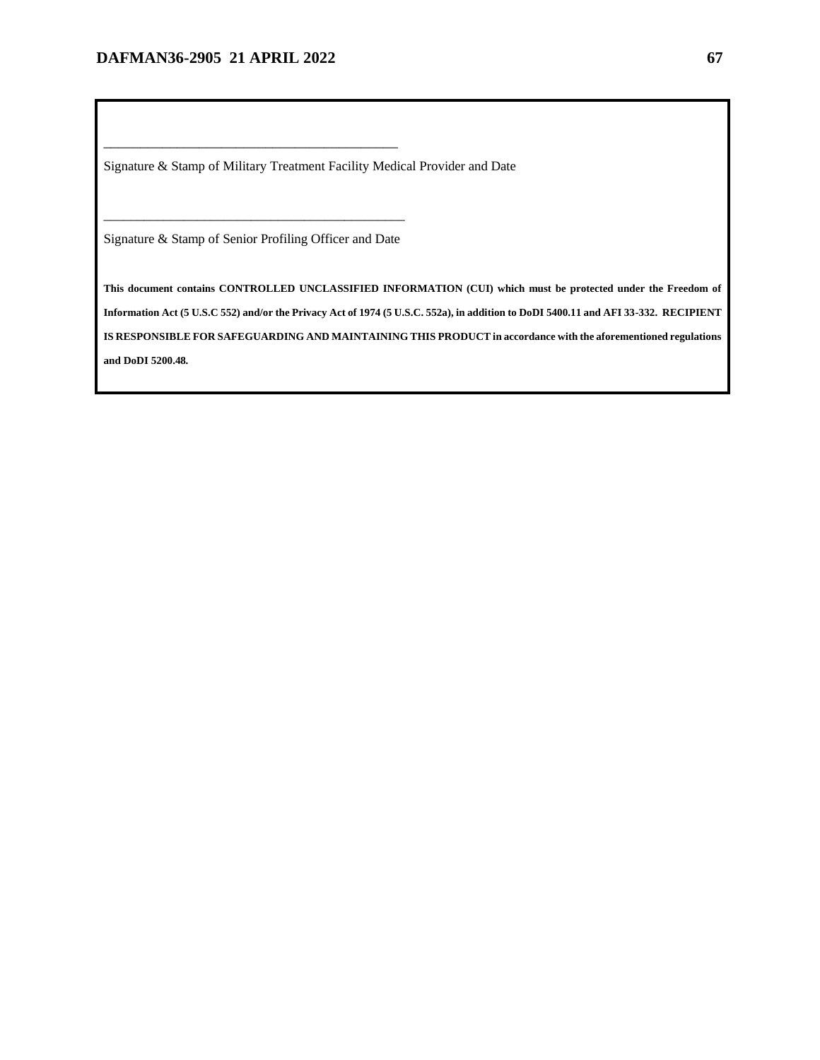\_\_\_\_\_\_\_\_\_\_\_\_\_\_\_\_\_\_\_\_\_\_\_\_\_\_\_\_\_\_\_\_\_\_\_\_\_\_\_\_\_\_\_\_

Signature & Stamp of Military Treatment Facility Medical Provider and Date

\_\_\_\_\_\_\_\_\_\_\_\_\_\_\_\_\_\_\_\_\_\_\_\_\_\_\_\_\_\_\_\_\_\_\_\_\_\_\_\_\_\_\_\_

Signature & Stamp of Senior Profiling Officer and Date

**This document contains CONTROLLED UNCLASSIFIED INFORMATION (CUI) which must be protected under the Freedom of Information Act (5 U.S.C 552) and/or the Privacy Act of 1974 (5 U.S.C. 552a), in addition to DoDI 5400.11 and AFI 33-332. RECIPIENT IS RESPONSIBLE FOR SAFEGUARDING AND MAINTAINING THIS PRODUCT in accordance with the aforementioned regulations and DoDI 5200.48.**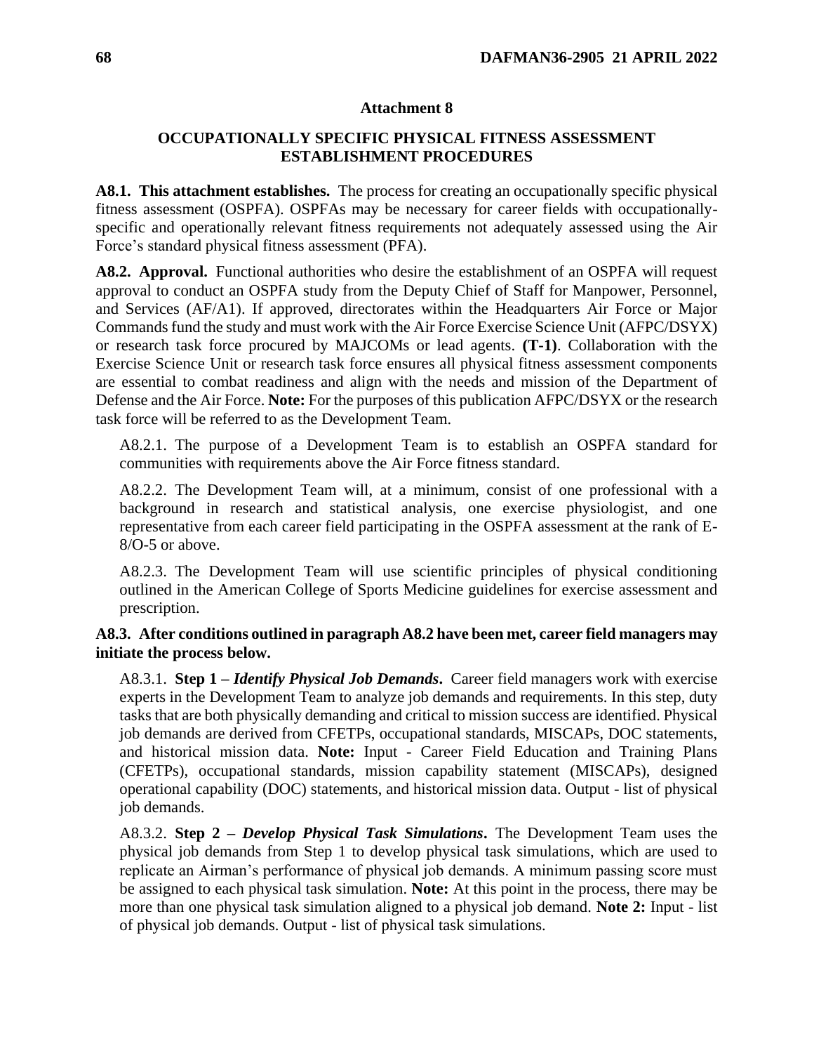## Attachment 8

## OCCUPATIONALLY SPECIFIC PHYSICAL FITNESS ASSESSMENT ESTABLISHMENT PROCEDURES

**A8.1. This attachment establishes.** The process for creating an occupationally specific physical fitness assessment (OSPFA). OSPFAs may be necessary for career fields with occupationally-specific and operationally relevant fitness requirements not adequately assessed using the Air Force's standard physical fitness assessment (PFA).

**A8.2. Approval.** Functional authorities who desire the establishment of an OSPFA will request approval to conduct an OSPFA study from the Deputy Chief of Staff for Manpower, Personnel, and Services (AF/A1). If approved, directorates within the Headquarters Air Force or Major Commands fund the study and must work with the Air Force Exercise Science Unit (AFPC/DSYX) or research task force procured by MAJCOMs or lead agents. **(T-1)**. Collaboration with the Exercise Science Unit or research task force ensures all physical fitness assessment components are essential to combat readiness and align with the needs and mission of the Department of Defense and the Air Force. **Note:** For the purposes of this publication AFPC/DSYX or the research task force will be referred to as the Development Team.

A8.2.1. The purpose of a Development Team is to establish an OSPFA standard for communities with requirements above the Air Force fitness standard.

A8.2.2. The Development Team will, at a minimum, consist of one professional with a background in research and statistical analysis, one exercise physiologist, and one representative from each career field participating in the OSPFA assessment at the rank of E-8/O-5 or above.

A8.2.3. The Development Team will use scientific principles of physical conditioning outlined in the American College of Sports Medicine guidelines for exercise assessment and prescription.

**A8.3. After conditions outlined in paragraph A8.2 have been met, career field managers may initiate the process below.**

A8.3.1. **Step 1 –** ***Identify Physical Job Demands*****.** Career field managers work with exercise experts in the Development Team to analyze job demands and requirements. In this step, duty tasks that are both physically demanding and critical to mission success are identified. Physical job demands are derived from CFETPs, occupational standards, MISCAPs, DOC statements, and historical mission data. **Note:** Input - Career Field Education and Training Plans (CFETPs), occupational standards, mission capability statement (MISCAPs), designed operational capability (DOC) statements, and historical mission data. Output - list of physical job demands.

A8.3.2. **Step 2 –** ***Develop Physical Task Simulations*****.** The Development Team uses the physical job demands from Step 1 to develop physical task simulations, which are used to replicate an Airman's performance of physical job demands. A minimum passing score must be assigned to each physical task simulation. **Note:** At this point in the process, there may be more than one physical task simulation aligned to a physical job demand. **Note 2:** Input - list of physical job demands. Output - list of physical task simulations.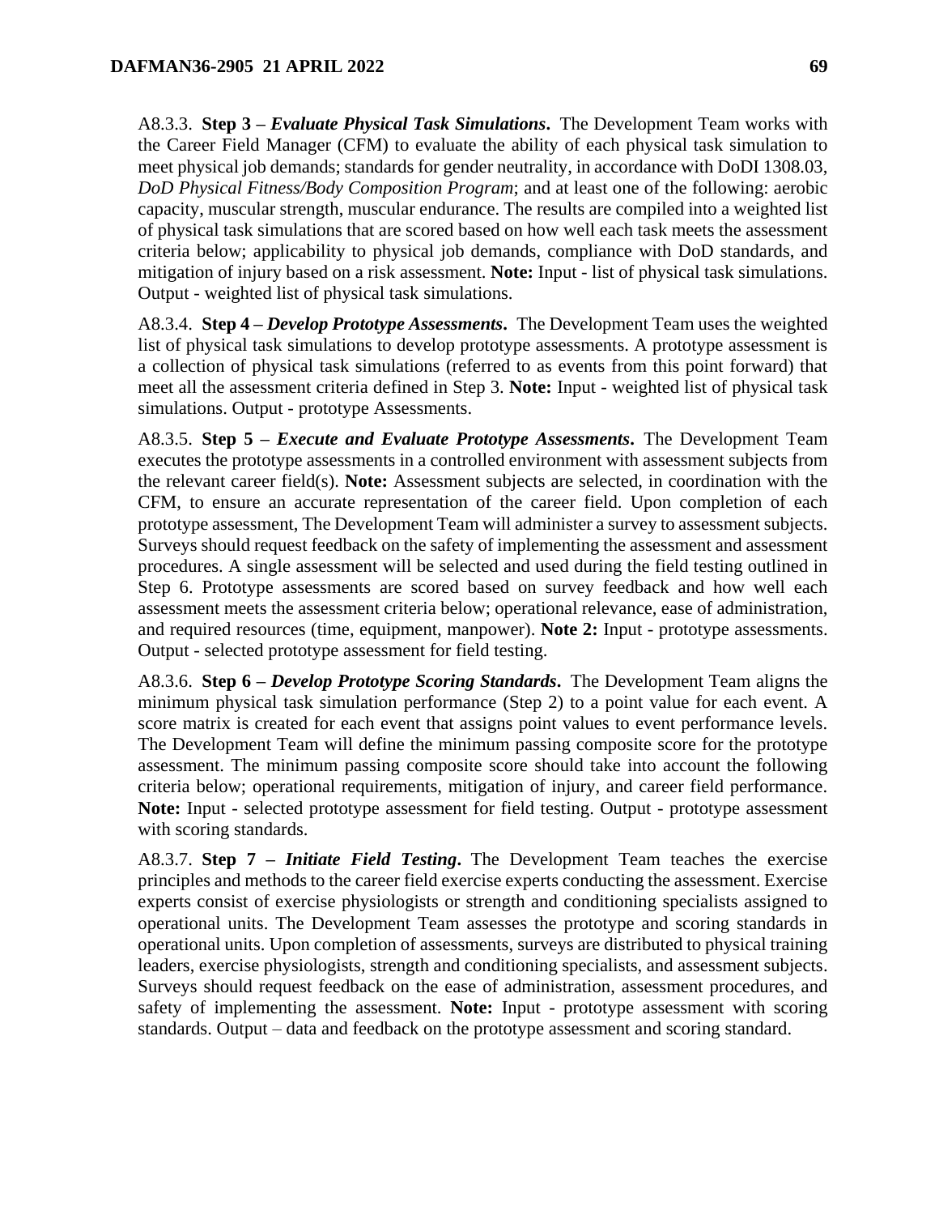A8.3.3. **Step 3 –** ***Evaluate Physical Task Simulations*****.** The Development Team works with the Career Field Manager (CFM) to evaluate the ability of each physical task simulation to meet physical job demands; standards for gender neutrality, in accordance with DoDI 1308.03, *DoD Physical Fitness/Body Composition Program*; and at least one of the following: aerobic capacity, muscular strength, muscular endurance. The results are compiled into a weighted list of physical task simulations that are scored based on how well each task meets the assessment criteria below; applicability to physical job demands, compliance with DoD standards, and mitigation of injury based on a risk assessment. **Note:** Input - list of physical task simulations. Output - weighted list of physical task simulations.

A8.3.4. **Step 4 –** ***Develop Prototype Assessments*****.** The Development Team uses the weighted list of physical task simulations to develop prototype assessments. A prototype assessment is a collection of physical task simulations (referred to as events from this point forward) that meet all the assessment criteria defined in Step 3. **Note:** Input - weighted list of physical task simulations. Output - prototype Assessments.

A8.3.5. **Step 5 –** ***Execute and Evaluate Prototype Assessments*****.** The Development Team executes the prototype assessments in a controlled environment with assessment subjects from the relevant career field(s). **Note:** Assessment subjects are selected, in coordination with the CFM, to ensure an accurate representation of the career field. Upon completion of each prototype assessment, The Development Team will administer a survey to assessment subjects. Surveys should request feedback on the safety of implementing the assessment and assessment procedures. A single assessment will be selected and used during the field testing outlined in Step 6. Prototype assessments are scored based on survey feedback and how well each assessment meets the assessment criteria below; operational relevance, ease of administration, and required resources (time, equipment, manpower). **Note 2:** Input - prototype assessments. Output - selected prototype assessment for field testing.

A8.3.6. **Step 6 –** ***Develop Prototype Scoring Standards*****.** The Development Team aligns the minimum physical task simulation performance (Step 2) to a point value for each event. A score matrix is created for each event that assigns point values to event performance levels. The Development Team will define the minimum passing composite score for the prototype assessment. The minimum passing composite score should take into account the following criteria below; operational requirements, mitigation of injury, and career field performance. **Note:** Input - selected prototype assessment for field testing. Output - prototype assessment with scoring standards.

A8.3.7. **Step 7 –** ***Initiate Field Testing*****.** The Development Team teaches the exercise principles and methods to the career field exercise experts conducting the assessment. Exercise experts consist of exercise physiologists or strength and conditioning specialists assigned to operational units. The Development Team assesses the prototype and scoring standards in operational units. Upon completion of assessments, surveys are distributed to physical training leaders, exercise physiologists, strength and conditioning specialists, and assessment subjects. Surveys should request feedback on the ease of administration, assessment procedures, and safety of implementing the assessment. **Note:** Input - prototype assessment with scoring standards. Output – data and feedback on the prototype assessment and scoring standard.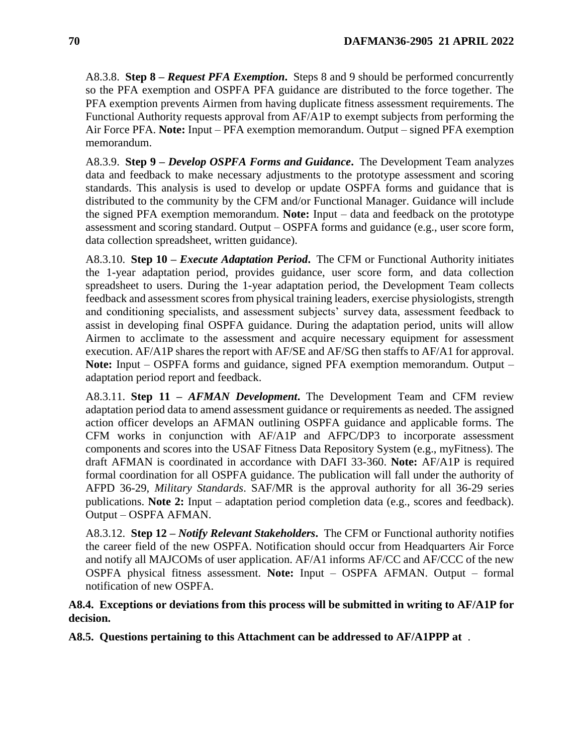A8.3.8. **Step 8 –** ***Request PFA Exemption*****.** Steps 8 and 9 should be performed concurrently so the PFA exemption and OSPFA PFA guidance are distributed to the force together. The PFA exemption prevents Airmen from having duplicate fitness assessment requirements. The Functional Authority requests approval from AF/A1P to exempt subjects from performing the Air Force PFA. **Note:** Input – PFA exemption memorandum. Output – signed PFA exemption memorandum.

A8.3.9. **Step 9 –** ***Develop OSPFA Forms and Guidance*****.** The Development Team analyzes data and feedback to make necessary adjustments to the prototype assessment and scoring standards. This analysis is used to develop or update OSPFA forms and guidance that is distributed to the community by the CFM and/or Functional Manager. Guidance will include the signed PFA exemption memorandum. **Note:** Input – data and feedback on the prototype assessment and scoring standard. Output – OSPFA forms and guidance (e.g., user score form, data collection spreadsheet, written guidance).

A8.3.10. **Step 10 –** ***Execute Adaptation Period*****.** The CFM or Functional Authority initiates the 1-year adaptation period, provides guidance, user score form, and data collection spreadsheet to users. During the 1-year adaptation period, the Development Team collects feedback and assessment scores from physical training leaders, exercise physiologists, strength and conditioning specialists, and assessment subjects' survey data, assessment feedback to assist in developing final OSPFA guidance. During the adaptation period, units will allow Airmen to acclimate to the assessment and acquire necessary equipment for assessment execution. AF/A1P shares the report with AF/SE and AF/SG then staffs to AF/A1 for approval. **Note:** Input – OSPFA forms and guidance, signed PFA exemption memorandum. Output – adaptation period report and feedback.

A8.3.11. **Step 11 –** ***AFMAN Development*****.** The Development Team and CFM review adaptation period data to amend assessment guidance or requirements as needed. The assigned action officer develops an AFMAN outlining OSPFA guidance and applicable forms. The CFM works in conjunction with AF/A1P and AFPC/DP3 to incorporate assessment components and scores into the USAF Fitness Data Repository System (e.g., myFitness). The draft AFMAN is coordinated in accordance with DAFI 33-360. **Note:** AF/A1P is required formal coordination for all OSPFA guidance. The publication will fall under the authority of AFPD 36-29, *Military Standards*. SAF/MR is the approval authority for all 36-29 series publications. **Note 2:** Input – adaptation period completion data (e.g., scores and feedback). Output – OSPFA AFMAN.

A8.3.12. **Step 12 –** ***Notify Relevant Stakeholders*****.** The CFM or Functional authority notifies the career field of the new OSPFA. Notification should occur from Headquarters Air Force and notify all MAJCOMs of user application. AF/A1 informs AF/CC and AF/CCC of the new OSPFA physical fitness assessment. **Note:** Input – OSPFA AFMAN. Output – formal notification of new OSPFA.

**A8.4. Exceptions or deviations from this process will be submitted in writing to AF/A1P for decision.**

**A8.5. Questions pertaining to this Attachment can be addressed to AF/A1PPP at** .